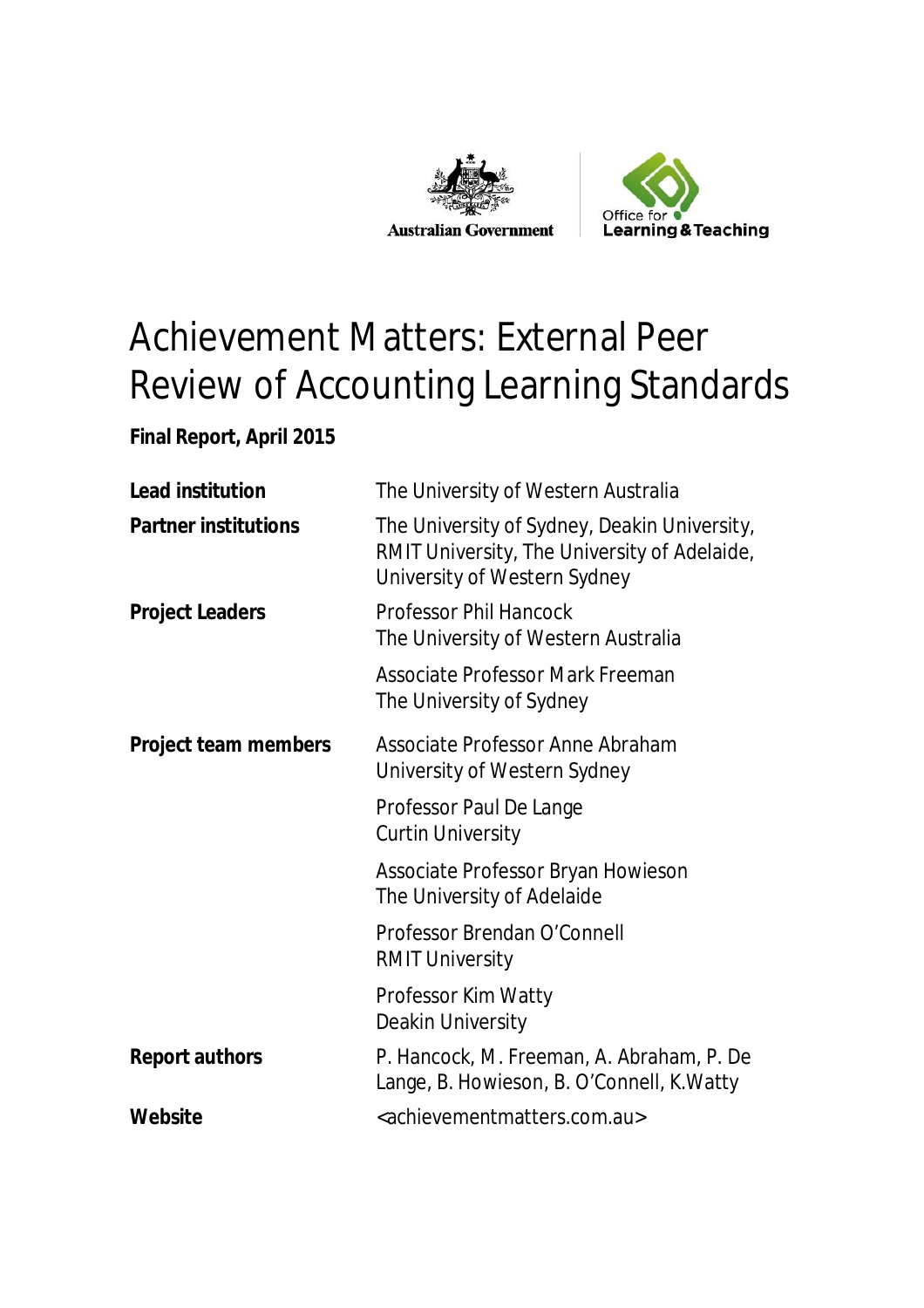Australian Government

Office for Learning & Teaching

# Achievement Matters: External Peer Review of Accounting Learning Standards

**Final Report, April 2015**

| | |
|---|---|
| **Lead institution** | The University of Western Australia |
| **Partner institutions** | The University of Sydney, Deakin University, RMIT University, The University of Adelaide, University of Western Sydney |
| **Project Leaders** | Professor Phil Hancock<br>The University of Western Australia |
| | Associate Professor Mark Freeman<br>The University of Sydney |
| **Project team members** | Associate Professor Anne Abraham<br>University of Western Sydney |
| | Professor Paul De Lange<br>Curtin University |
| | Associate Professor Bryan Howieson<br>The University of Adelaide |
| | Professor Brendan O'Connell<br>RMIT University |
| | Professor Kim Watty<br>Deakin University |
| **Report authors** | P. Hancock, M. Freeman, A. Abraham, P. De Lange, B. Howieson, B. O'Connell, K.Watty |
| **Website** | <achievementmatters.com.au> |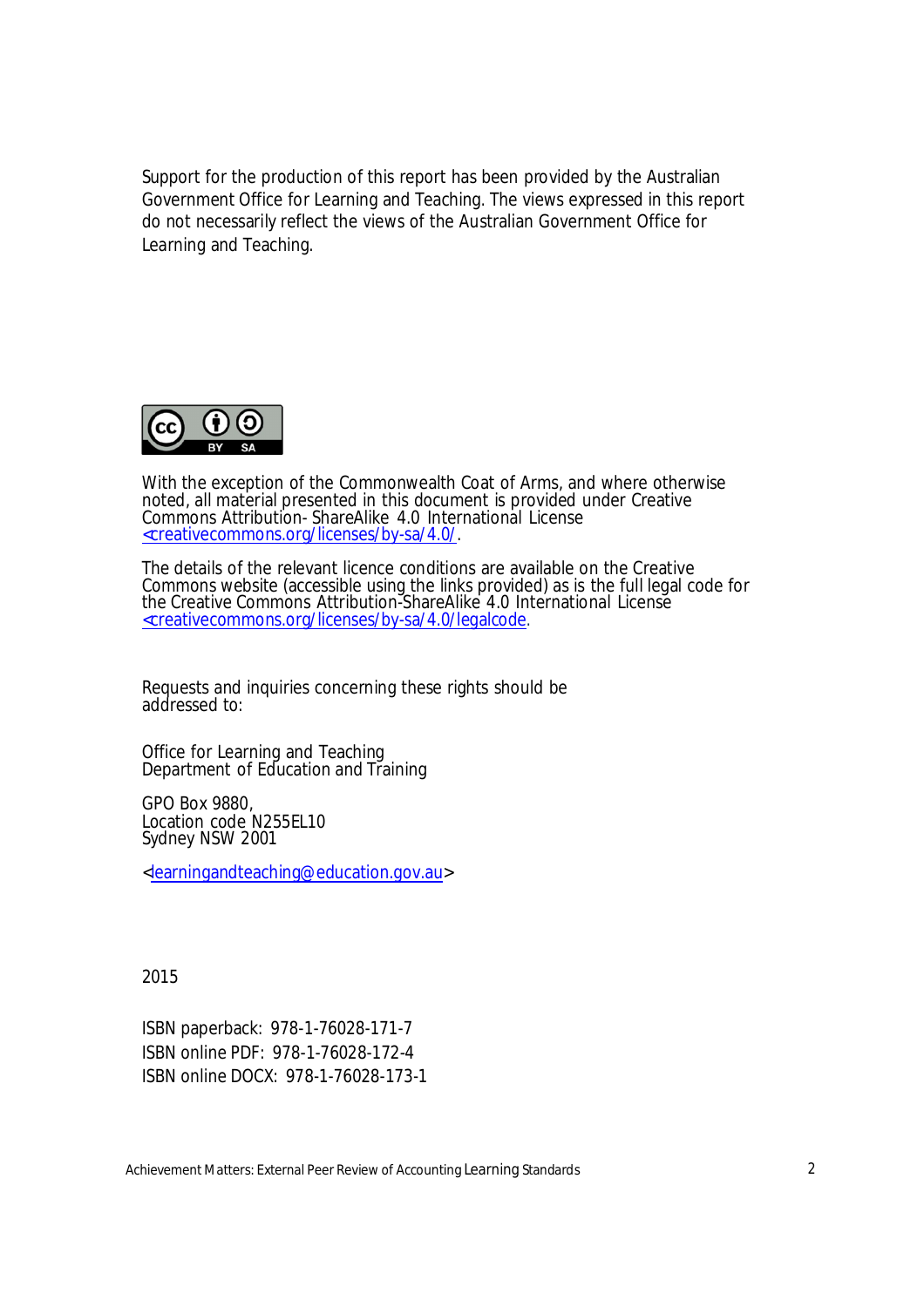Support for the production of this report has been provided by the Australian Government Office for Learning and Teaching. The views expressed in this report do not necessarily reflect the views of the Australian Government Office for Learning and Teaching.

With the exception of the Commonwealth Coat of Arms, and where otherwise noted, all material presented in this document is provided under Creative Commons Attribution- ShareAlike 4.0 International License <creativecommons.org/licenses/by-sa/4.0/>.

The details of the relevant licence conditions are available on the Creative Commons website (accessible using the links provided) as is the full legal code for the Creative Commons Attribution-ShareAlike 4.0 International License <creativecommons.org/licenses/by-sa/4.0/legalcode>.

Requests and inquiries concerning these rights should be addressed to:

Office for Learning and Teaching
Department of Education and Training

GPO Box 9880,
Location code N255EL10
Sydney NSW 2001

<learningandteaching@education.gov.au>

2015

ISBN paperback: 978-1-76028-171-7
ISBN online PDF: 978-1-76028-172-4
ISBN online DOCX: 978-1-76028-173-1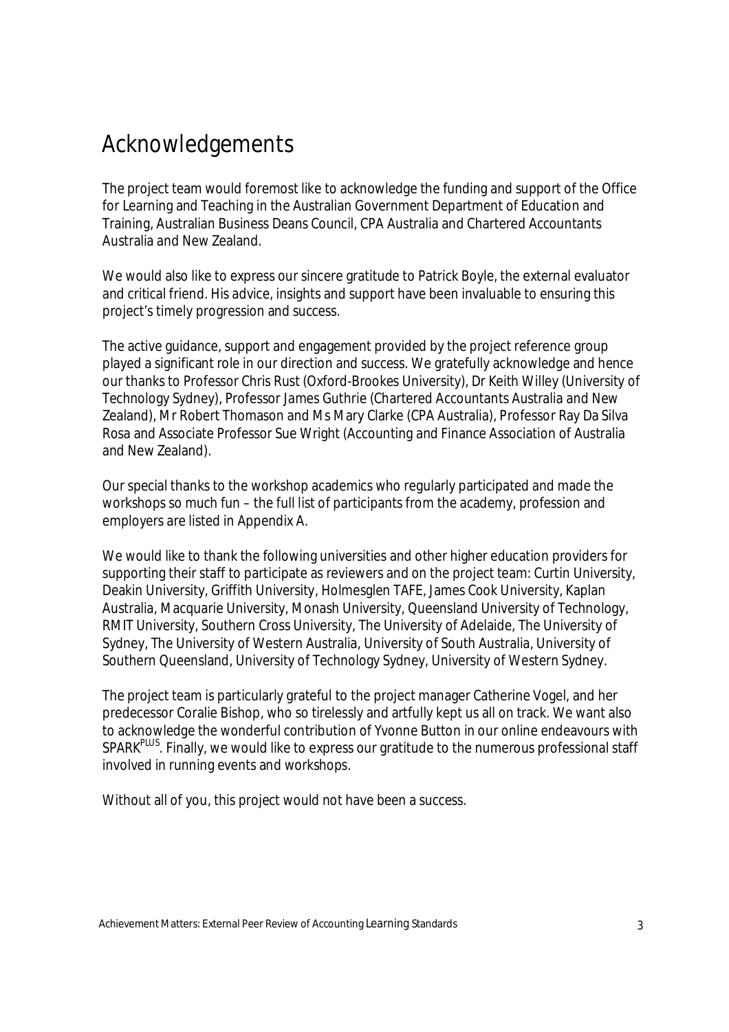# Acknowledgements

The project team would foremost like to acknowledge the funding and support of the Office for Learning and Teaching in the Australian Government Department of Education and Training, Australian Business Deans Council, CPA Australia and Chartered Accountants Australia and New Zealand.

We would also like to express our sincere gratitude to Patrick Boyle, the external evaluator and critical friend. His advice, insights and support have been invaluable to ensuring this project's timely progression and success.

The active guidance, support and engagement provided by the project reference group played a significant role in our direction and success. We gratefully acknowledge and hence our thanks to Professor Chris Rust (Oxford-Brookes University), Dr Keith Willey (University of Technology Sydney), Professor James Guthrie (Chartered Accountants Australia and New Zealand), Mr Robert Thomason and Ms Mary Clarke (CPA Australia), Professor Ray Da Silva Rosa and Associate Professor Sue Wright (Accounting and Finance Association of Australia and New Zealand).

Our special thanks to the workshop academics who regularly participated and made the workshops so much fun – the full list of participants from the academy, profession and employers are listed in Appendix A.

We would like to thank the following universities and other higher education providers for supporting their staff to participate as reviewers and on the project team: Curtin University, Deakin University, Griffith University, Holmesglen TAFE, James Cook University, Kaplan Australia, Macquarie University, Monash University, Queensland University of Technology, RMIT University, Southern Cross University, The University of Adelaide, The University of Sydney, The University of Western Australia, University of South Australia, University of Southern Queensland, University of Technology Sydney, University of Western Sydney.

The project team is particularly grateful to the project manager Catherine Vogel, and her predecessor Coralie Bishop, who so tirelessly and artfully kept us all on track. We want also to acknowledge the wonderful contribution of Yvonne Button in our online endeavours with SPARK$^{PLUS}$. Finally, we would like to express our gratitude to the numerous professional staff involved in running events and workshops.

Without all of you, this project would not have been a success.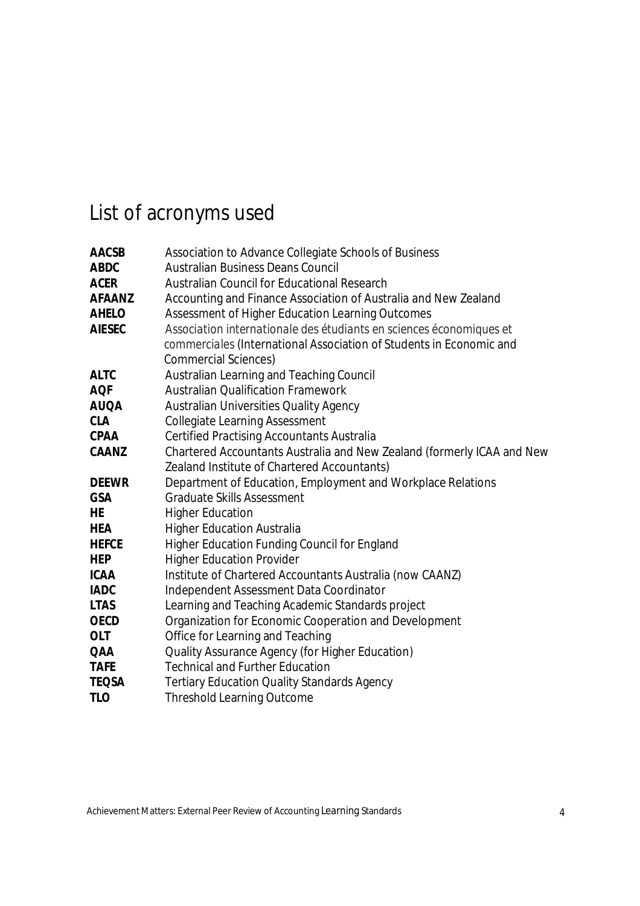# List of acronyms used

| | |
|---|---|
| **AACSB** | Association to Advance Collegiate Schools of Business |
| **ABDC** | Australian Business Deans Council |
| **ACER** | Australian Council for Educational Research |
| **AFAANZ** | Accounting and Finance Association of Australia and New Zealand |
| **AHELO** | Assessment of Higher Education Learning Outcomes |
| **AIESEC** | *Association internationale des étudiants en sciences économiques et commerciales* (International Association of Students in Economic and Commercial Sciences) |
| **ALTC** | Australian Learning and Teaching Council |
| **AQF** | Australian Qualification Framework |
| **AUQA** | Australian Universities Quality Agency |
| **CLA** | Collegiate Learning Assessment |
| **CPAA** | Certified Practising Accountants Australia |
| **CAANZ** | Chartered Accountants Australia and New Zealand (formerly ICAA and New Zealand Institute of Chartered Accountants) |
| **DEEWR** | Department of Education, Employment and Workplace Relations |
| **GSA** | Graduate Skills Assessment |
| **HE** | Higher Education |
| **HEA** | Higher Education Australia |
| **HEFCE** | Higher Education Funding Council for England |
| **HEP** | Higher Education Provider |
| **ICAA** | Institute of Chartered Accountants Australia (now CAANZ) |
| **IADC** | Independent Assessment Data Coordinator |
| **LTAS** | Learning and Teaching Academic Standards project |
| **OECD** | Organization for Economic Cooperation and Development |
| **OLT** | Office for Learning and Teaching |
| **QAA** | Quality Assurance Agency (for Higher Education) |
| **TAFE** | Technical and Further Education |
| **TEQSA** | Tertiary Education Quality Standards Agency |
| **TLO** | Threshold Learning Outcome |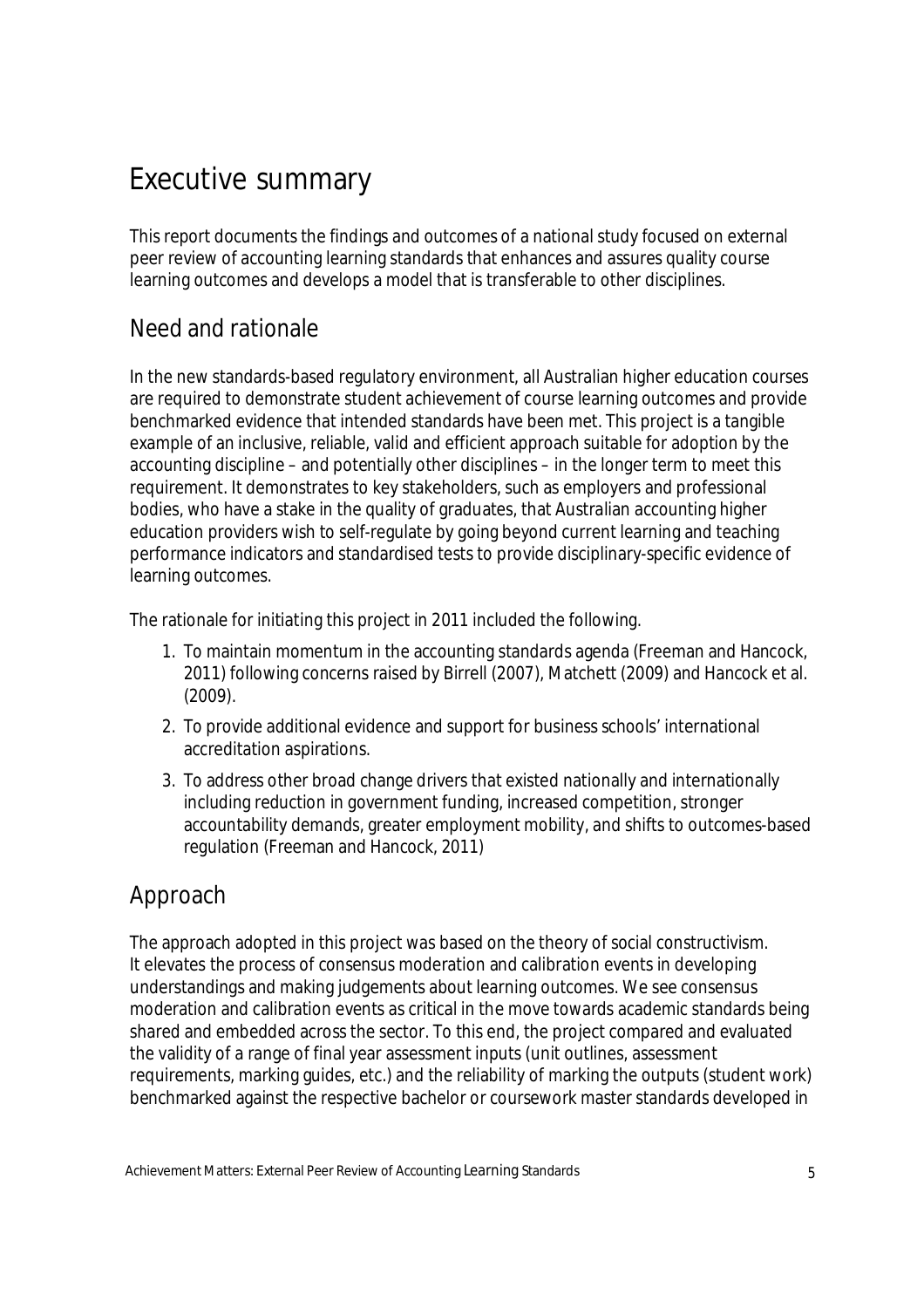# Executive summary

This report documents the findings and outcomes of a national study focused on external peer review of accounting learning standards that enhances and assures quality course learning outcomes and develops a model that is transferable to other disciplines.

## Need and rationale

In the new standards-based regulatory environment, all Australian higher education courses are required to demonstrate student achievement of course learning outcomes and provide benchmarked evidence that intended standards have been met. This project is a tangible example of an inclusive, reliable, valid and efficient approach suitable for adoption by the accounting discipline – and potentially other disciplines – in the longer term to meet this requirement. It demonstrates to key stakeholders, such as employers and professional bodies, who have a stake in the quality of graduates, that Australian accounting higher education providers wish to self-regulate by going beyond current learning and teaching performance indicators and standardised tests to provide disciplinary-specific evidence of learning outcomes.

The rationale for initiating this project in 2011 included the following.

1. To maintain momentum in the accounting standards agenda (Freeman and Hancock, 2011) following concerns raised by Birrell (2007), Matchett (2009) and Hancock et al. (2009).
2. To provide additional evidence and support for business schools' international accreditation aspirations.
3. To address other broad change drivers that existed nationally and internationally including reduction in government funding, increased competition, stronger accountability demands, greater employment mobility, and shifts to outcomes-based regulation (Freeman and Hancock, 2011)

## Approach

The approach adopted in this project was based on the theory of social constructivism. It elevates the process of consensus moderation and calibration events in developing understandings and making judgements about learning outcomes. We see consensus moderation and calibration events as critical in the move towards academic standards being shared and embedded across the sector. To this end, the project compared and evaluated the validity of a range of final year assessment inputs (unit outlines, assessment requirements, marking guides, etc.) and the reliability of marking the outputs (student work) benchmarked against the respective bachelor or coursework master standards developed in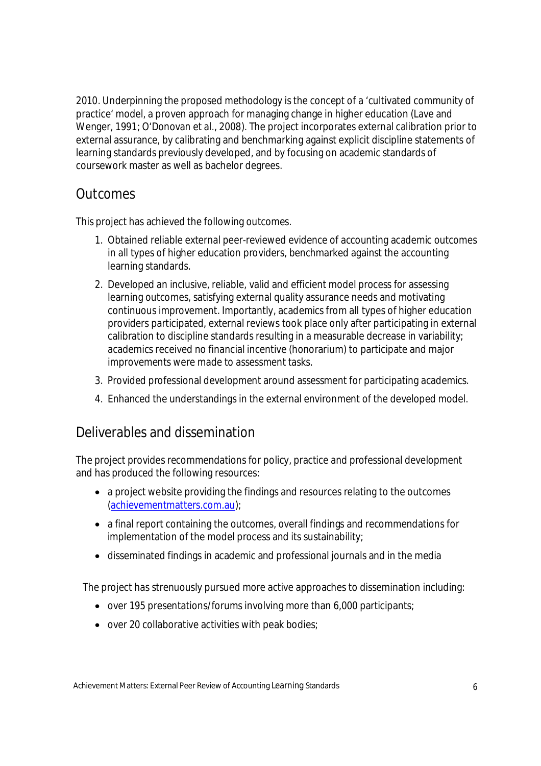2010. Underpinning the proposed methodology is the concept of a 'cultivated community of practice' model, a proven approach for managing change in higher education (Lave and Wenger, 1991; O'Donovan et al., 2008). The project incorporates external calibration prior to external assurance, by calibrating and benchmarking against explicit discipline statements of learning standards previously developed, and by focusing on academic standards of coursework master as well as bachelor degrees.

## Outcomes

This project has achieved the following outcomes.

1. Obtained reliable external peer-reviewed evidence of accounting academic outcomes in all types of higher education providers, benchmarked against the accounting learning standards.
2. Developed an inclusive, reliable, valid and efficient model process for assessing learning outcomes, satisfying external quality assurance needs and motivating continuous improvement. Importantly, academics from all types of higher education providers participated, external reviews took place only after participating in external calibration to discipline standards resulting in a measurable decrease in variability; academics received no financial incentive (honorarium) to participate and major improvements were made to assessment tasks.
3. Provided professional development around assessment for participating academics.
4. Enhanced the understandings in the external environment of the developed model.

## Deliverables and dissemination

The project provides recommendations for policy, practice and professional development and has produced the following resources:

- a project website providing the findings and resources relating to the outcomes (achievementmatters.com.au);
- a final report containing the outcomes, overall findings and recommendations for implementation of the model process and its sustainability;
- disseminated findings in academic and professional journals and in the media

The project has strenuously pursued more active approaches to dissemination including:

- over 195 presentations/forums involving more than 6,000 participants;
- over 20 collaborative activities with peak bodies;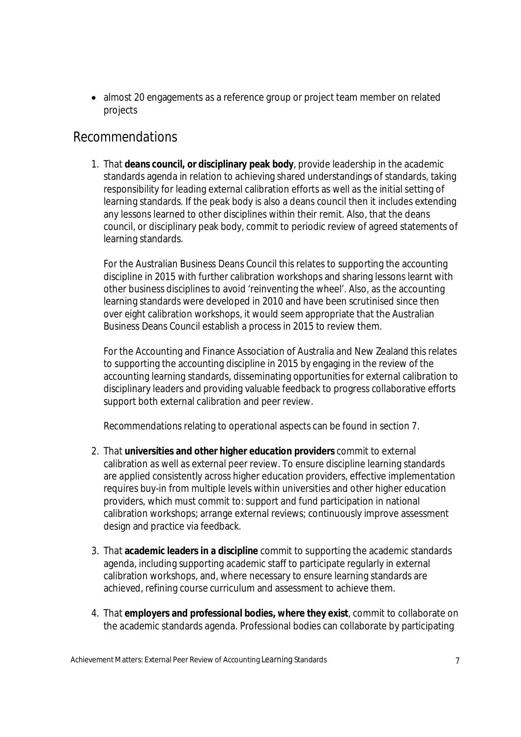- almost 20 engagements as a reference group or project team member on related projects

## Recommendations

1. That **deans council, or disciplinary peak body**, provide leadership in the academic standards agenda in relation to achieving shared understandings of standards, taking responsibility for leading external calibration efforts as well as the initial setting of learning standards. If the peak body is also a deans council then it includes extending any lessons learned to other disciplines within their remit. Also, that the deans council, or disciplinary peak body, commit to periodic review of agreed statements of learning standards.

   For the Australian Business Deans Council this relates to supporting the accounting discipline in 2015 with further calibration workshops and sharing lessons learnt with other business disciplines to avoid 'reinventing the wheel'. Also, as the accounting learning standards were developed in 2010 and have been scrutinised since then over eight calibration workshops, it would seem appropriate that the Australian Business Deans Council establish a process in 2015 to review them.

   For the Accounting and Finance Association of Australia and New Zealand this relates to supporting the accounting discipline in 2015 by engaging in the review of the accounting learning standards, disseminating opportunities for external calibration to disciplinary leaders and providing valuable feedback to progress collaborative efforts support both external calibration and peer review.

   Recommendations relating to operational aspects can be found in section 7.

2. That **universities and other higher education providers** commit to external calibration as well as external peer review. To ensure discipline learning standards are applied consistently across higher education providers, effective implementation requires buy-in from multiple levels within universities and other higher education providers, which must commit to: support and fund participation in national calibration workshops; arrange external reviews; continuously improve assessment design and practice via feedback.

3. That **academic leaders in a discipline** commit to supporting the academic standards agenda, including supporting academic staff to participate regularly in external calibration workshops, and, where necessary to ensure learning standards are achieved, refining course curriculum and assessment to achieve them.

4. That **employers and professional bodies, where they exist**, commit to collaborate on the academic standards agenda. Professional bodies can collaborate by participating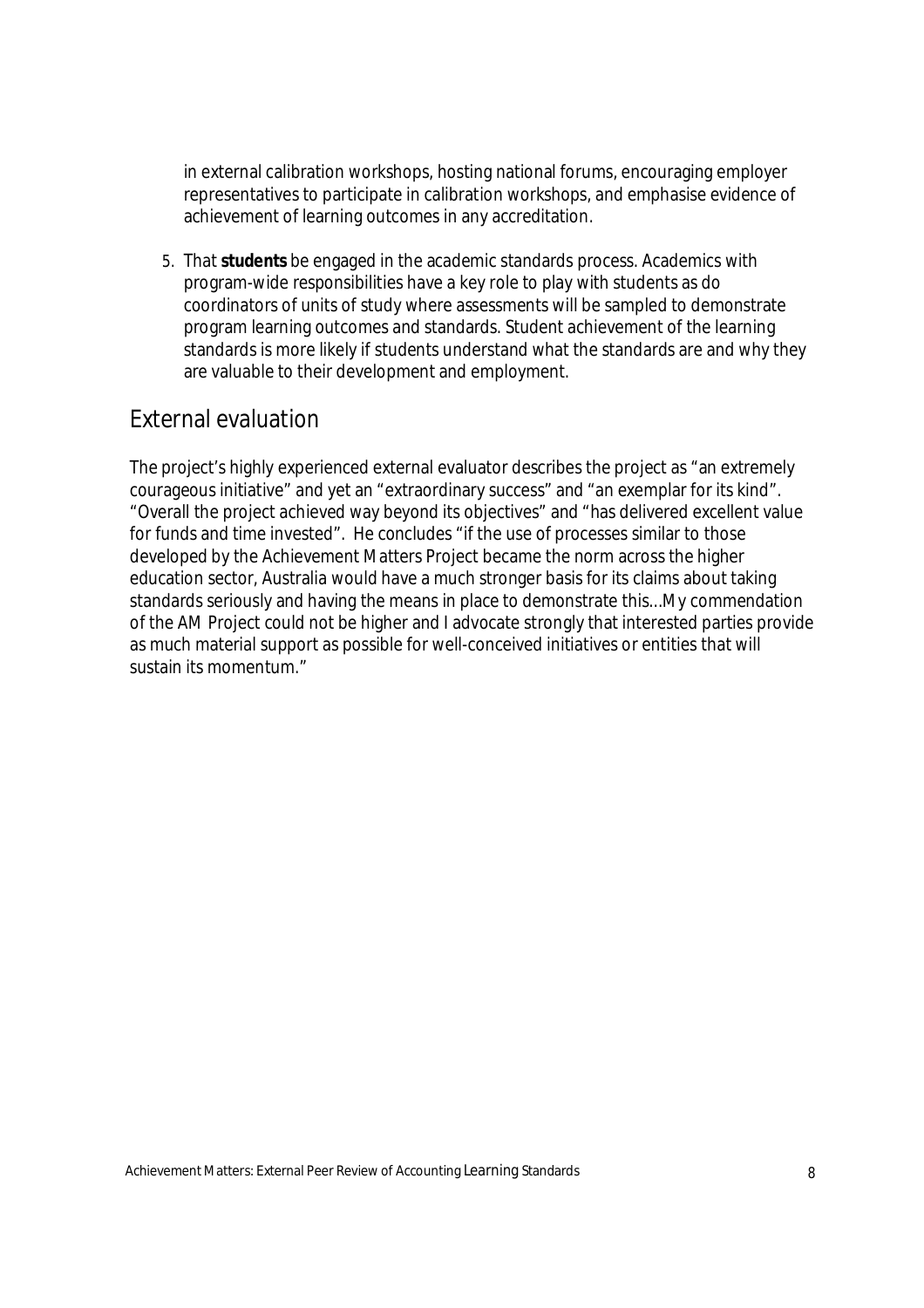in external calibration workshops, hosting national forums, encouraging employer representatives to participate in calibration workshops, and emphasise evidence of achievement of learning outcomes in any accreditation.

5. That **students** be engaged in the academic standards process. Academics with program-wide responsibilities have a key role to play with students as do coordinators of units of study where assessments will be sampled to demonstrate program learning outcomes and standards. Student achievement of the learning standards is more likely if students understand what the standards are and why they are valuable to their development and employment.

## External evaluation

The project's highly experienced external evaluator describes the project as "an extremely courageous initiative" and yet an "extraordinary success" and "an exemplar for its kind". "Overall the project achieved way beyond its objectives" and "has delivered excellent value for funds and time invested". He concludes "if the use of processes similar to those developed by the Achievement Matters Project became the norm across the higher education sector, Australia would have a much stronger basis for its claims about taking standards seriously and having the means in place to demonstrate this…My commendation of the AM Project could not be higher and I advocate strongly that interested parties provide as much material support as possible for well-conceived initiatives or entities that will sustain its momentum."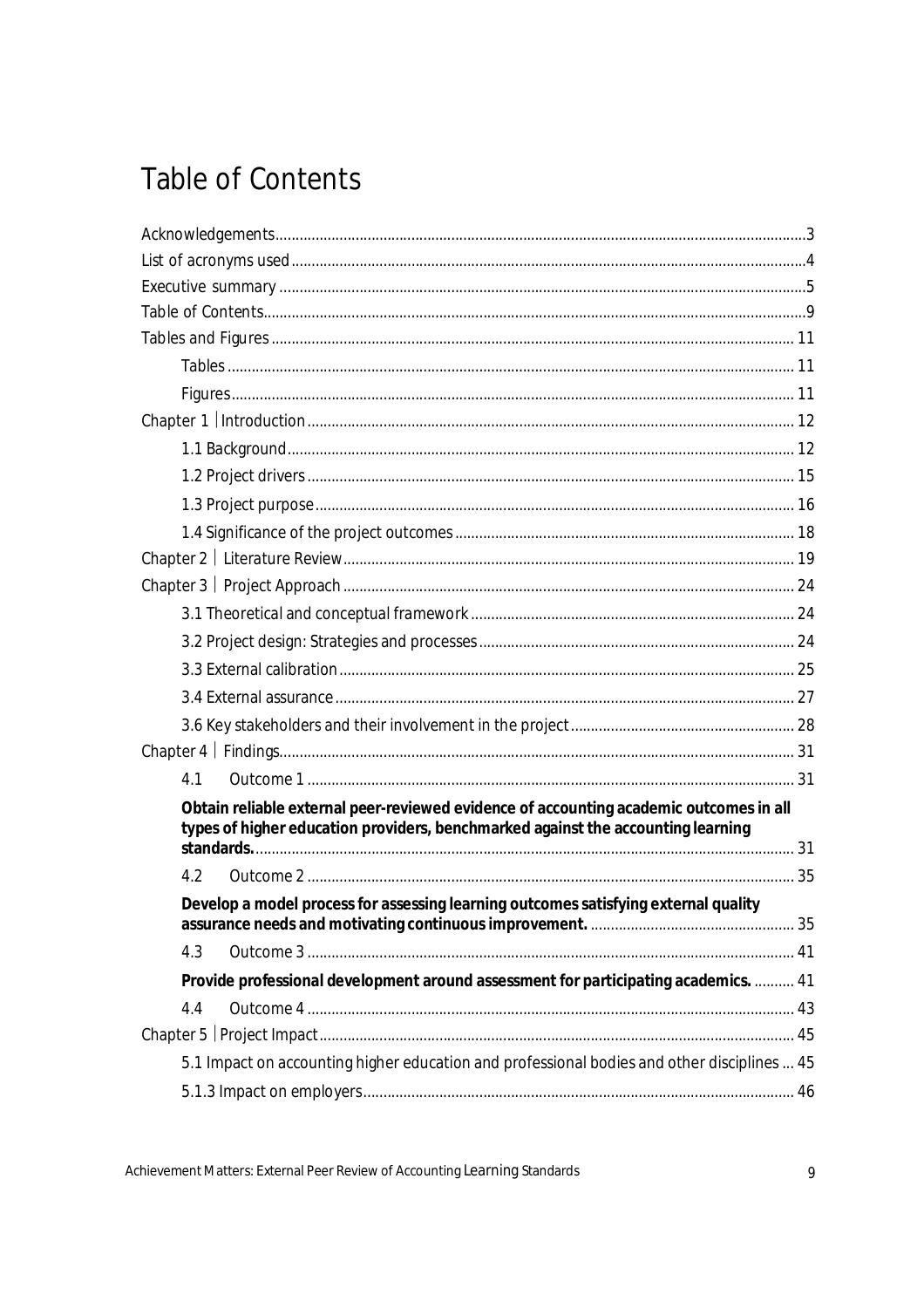# Table of Contents

Acknowledgements ..... 3
List of acronyms used ..... 4
Executive summary ..... 5
Table of Contents ..... 9
Tables and Figures ..... 11
- Tables ..... 11
- Figures ..... 11

Chapter 1 | Introduction ..... 12
- 1.1 Background ..... 12
- 1.2 Project drivers ..... 15
- 1.3 Project purpose ..... 16
- 1.4 Significance of the project outcomes ..... 18

Chapter 2 | Literature Review ..... 19

Chapter 3 | Project Approach ..... 24
- 3.1 Theoretical and conceptual framework ..... 24
- 3.2 Project design: Strategies and processes ..... 24
- 3.3 External calibration ..... 25
- 3.4 External assurance ..... 27
- 3.6 Key stakeholders and their involvement in the project ..... 28

Chapter 4 | Findings ..... 31
- 4.1 Outcome 1 ..... 31
  - **Obtain reliable external peer-reviewed evidence of accounting academic outcomes in all types of higher education providers, benchmarked against the accounting learning standards.** ..... 31
- 4.2 Outcome 2 ..... 35
  - **Develop a model process for assessing learning outcomes satisfying external quality assurance needs and motivating continuous improvement.** ..... 35
- 4.3 Outcome 3 ..... 41
  - **Provide professional development around assessment for participating academics.** ..... 41
- 4.4 Outcome 4 ..... 43

Chapter 5 | Project Impact ..... 45
- 5.1 Impact on accounting higher education and professional bodies and other disciplines ..... 45
- 5.1.3 Impact on employers ..... 46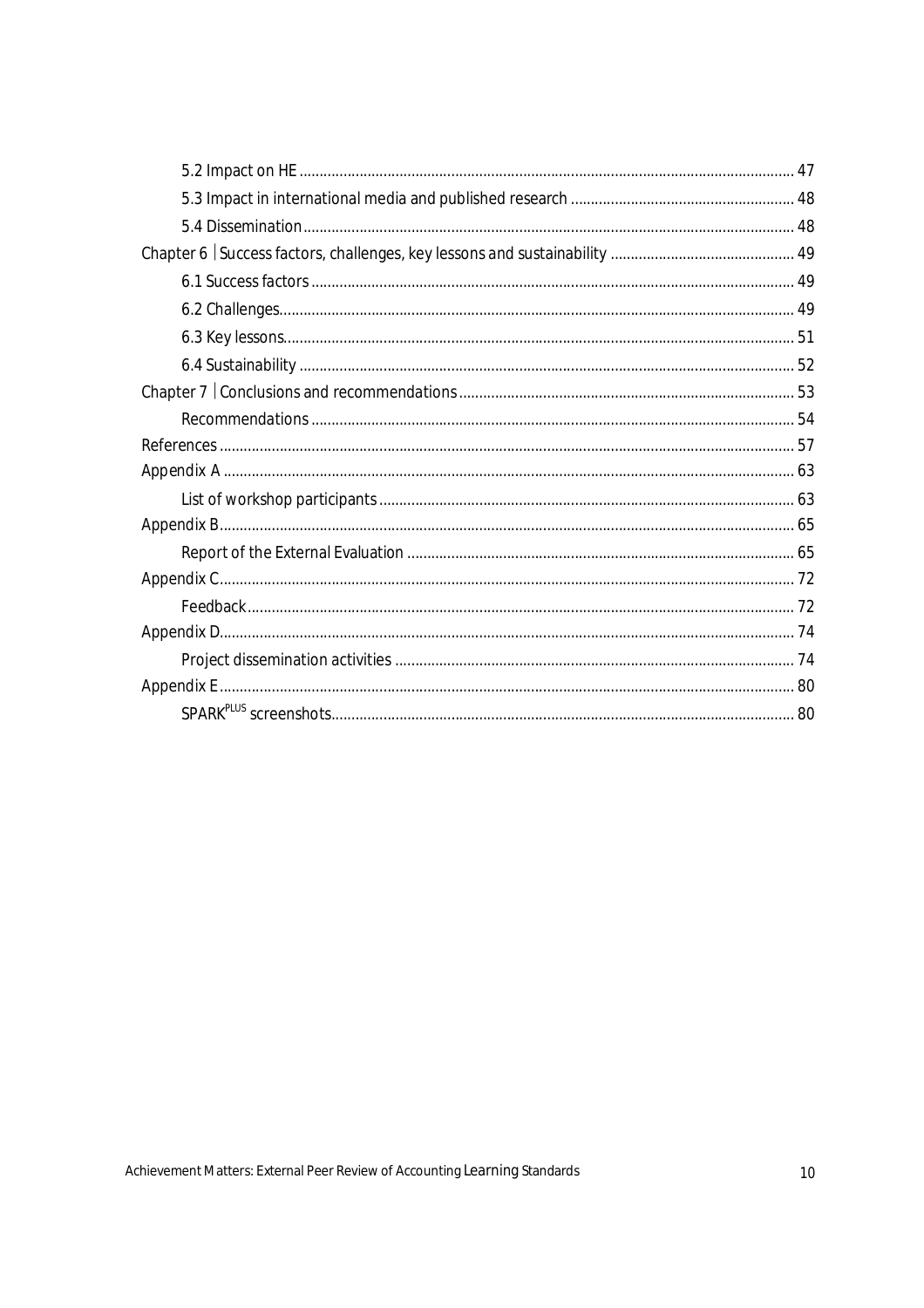- 5.2 Impact on HE ........................................ 47
- 5.3 Impact in international media and published research ........................................ 48
- 5.4 Dissemination ........................................ 48

Chapter 6 | Success factors, challenges, key lessons and sustainability ........................................ 49

- 6.1 Success factors ........................................ 49
- 6.2 Challenges ........................................ 49
- 6.3 Key lessons ........................................ 51
- 6.4 Sustainability ........................................ 52

Chapter 7 | Conclusions and recommendations ........................................ 53

- Recommendations ........................................ 54

References ........................................ 57

Appendix A ........................................ 63

- List of workshop participants ........................................ 63

Appendix B ........................................ 65

- Report of the External Evaluation ........................................ 65

Appendix C ........................................ 72

- Feedback ........................................ 72

Appendix D ........................................ 74

- Project dissemination activities ........................................ 74

Appendix E ........................................ 80

- SPARK[PLUS] screenshots ........................................ 80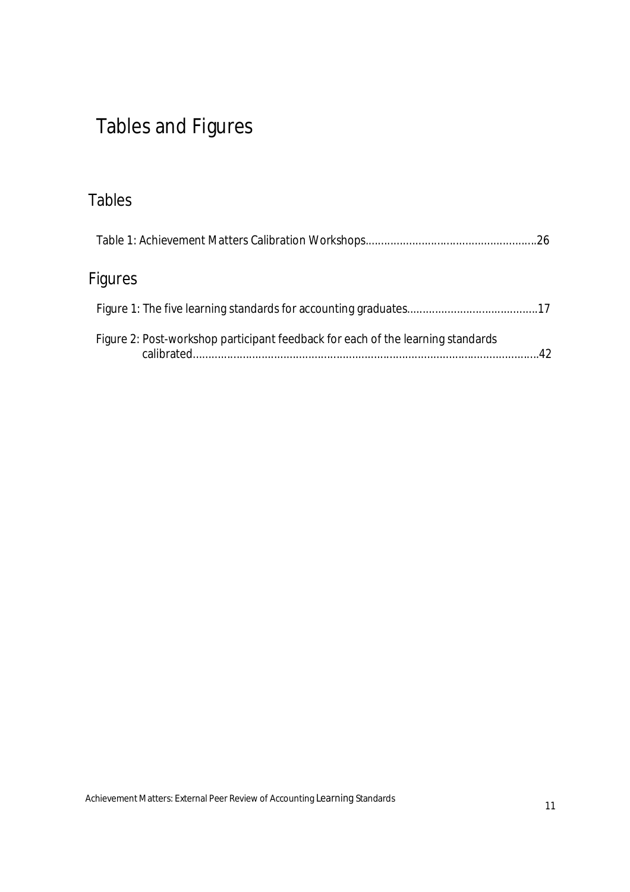# Tables and Figures

## Tables

Table 1: Achievement Matters Calibration Workshops......................................................26

## Figures

Figure 1: The five learning standards for accounting graduates..........................................17

Figure 2: Post-workshop participant feedback for each of the learning standards calibrated..............................................................................................................42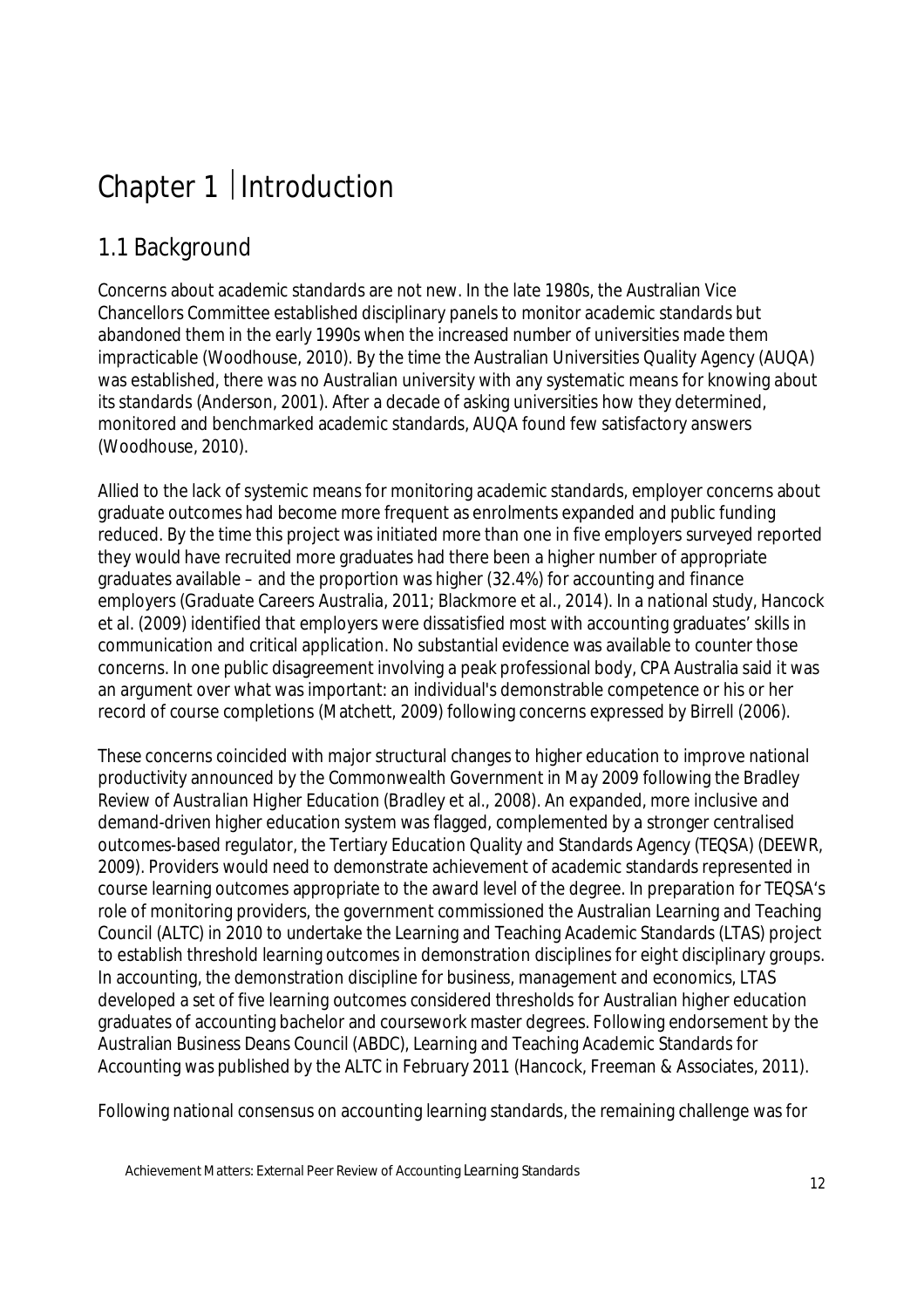# Chapter 1 | Introduction

## 1.1 Background

Concerns about academic standards are not new. In the late 1980s, the Australian Vice Chancellors Committee established disciplinary panels to monitor academic standards but abandoned them in the early 1990s when the increased number of universities made them impracticable (Woodhouse, 2010). By the time the Australian Universities Quality Agency (AUQA) was established, there was no Australian university with any systematic means for knowing about its standards (Anderson, 2001). After a decade of asking universities how they determined, monitored and benchmarked academic standards, AUQA found few satisfactory answers (Woodhouse, 2010).

Allied to the lack of systemic means for monitoring academic standards, employer concerns about graduate outcomes had become more frequent as enrolments expanded and public funding reduced. By the time this project was initiated more than one in five employers surveyed reported they would have recruited more graduates had there been a higher number of appropriate graduates available – and the proportion was higher (32.4%) for accounting and finance employers (Graduate Careers Australia, 2011; Blackmore et al., 2014). In a national study, Hancock et al. (2009) identified that employers were dissatisfied most with accounting graduates' skills in communication and critical application. No substantial evidence was available to counter those concerns. In one public disagreement involving a peak professional body, CPA Australia said it was an argument over what was important: an individual's demonstrable competence or his or her record of course completions (Matchett, 2009) following concerns expressed by Birrell (2006).

These concerns coincided with major structural changes to higher education to improve national productivity announced by the Commonwealth Government in May 2009 following the Bradley Review of Australian Higher Education (Bradley et al., 2008). An expanded, more inclusive and demand-driven higher education system was flagged, complemented by a stronger centralised outcomes-based regulator, the Tertiary Education Quality and Standards Agency (TEQSA) (DEEWR, 2009). Providers would need to demonstrate achievement of academic standards represented in course learning outcomes appropriate to the award level of the degree. In preparation for TEQSA's role of monitoring providers, the government commissioned the Australian Learning and Teaching Council (ALTC) in 2010 to undertake the Learning and Teaching Academic Standards (LTAS) project to establish threshold learning outcomes in demonstration disciplines for eight disciplinary groups. In accounting, the demonstration discipline for business, management and economics, LTAS developed a set of five learning outcomes considered thresholds for Australian higher education graduates of accounting bachelor and coursework master degrees. Following endorsement by the Australian Business Deans Council (ABDC), Learning and Teaching Academic Standards for Accounting was published by the ALTC in February 2011 (Hancock, Freeman & Associates, 2011).

Following national consensus on accounting learning standards, the remaining challenge was for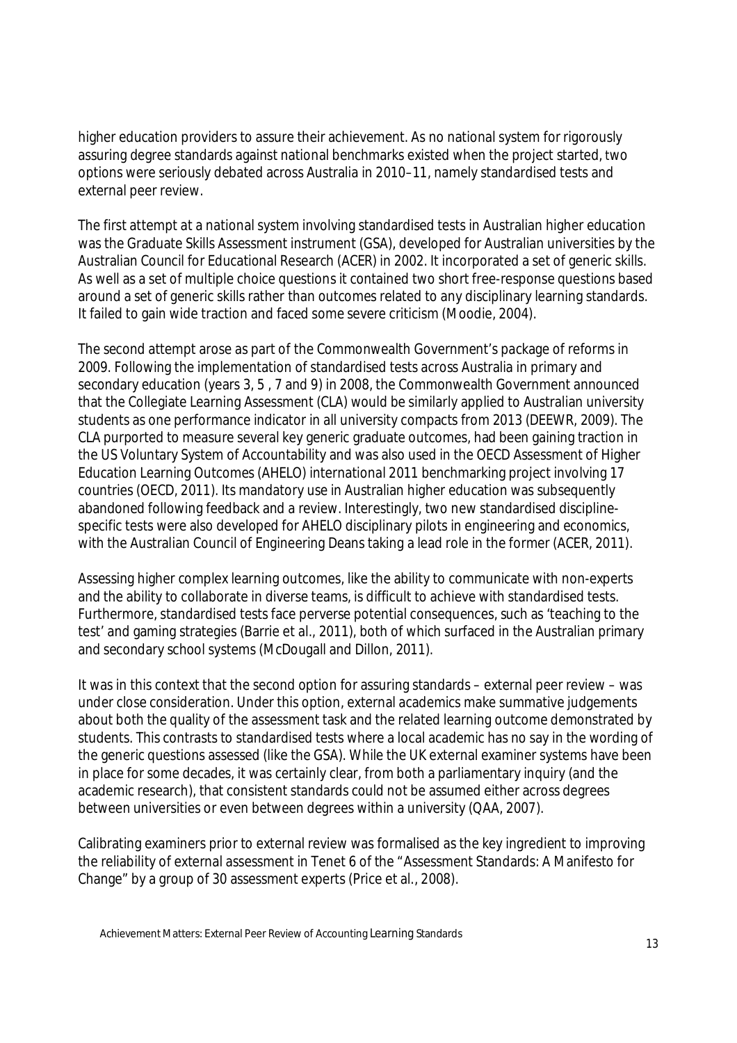higher education providers to assure their achievement. As no national system for rigorously assuring degree standards against national benchmarks existed when the project started, two options were seriously debated across Australia in 2010–11, namely standardised tests and external peer review.

The first attempt at a national system involving standardised tests in Australian higher education was the Graduate Skills Assessment instrument (GSA), developed for Australian universities by the Australian Council for Educational Research (ACER) in 2002. It incorporated a set of generic skills. As well as a set of multiple choice questions it contained two short free-response questions based around a set of generic skills rather than outcomes related to any disciplinary learning standards. It failed to gain wide traction and faced some severe criticism (Moodie, 2004).

The second attempt arose as part of the Commonwealth Government's package of reforms in 2009. Following the implementation of standardised tests across Australia in primary and secondary education (years 3, 5 , 7 and 9) in 2008, the Commonwealth Government announced that the Collegiate Learning Assessment (CLA) would be similarly applied to Australian university students as one performance indicator in all university compacts from 2013 (DEEWR, 2009). The CLA purported to measure several key generic graduate outcomes, had been gaining traction in the US Voluntary System of Accountability and was also used in the OECD Assessment of Higher Education Learning Outcomes (AHELO) international 2011 benchmarking project involving 17 countries (OECD, 2011). Its mandatory use in Australian higher education was subsequently abandoned following feedback and a review. Interestingly, two new standardised discipline-specific tests were also developed for AHELO disciplinary pilots in engineering and economics, with the Australian Council of Engineering Deans taking a lead role in the former (ACER, 2011).

Assessing higher complex learning outcomes, like the ability to communicate with non-experts and the ability to collaborate in diverse teams, is difficult to achieve with standardised tests. Furthermore, standardised tests face perverse potential consequences, such as 'teaching to the test' and gaming strategies (Barrie et al., 2011), both of which surfaced in the Australian primary and secondary school systems (McDougall and Dillon, 2011).

It was in this context that the second option for assuring standards – external peer review – was under close consideration. Under this option, external academics make summative judgements about both the quality of the assessment task and the related learning outcome demonstrated by students. This contrasts to standardised tests where a local academic has no say in the wording of the generic questions assessed (like the GSA). While the UK external examiner systems have been in place for some decades, it was certainly clear, from both a parliamentary inquiry (and the academic research), that consistent standards could not be assumed either across degrees between universities or even between degrees within a university (QAA, 2007).

Calibrating examiners prior to external review was formalised as the key ingredient to improving the reliability of external assessment in Tenet 6 of the "Assessment Standards: A Manifesto for Change" by a group of 30 assessment experts (Price et al., 2008).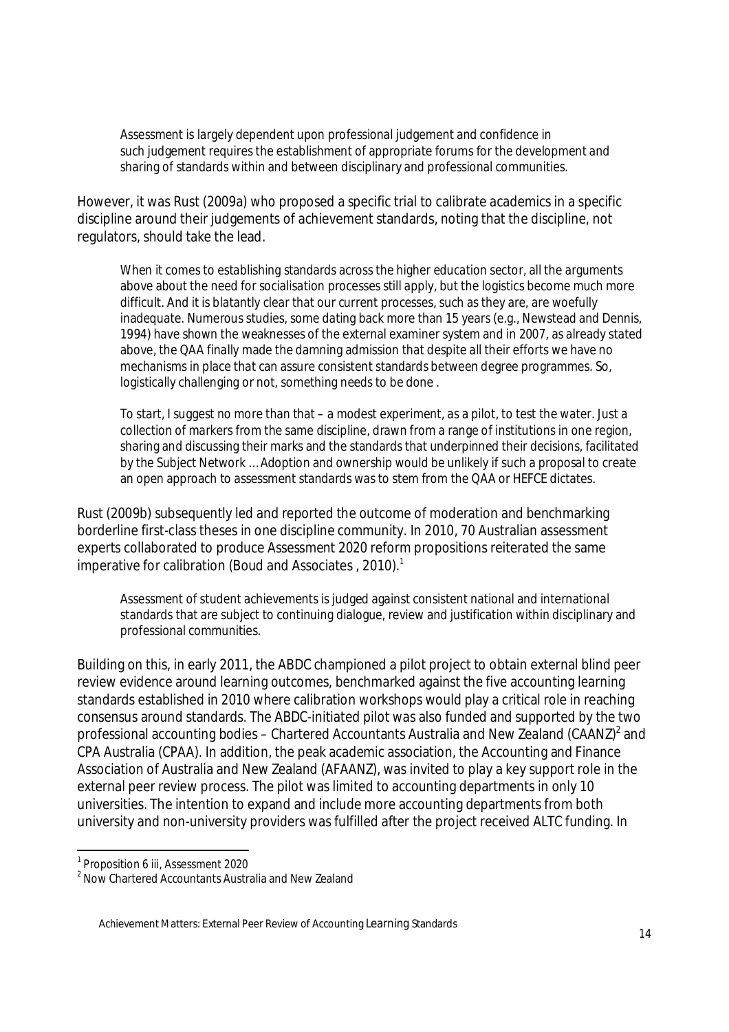> Assessment is largely dependent upon professional judgement and confidence in such judgement requires the establishment of appropriate forums for the development and sharing of standards within and between disciplinary and professional communities.

However, it was Rust (2009a) who proposed a specific trial to calibrate academics in a specific discipline around their judgements of achievement standards, noting that the discipline, not regulators, should take the lead.

> When it comes to establishing standards across the higher education sector, all the arguments above about the need for socialisation processes still apply, but the logistics become much more difficult. And it is blatantly clear that our current processes, such as they are, are woefully inadequate. Numerous studies, some dating back more than 15 years (e.g., Newstead and Dennis, 1994) have shown the weaknesses of the external examiner system and in 2007, as already stated above, the QAA finally made the damning admission that despite all their efforts we have no mechanisms in place that can assure consistent standards between degree programmes. So, logistically challenging or not, something needs to be done .
>
> To start, I suggest no more than that – a modest experiment, as a pilot, to test the water. Just a collection of markers from the same discipline, drawn from a range of institutions in one region, sharing and discussing their marks and the standards that underpinned their decisions, facilitated by the Subject Network … Adoption and ownership would be unlikely if such a proposal to create an open approach to assessment standards was to stem from the QAA or HEFCE dictates.

Rust (2009b) subsequently led and reported the outcome of moderation and benchmarking borderline first-class theses in one discipline community. In 2010, 70 Australian assessment experts collaborated to produce Assessment 2020 reform propositions reiterated the same imperative for calibration (Boud and Associates , 2010).[1]

> Assessment of student achievements is judged against consistent national and international standards that are subject to continuing dialogue, review and justification within disciplinary and professional communities.

Building on this, in early 2011, the ABDC championed a pilot project to obtain external blind peer review evidence around learning outcomes, benchmarked against the five accounting learning standards established in 2010 where calibration workshops would play a critical role in reaching consensus around standards. The ABDC-initiated pilot was also funded and supported by the two professional accounting bodies – Chartered Accountants Australia and New Zealand (CAANZ)[2] and CPA Australia (CPAA). In addition, the peak academic association, the Accounting and Finance Association of Australia and New Zealand (AFAANZ), was invited to play a key support role in the external peer review process. The pilot was limited to accounting departments in only 10 universities. The intention to expand and include more accounting departments from both university and non-university providers was fulfilled after the project received ALTC funding. In

[1] Proposition 6 iii, Assessment 2020

[2] Now Chartered Accountants Australia and New Zealand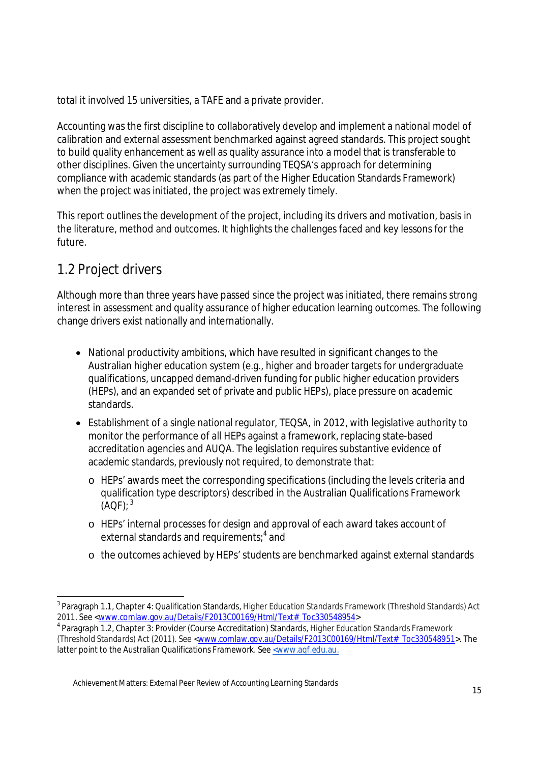total it involved 15 universities, a TAFE and a private provider.

Accounting was the first discipline to collaboratively develop and implement a national model of calibration and external assessment benchmarked against agreed standards. This project sought to build quality enhancement as well as quality assurance into a model that is transferable to other disciplines. Given the uncertainty surrounding TEQSA's approach for determining compliance with academic standards (as part of the Higher Education Standards Framework) when the project was initiated, the project was extremely timely.

This report outlines the development of the project, including its drivers and motivation, basis in the literature, method and outcomes. It highlights the challenges faced and key lessons for the future.

## 1.2 Project drivers

Although more than three years have passed since the project was initiated, there remains strong interest in assessment and quality assurance of higher education learning outcomes. The following change drivers exist nationally and internationally.

- National productivity ambitions, which have resulted in significant changes to the Australian higher education system (e.g., higher and broader targets for undergraduate qualifications, uncapped demand-driven funding for public higher education providers (HEPs), and an expanded set of private and public HEPs), place pressure on academic standards.
- Establishment of a single national regulator, TEQSA, in 2012, with legislative authority to monitor the performance of all HEPs against a framework, replacing state-based accreditation agencies and AUQA. The legislation requires substantive evidence of academic standards, previously not required, to demonstrate that:
  - HEPs' awards meet the corresponding specifications (including the levels criteria and qualification type descriptors) described in the Australian Qualifications Framework (AQF);[3]
  - HEPs' internal processes for design and approval of each award takes account of external standards and requirements;[4] and
  - the outcomes achieved by HEPs' students are benchmarked against external standards

---

[3] Paragraph 1.1, Chapter 4: Qualification Standards, *Higher Education Standards Framework (Threshold Standards) Act* 2011. See <www.comlaw.gov.au/Details/F2013C00169/Html/Text#_Toc330548954>

[4] Paragraph 1.2, Chapter 3: Provider (Course Accreditation) Standards, *Higher Education Standards Framework (Threshold Standards) Act* (2011). See <www.comlaw.gov.au/Details/F2013C00169/Html/Text#_Toc330548951>. The latter point to the Australian Qualifications Framework. See <www.aqf.edu.au.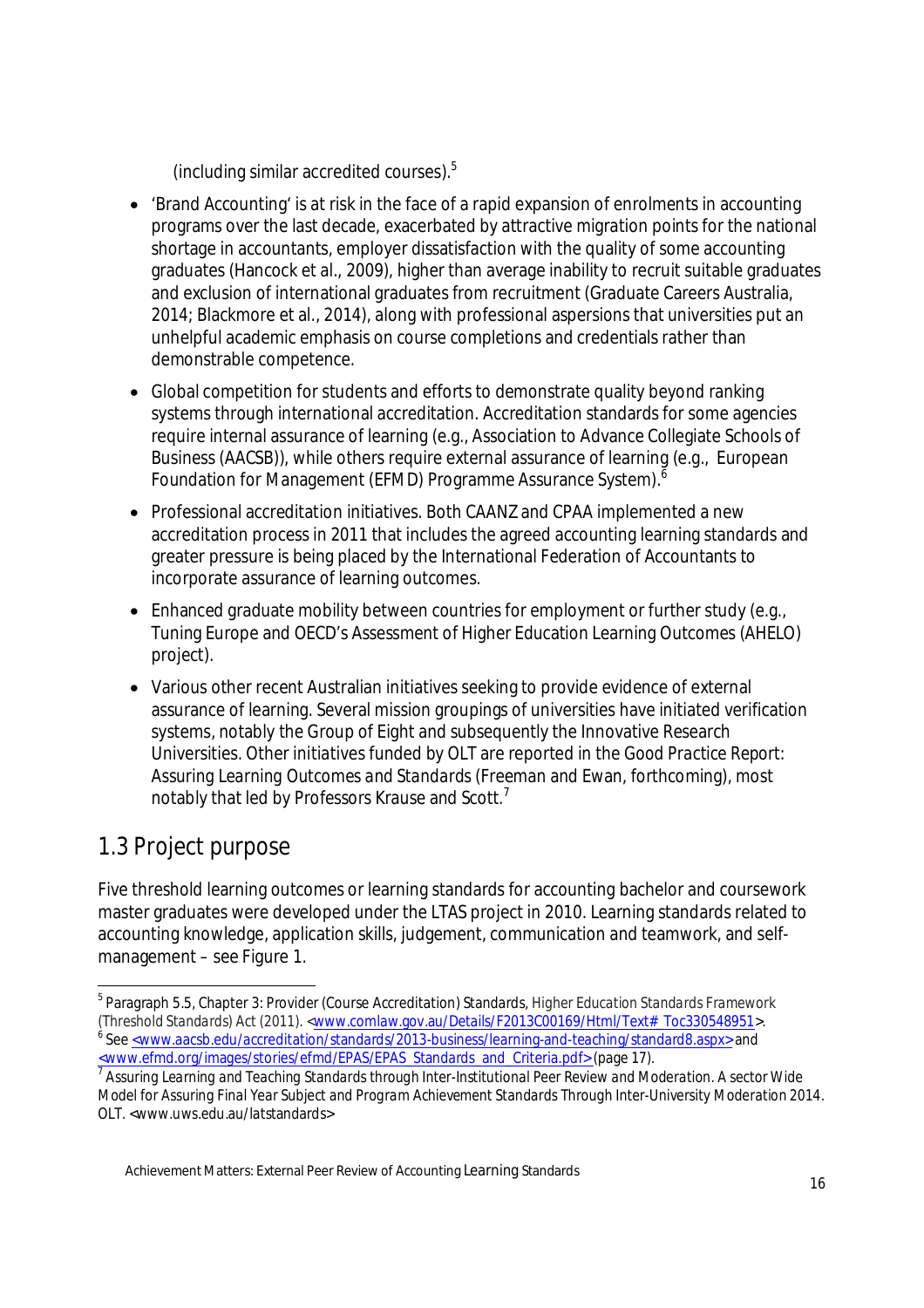(including similar accredited courses).[5]

- 'Brand Accounting' is at risk in the face of a rapid expansion of enrolments in accounting programs over the last decade, exacerbated by attractive migration points for the national shortage in accountants, employer dissatisfaction with the quality of some accounting graduates (Hancock et al., 2009), higher than average inability to recruit suitable graduates and exclusion of international graduates from recruitment (Graduate Careers Australia, 2014; Blackmore et al., 2014), along with professional aspersions that universities put an unhelpful academic emphasis on course completions and credentials rather than demonstrable competence.
- Global competition for students and efforts to demonstrate quality beyond ranking systems through international accreditation. Accreditation standards for some agencies require internal assurance of learning (e.g., Association to Advance Collegiate Schools of Business (AACSB)), while others require external assurance of learning (e.g., European Foundation for Management (EFMD) Programme Assurance System).[6]
- Professional accreditation initiatives. Both CAANZ and CPAA implemented a new accreditation process in 2011 that includes the agreed accounting learning standards and greater pressure is being placed by the International Federation of Accountants to incorporate assurance of learning outcomes.
- Enhanced graduate mobility between countries for employment or further study (e.g., Tuning Europe and OECD's Assessment of Higher Education Learning Outcomes (AHELO) project).
- Various other recent Australian initiatives seeking to provide evidence of external assurance of learning. Several mission groupings of universities have initiated verification systems, notably the Group of Eight and subsequently the Innovative Research Universities. Other initiatives funded by OLT are reported in the Good Practice Report: *Assuring Learning Outcomes and Standards* (Freeman and Ewan, forthcoming), most notably that led by Professors Krause and Scott.[7]

## 1.3 Project purpose

Five threshold learning outcomes or learning standards for accounting bachelor and coursework master graduates were developed under the LTAS project in 2010. Learning standards related to accounting knowledge, application skills, judgement, communication and teamwork, and self-management – see Figure 1.

---

[5] Paragraph 5.5, Chapter 3: Provider (Course Accreditation) Standards, *Higher Education Standards Framework (Threshold Standards) Act (2011)*. <www.comlaw.gov.au/Details/F2013C00169/Html/Text#_Toc330548951>.

[6] See <www.aacsb.edu/accreditation/standards/2013-business/learning-and-teaching/standard8.aspx> and <www.efmd.org/images/stories/efmd/EPAS/EPAS_Standards_and_Criteria.pdf> (page 17).

[7] *Assuring Learning and Teaching Standards through Inter-Institutional Peer Review and Moderation. A sector Wide Model for Assuring Final Year Subject and Program Achievement Standards Through Inter-University Moderation 2014*. OLT. <www.uws.edu.au/latstandards>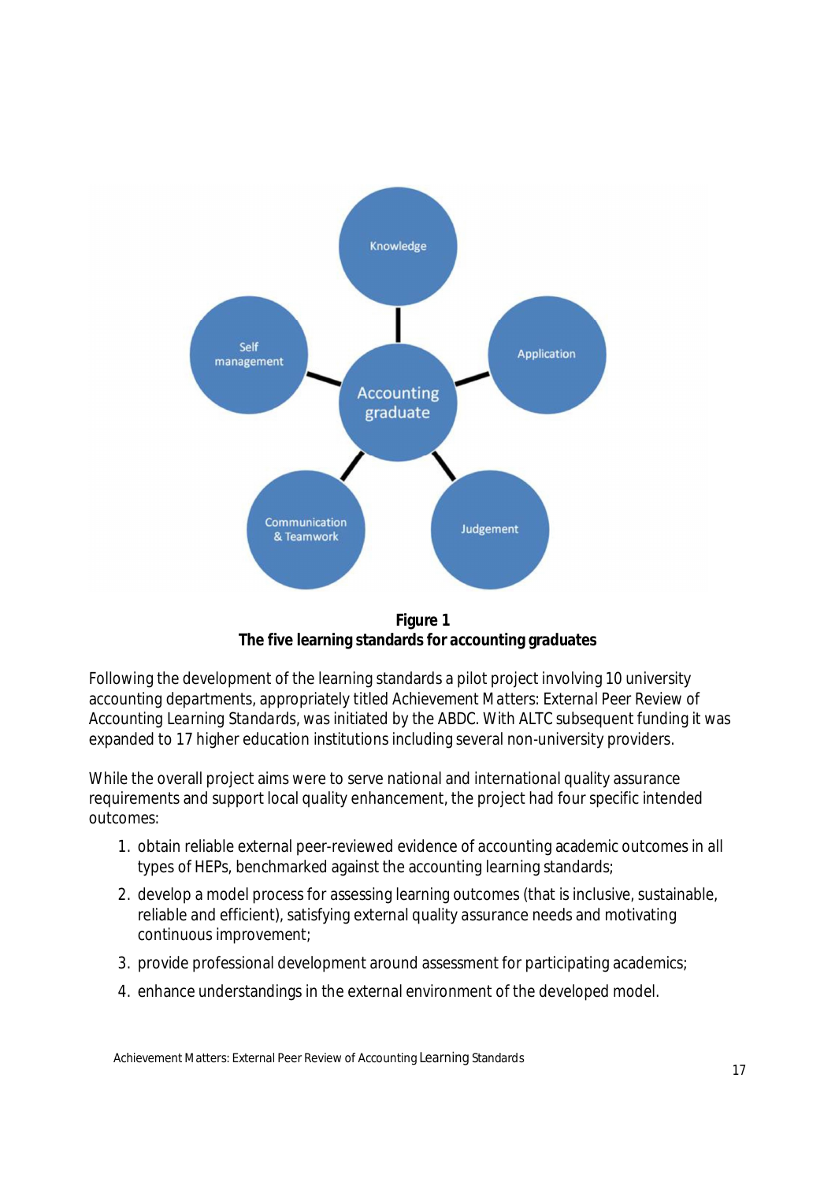**Figure 1**
**The five learning standards for accounting graduates**

Following the development of the learning standards a pilot project involving 10 university accounting departments, appropriately titled Achievement Matters: External Peer Review of Accounting Learning Standards, was initiated by the ABDC. With ALTC subsequent funding it was expanded to 17 higher education institutions including several non-university providers.

While the overall project aims were to serve national and international quality assurance requirements and support local quality enhancement, the project had four specific intended outcomes:

1. obtain reliable external peer-reviewed evidence of accounting academic outcomes in all types of HEPs, benchmarked against the accounting learning standards;
2. develop a model process for assessing learning outcomes (that is inclusive, sustainable, reliable and efficient), satisfying external quality assurance needs and motivating continuous improvement;
3. provide professional development around assessment for participating academics;
4. enhance understandings in the external environment of the developed model.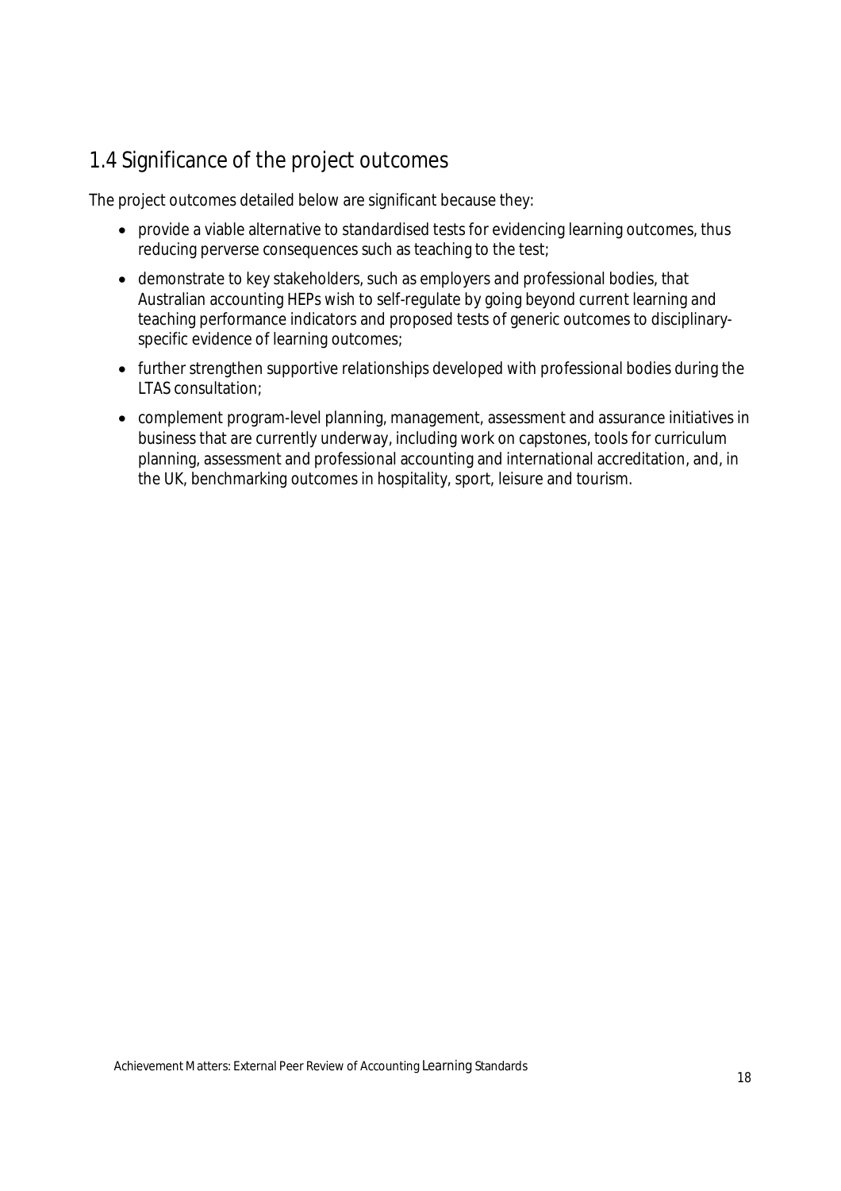## 1.4 Significance of the project outcomes

The project outcomes detailed below are significant because they:

- provide a viable alternative to standardised tests for evidencing learning outcomes, thus reducing perverse consequences such as teaching to the test;
- demonstrate to key stakeholders, such as employers and professional bodies, that Australian accounting HEPs wish to self-regulate by going beyond current learning and teaching performance indicators and proposed tests of generic outcomes to disciplinary-specific evidence of learning outcomes;
- further strengthen supportive relationships developed with professional bodies during the LTAS consultation;
- complement program-level planning, management, assessment and assurance initiatives in business that are currently underway, including work on capstones, tools for curriculum planning, assessment and professional accounting and international accreditation, and, in the UK, benchmarking outcomes in hospitality, sport, leisure and tourism.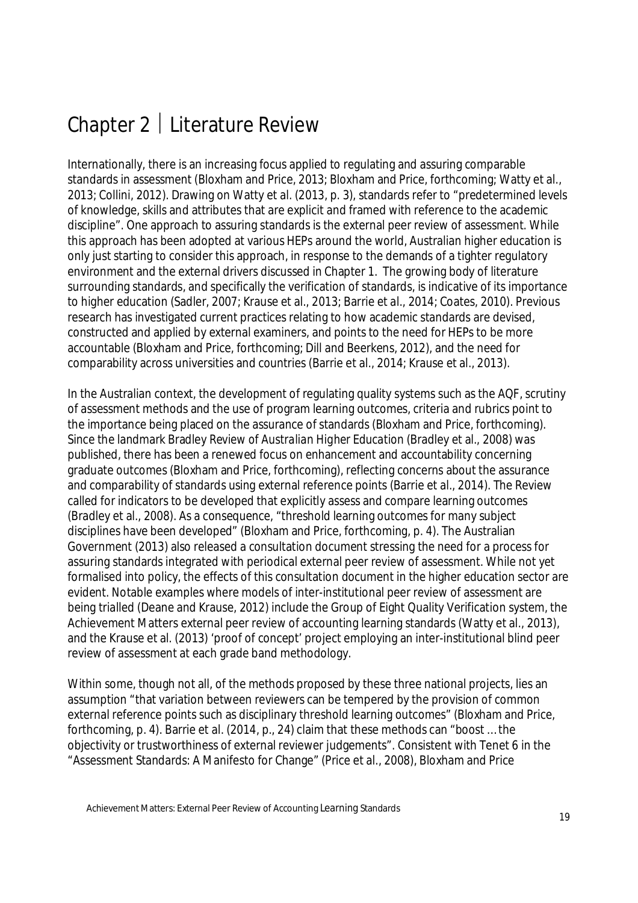# Chapter 2 | Literature Review

Internationally, there is an increasing focus applied to regulating and assuring comparable standards in assessment (Bloxham and Price, 2013; Bloxham and Price, forthcoming; Watty et al., 2013; Collini, 2012). Drawing on Watty et al. (2013, p. 3), standards refer to "predetermined levels of knowledge, skills and attributes that are explicit and framed with reference to the academic discipline". One approach to assuring standards is the external peer review of assessment. While this approach has been adopted at various HEPs around the world, Australian higher education is only just starting to consider this approach, in response to the demands of a tighter regulatory environment and the external drivers discussed in Chapter 1. The growing body of literature surrounding standards, and specifically the verification of standards, is indicative of its importance to higher education (Sadler, 2007; Krause et al., 2013; Barrie et al., 2014; Coates, 2010). Previous research has investigated current practices relating to how academic standards are devised, constructed and applied by external examiners, and points to the need for HEPs to be more accountable (Bloxham and Price, forthcoming; Dill and Beerkens, 2012), and the need for comparability across universities and countries (Barrie et al., 2014; Krause et al., 2013).

In the Australian context, the development of regulating quality systems such as the AQF, scrutiny of assessment methods and the use of program learning outcomes, criteria and rubrics point to the importance being placed on the assurance of standards (Bloxham and Price, forthcoming). Since the landmark *Bradley Review of Australian Higher Education* (Bradley et al., 2008) was published, there has been a renewed focus on enhancement and accountability concerning graduate outcomes (Bloxham and Price, forthcoming), reflecting concerns about the assurance and comparability of standards using external reference points (Barrie et al., 2014). The Review called for indicators to be developed that explicitly assess and compare learning outcomes (Bradley et al., 2008). As a consequence, "threshold learning outcomes for many subject disciplines have been developed" (Bloxham and Price, forthcoming, p. 4). The Australian Government (2013) also released a consultation document stressing the need for a process for assuring standards integrated with periodical external peer review of assessment. While not yet formalised into policy, the effects of this consultation document in the higher education sector are evident. Notable examples where models of inter-institutional peer review of assessment are being trialled (Deane and Krause, 2012) include the Group of Eight Quality Verification system, the Achievement Matters external peer review of accounting learning standards (Watty et al., 2013), and the Krause et al. (2013) 'proof of concept' project employing an inter-institutional blind peer review of assessment at each grade band methodology.

Within some, though not all, of the methods proposed by these three national projects, lies an assumption "that variation between reviewers can be tempered by the provision of common external reference points such as disciplinary threshold learning outcomes" (Bloxham and Price, forthcoming, p. 4). Barrie et al. (2014, p., 24) claim that these methods can "boost … the objectivity or trustworthiness of external reviewer judgements". Consistent with Tenet 6 in the "Assessment Standards: A Manifesto for Change" (Price et al., 2008), Bloxham and Price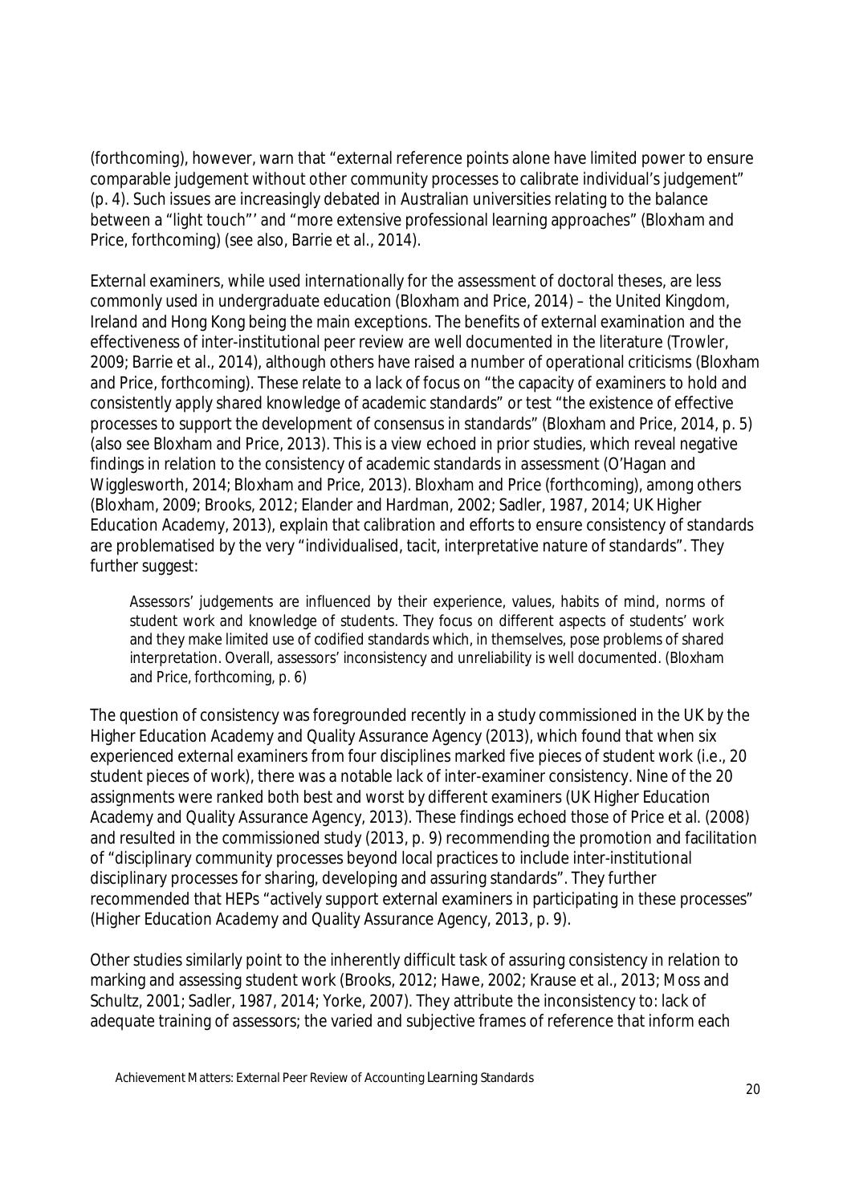(forthcoming), however, warn that "external reference points alone have limited power to ensure comparable judgement without other community processes to calibrate individual's judgement" (p. 4). Such issues are increasingly debated in Australian universities relating to the balance between a "light touch"' and "more extensive professional learning approaches" (Bloxham and Price, forthcoming) (see also, Barrie et al., 2014).

External examiners, while used internationally for the assessment of doctoral theses, are less commonly used in undergraduate education (Bloxham and Price, 2014) – the United Kingdom, Ireland and Hong Kong being the main exceptions. The benefits of external examination and the effectiveness of inter-institutional peer review are well documented in the literature (Trowler, 2009; Barrie et al., 2014), although others have raised a number of operational criticisms (Bloxham and Price, forthcoming). These relate to a lack of focus on "the capacity of examiners to hold and consistently apply shared knowledge of academic standards" or test "the existence of effective processes to support the development of consensus in standards" (Bloxham and Price, 2014, p. 5) (also see Bloxham and Price, 2013). This is a view echoed in prior studies, which reveal negative findings in relation to the consistency of academic standards in assessment (O'Hagan and Wigglesworth, 2014; Bloxham and Price, 2013). Bloxham and Price (forthcoming), among others (Bloxham, 2009; Brooks, 2012; Elander and Hardman, 2002; Sadler, 1987, 2014; UK Higher Education Academy, 2013), explain that calibration and efforts to ensure consistency of standards are problematised by the very "individualised, tacit, interpretative nature of standards". They further suggest:

> Assessors' judgements are influenced by their experience, values, habits of mind, norms of student work and knowledge of students. They focus on different aspects of students' work and they make limited use of codified standards which, in themselves, pose problems of shared interpretation. Overall, assessors' inconsistency and unreliability is well documented. (Bloxham and Price, forthcoming, p. 6)

The question of consistency was foregrounded recently in a study commissioned in the UK by the Higher Education Academy and Quality Assurance Agency (2013), which found that when six experienced external examiners from four disciplines marked five pieces of student work (i.e., 20 student pieces of work), there was a notable lack of inter-examiner consistency. Nine of the 20 assignments were ranked both best and worst by different examiners (UK Higher Education Academy and Quality Assurance Agency, 2013). These findings echoed those of Price et al. (2008) and resulted in the commissioned study (2013, p. 9) recommending the promotion and facilitation of "disciplinary community processes beyond local practices to include inter-institutional disciplinary processes for sharing, developing and assuring standards". They further recommended that HEPs "actively support external examiners in participating in these processes" (Higher Education Academy and Quality Assurance Agency, 2013, p. 9).

Other studies similarly point to the inherently difficult task of assuring consistency in relation to marking and assessing student work (Brooks, 2012; Hawe, 2002; Krause et al., 2013; Moss and Schultz, 2001; Sadler, 1987, 2014; Yorke, 2007). They attribute the inconsistency to: lack of adequate training of assessors; the varied and subjective frames of reference that inform each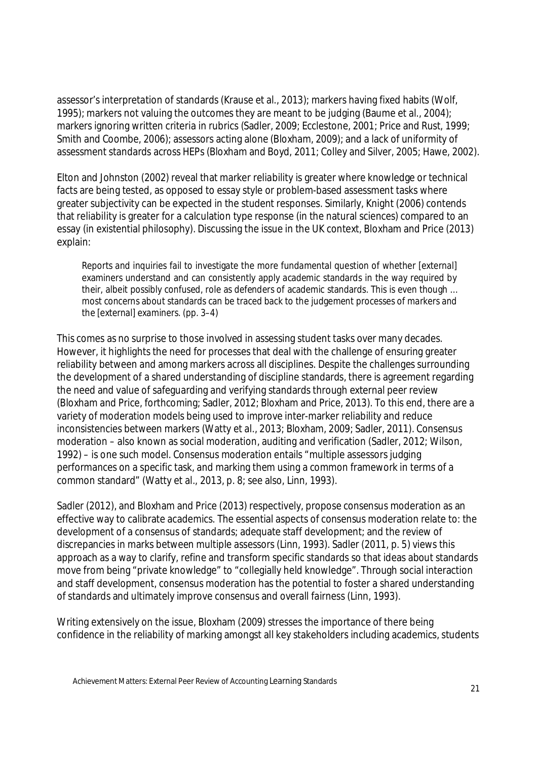assessor's interpretation of standards (Krause et al., 2013); markers having fixed habits (Wolf, 1995); markers not valuing the outcomes they are meant to be judging (Baume et al., 2004); markers ignoring written criteria in rubrics (Sadler, 2009; Ecclestone, 2001; Price and Rust, 1999; Smith and Coombe, 2006); assessors acting alone (Bloxham, 2009); and a lack of uniformity of assessment standards across HEPs (Bloxham and Boyd, 2011; Colley and Silver, 2005; Hawe, 2002).

Elton and Johnston (2002) reveal that marker reliability is greater where knowledge or technical facts are being tested, as opposed to essay style or problem-based assessment tasks where greater subjectivity can be expected in the student responses. Similarly, Knight (2006) contends that reliability is greater for a calculation type response (in the natural sciences) compared to an essay (in existential philosophy). Discussing the issue in the UK context, Bloxham and Price (2013) explain:

> Reports and inquiries fail to investigate the more fundamental question of whether [external] examiners understand and can consistently apply academic standards in the way required by their, albeit possibly confused, role as defenders of academic standards. This is even though … most concerns about standards can be traced back to the judgement processes of markers and the [external] examiners. (pp. 3–4)

This comes as no surprise to those involved in assessing student tasks over many decades. However, it highlights the need for processes that deal with the challenge of ensuring greater reliability between and among markers across all disciplines. Despite the challenges surrounding the development of a shared understanding of discipline standards, there is agreement regarding the need and value of safeguarding and verifying standards through external peer review (Bloxham and Price, forthcoming; Sadler, 2012; Bloxham and Price, 2013). To this end, there are a variety of moderation models being used to improve inter-marker reliability and reduce inconsistencies between markers (Watty et al., 2013; Bloxham, 2009; Sadler, 2011). Consensus moderation – also known as social moderation, auditing and verification (Sadler, 2012; Wilson, 1992) – is one such model. Consensus moderation entails "multiple assessors judging performances on a specific task, and marking them using a common framework in terms of a common standard" (Watty et al., 2013, p. 8; see also, Linn, 1993).

Sadler (2012), and Bloxham and Price (2013) respectively, propose consensus moderation as an effective way to calibrate academics. The essential aspects of consensus moderation relate to: the development of a consensus of standards; adequate staff development; and the review of discrepancies in marks between multiple assessors (Linn, 1993). Sadler (2011, p. 5) views this approach as a way to clarify, refine and transform specific standards so that ideas about standards move from being "private knowledge" to "collegially held knowledge". Through social interaction and staff development, consensus moderation has the potential to foster a shared understanding of standards and ultimately improve consensus and overall fairness (Linn, 1993).

Writing extensively on the issue, Bloxham (2009) stresses the importance of there being confidence in the reliability of marking amongst all key stakeholders including academics, students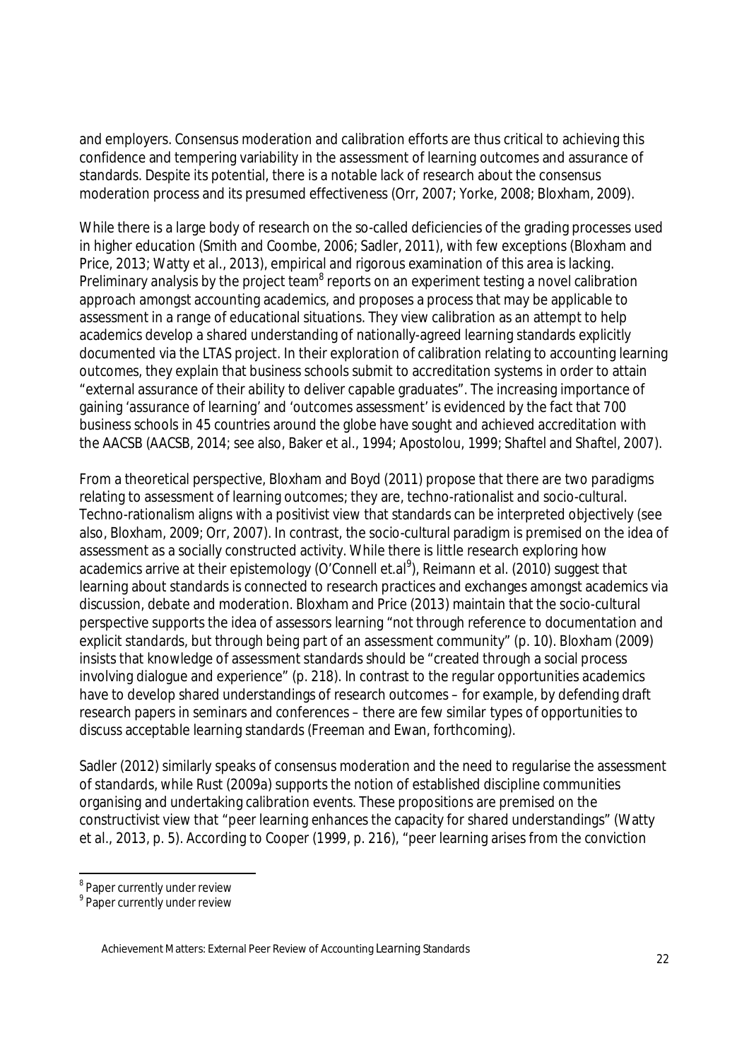and employers. Consensus moderation and calibration efforts are thus critical to achieving this confidence and tempering variability in the assessment of learning outcomes and assurance of standards. Despite its potential, there is a notable lack of research about the consensus moderation process and its presumed effectiveness (Orr, 2007; Yorke, 2008; Bloxham, 2009).

While there is a large body of research on the so-called deficiencies of the grading processes used in higher education (Smith and Coombe, 2006; Sadler, 2011), with few exceptions (Bloxham and Price, 2013; Watty et al., 2013), empirical and rigorous examination of this area is lacking. Preliminary analysis by the project team[8] reports on an experiment testing a novel calibration approach amongst accounting academics, and proposes a process that may be applicable to assessment in a range of educational situations. They view calibration as an attempt to help academics develop a shared understanding of nationally-agreed learning standards explicitly documented via the LTAS project. In their exploration of calibration relating to accounting learning outcomes, they explain that business schools submit to accreditation systems in order to attain "external assurance of their ability to deliver capable graduates". The increasing importance of gaining 'assurance of learning' and 'outcomes assessment' is evidenced by the fact that 700 business schools in 45 countries around the globe have sought and achieved accreditation with the AACSB (AACSB, 2014; see also, Baker et al., 1994; Apostolou, 1999; Shaftel and Shaftel, 2007).

From a theoretical perspective, Bloxham and Boyd (2011) propose that there are two paradigms relating to assessment of learning outcomes; they are, techno-rationalist and socio-cultural. Techno-rationalism aligns with a positivist view that standards can be interpreted objectively (see also, Bloxham, 2009; Orr, 2007). In contrast, the socio-cultural paradigm is premised on the idea of assessment as a socially constructed activity. While there is little research exploring how academics arrive at their epistemology (O'Connell et.al[9]), Reimann et al. (2010) suggest that learning about standards is connected to research practices and exchanges amongst academics via discussion, debate and moderation. Bloxham and Price (2013) maintain that the socio-cultural perspective supports the idea of assessors learning "not through reference to documentation and explicit standards, but through being part of an assessment community" (p. 10). Bloxham (2009) insists that knowledge of assessment standards should be "created through a social process involving dialogue and experience" (p. 218). In contrast to the regular opportunities academics have to develop shared understandings of research outcomes – for example, by defending draft research papers in seminars and conferences – there are few similar types of opportunities to discuss acceptable learning standards (Freeman and Ewan, forthcoming).

Sadler (2012) similarly speaks of consensus moderation and the need to regularise the assessment of standards, while Rust (2009a) supports the notion of established discipline communities organising and undertaking calibration events. These propositions are premised on the constructivist view that "peer learning enhances the capacity for shared understandings" (Watty et al., 2013, p. 5). According to Cooper (1999, p. 216), "peer learning arises from the conviction

[8] Paper currently under review

[9] Paper currently under review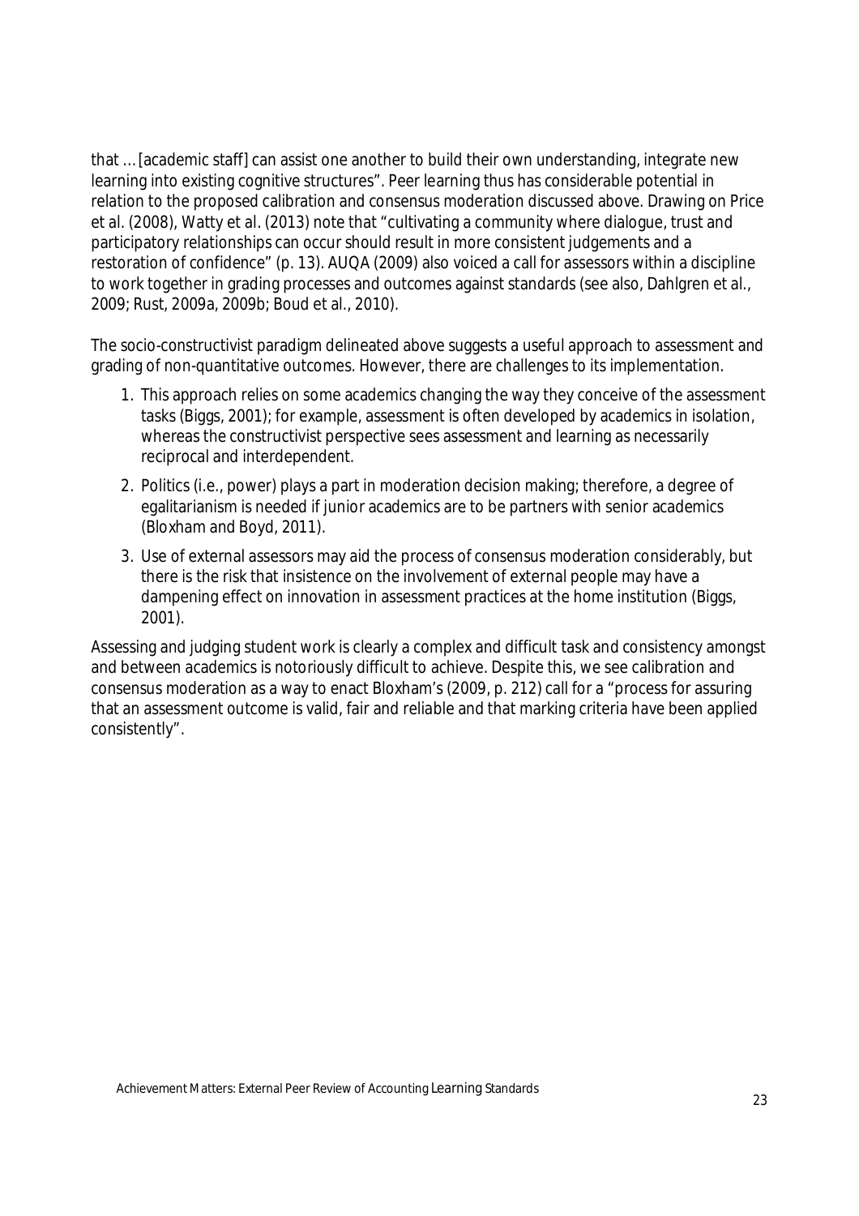that … [academic staff] can assist one another to build their own understanding, integrate new learning into existing cognitive structures". Peer learning thus has considerable potential in relation to the proposed calibration and consensus moderation discussed above. Drawing on Price et al. (2008), Watty et al. (2013) note that "cultivating a community where dialogue, trust and participatory relationships can occur should result in more consistent judgements and a restoration of confidence" (p. 13). AUQA (2009) also voiced a call for assessors within a discipline to work together in grading processes and outcomes against standards (see also, Dahlgren et al., 2009; Rust, 2009a, 2009b; Boud et al., 2010).

The socio-constructivist paradigm delineated above suggests a useful approach to assessment and grading of non-quantitative outcomes. However, there are challenges to its implementation.

1. This approach relies on some academics changing the way they conceive of the assessment tasks (Biggs, 2001); for example, assessment is often developed by academics in isolation, whereas the constructivist perspective sees assessment and learning as necessarily reciprocal and interdependent.
2. Politics (i.e., power) plays a part in moderation decision making; therefore, a degree of egalitarianism is needed if junior academics are to be partners with senior academics (Bloxham and Boyd, 2011).
3. Use of external assessors may aid the process of consensus moderation considerably, but there is the risk that insistence on the involvement of external people may have a dampening effect on innovation in assessment practices at the home institution (Biggs, 2001).

Assessing and judging student work is clearly a complex and difficult task and consistency amongst and between academics is notoriously difficult to achieve. Despite this, we see calibration and consensus moderation as a way to enact Bloxham's (2009, p. 212) call for a "process for assuring that an assessment outcome is valid, fair and reliable and that marking criteria have been applied consistently".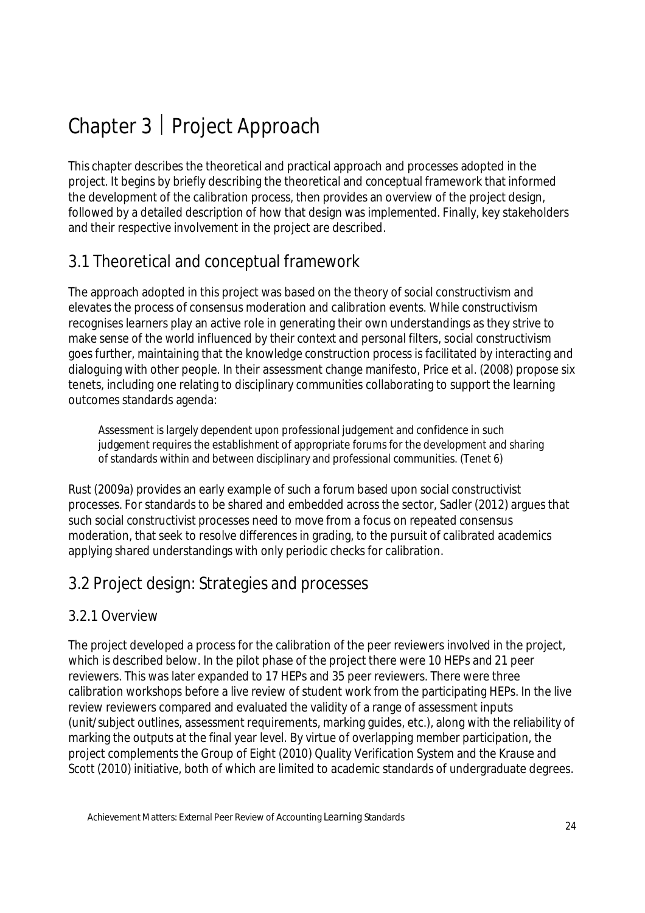# Chapter 3 | Project Approach

This chapter describes the theoretical and practical approach and processes adopted in the project. It begins by briefly describing the theoretical and conceptual framework that informed the development of the calibration process, then provides an overview of the project design, followed by a detailed description of how that design was implemented. Finally, key stakeholders and their respective involvement in the project are described.

## 3.1 Theoretical and conceptual framework

The approach adopted in this project was based on the theory of social constructivism and elevates the process of consensus moderation and calibration events. While constructivism recognises learners play an active role in generating their own understandings as they strive to make sense of the world influenced by their context and personal filters, social constructivism goes further, maintaining that the knowledge construction process is facilitated by interacting and dialoguing with other people. In their assessment change manifesto, Price et al. (2008) propose six tenets, including one relating to disciplinary communities collaborating to support the learning outcomes standards agenda:

> Assessment is largely dependent upon professional judgement and confidence in such judgement requires the establishment of appropriate forums for the development and sharing of standards within and between disciplinary and professional communities. (Tenet 6)

Rust (2009a) provides an early example of such a forum based upon social constructivist processes. For standards to be shared and embedded across the sector, Sadler (2012) argues that such social constructivist processes need to move from a focus on repeated consensus moderation, that seek to resolve differences in grading, to the pursuit of calibrated academics applying shared understandings with only periodic checks for calibration.

## 3.2 Project design: Strategies and processes

### 3.2.1 Overview

The project developed a process for the calibration of the peer reviewers involved in the project, which is described below. In the pilot phase of the project there were 10 HEPs and 21 peer reviewers. This was later expanded to 17 HEPs and 35 peer reviewers. There were three calibration workshops before a live review of student work from the participating HEPs. In the live review reviewers compared and evaluated the validity of a range of assessment inputs (unit/subject outlines, assessment requirements, marking guides, etc.), along with the reliability of marking the outputs at the final year level. By virtue of overlapping member participation, the project complements the Group of Eight (2010) Quality Verification System and the Krause and Scott (2010) initiative, both of which are limited to academic standards of undergraduate degrees.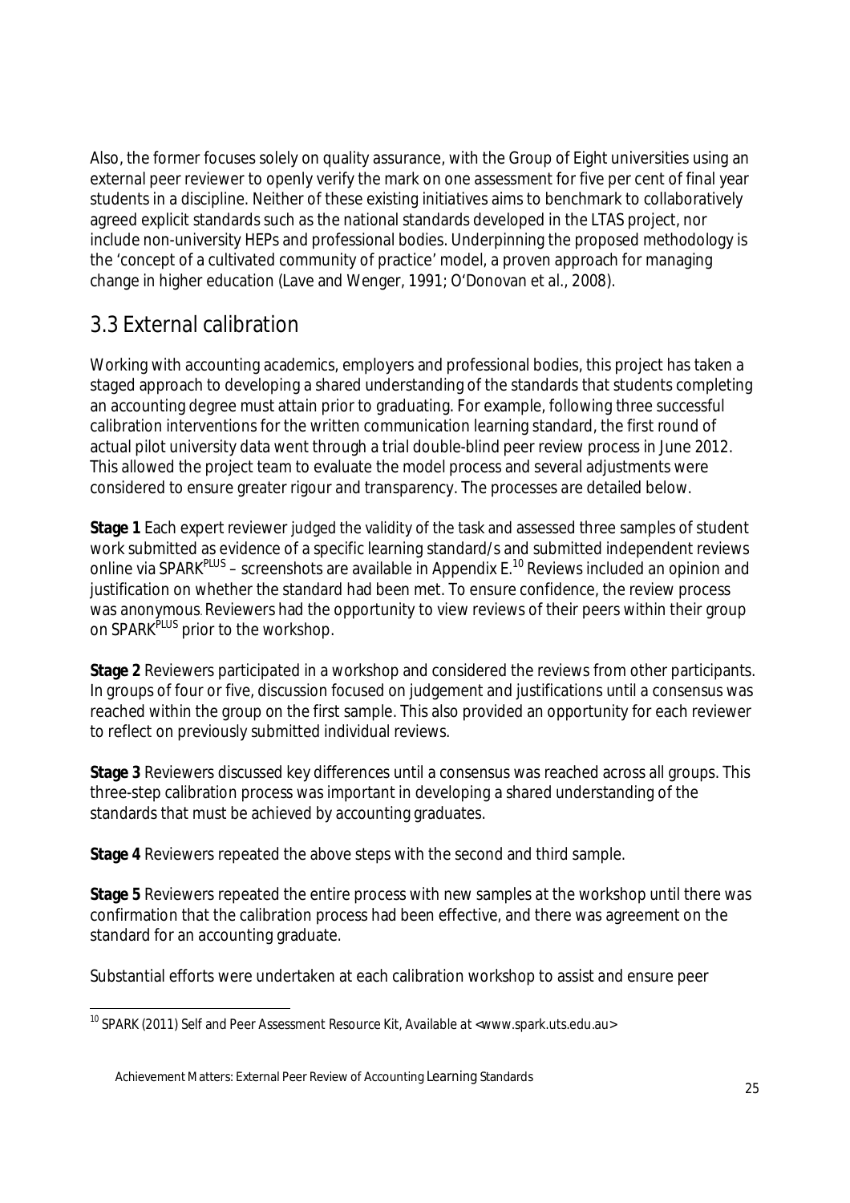Also, the former focuses solely on quality assurance, with the Group of Eight universities using an external peer reviewer to openly verify the mark on one assessment for five per cent of final year students in a discipline. Neither of these existing initiatives aims to benchmark to collaboratively agreed explicit standards such as the national standards developed in the LTAS project, nor include non-university HEPs and professional bodies. Underpinning the proposed methodology is the 'concept of a cultivated community of practice' model, a proven approach for managing change in higher education (Lave and Wenger, 1991; O'Donovan et al., 2008).

## 3.3 External calibration

Working with accounting academics, employers and professional bodies, this project has taken a staged approach to developing a shared understanding of the standards that students completing an accounting degree must attain prior to graduating. For example, following three successful calibration interventions for the written communication learning standard, the first round of actual pilot university data went through a trial double-blind peer review process in June 2012. This allowed the project team to evaluate the model process and several adjustments were considered to ensure greater rigour and transparency. The processes are detailed below.

**Stage 1** Each expert reviewer judged the validity of the task and assessed three samples of student work submitted as evidence of a specific learning standard/s and submitted independent reviews online via SPARK$^{PLUS}$ – screenshots are available in Appendix E.[10] Reviews included an opinion and justification on whether the standard had been met. To ensure confidence, the review process was anonymous. Reviewers had the opportunity to view reviews of their peers within their group on SPARK$^{PLUS}$ prior to the workshop.

**Stage 2** Reviewers participated in a workshop and considered the reviews from other participants. In groups of four or five, discussion focused on judgement and justifications until a consensus was reached within the group on the first sample. This also provided an opportunity for each reviewer to reflect on previously submitted individual reviews.

**Stage 3** Reviewers discussed key differences until a consensus was reached across all groups. This three-step calibration process was important in developing a shared understanding of the standards that must be achieved by accounting graduates.

**Stage 4** Reviewers repeated the above steps with the second and third sample.

**Stage 5** Reviewers repeated the entire process with new samples at the workshop until there was confirmation that the calibration process had been effective, and there was agreement on the standard for an accounting graduate.

Substantial efforts were undertaken at each calibration workshop to assist and ensure peer

[10] SPARK (2011) Self and Peer Assessment Resource Kit, Available at <www.spark.uts.edu.au>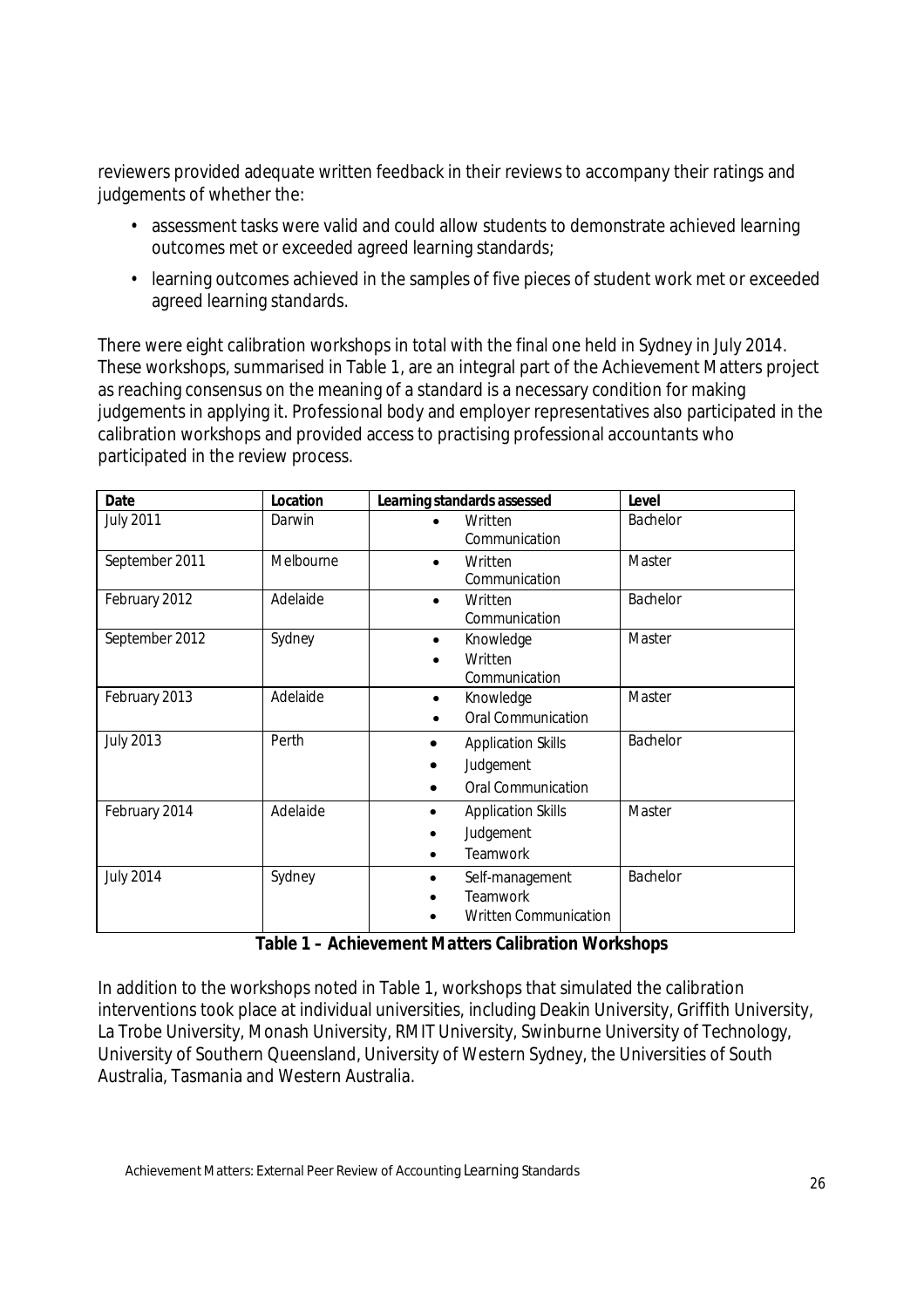reviewers provided adequate written feedback in their reviews to accompany their ratings and judgements of whether the:

- assessment tasks were valid and could allow students to demonstrate achieved learning outcomes met or exceeded agreed learning standards;
- learning outcomes achieved in the samples of five pieces of student work met or exceeded agreed learning standards.

There were eight calibration workshops in total with the final one held in Sydney in July 2014. These workshops, summarised in Table 1, are an integral part of the Achievement Matters project as reaching consensus on the meaning of a standard is a necessary condition for making judgements in applying it. Professional body and employer representatives also participated in the calibration workshops and provided access to practising professional accountants who participated in the review process.

| Date | Location | Learning standards assessed | Level |
|---|---|---|---|
| July 2011 | Darwin | • Written Communication | Bachelor |
| September 2011 | Melbourne | • Written Communication | Master |
| February 2012 | Adelaide | • Written Communication | Bachelor |
| September 2012 | Sydney | • Knowledge<br>• Written Communication | Master |
| February 2013 | Adelaide | • Knowledge<br>• Oral Communication | Master |
| July 2013 | Perth | • Application Skills<br>• Judgement<br>• Oral Communication | Bachelor |
| February 2014 | Adelaide | • Application Skills<br>• Judgement<br>• Teamwork | Master |
| July 2014 | Sydney | • Self-management<br>• Teamwork<br>• Written Communication | Bachelor |

**Table 1 – Achievement Matters Calibration Workshops**

In addition to the workshops noted in Table 1, workshops that simulated the calibration interventions took place at individual universities, including Deakin University, Griffith University, La Trobe University, Monash University, RMIT University, Swinburne University of Technology, University of Southern Queensland, University of Western Sydney, the Universities of South Australia, Tasmania and Western Australia.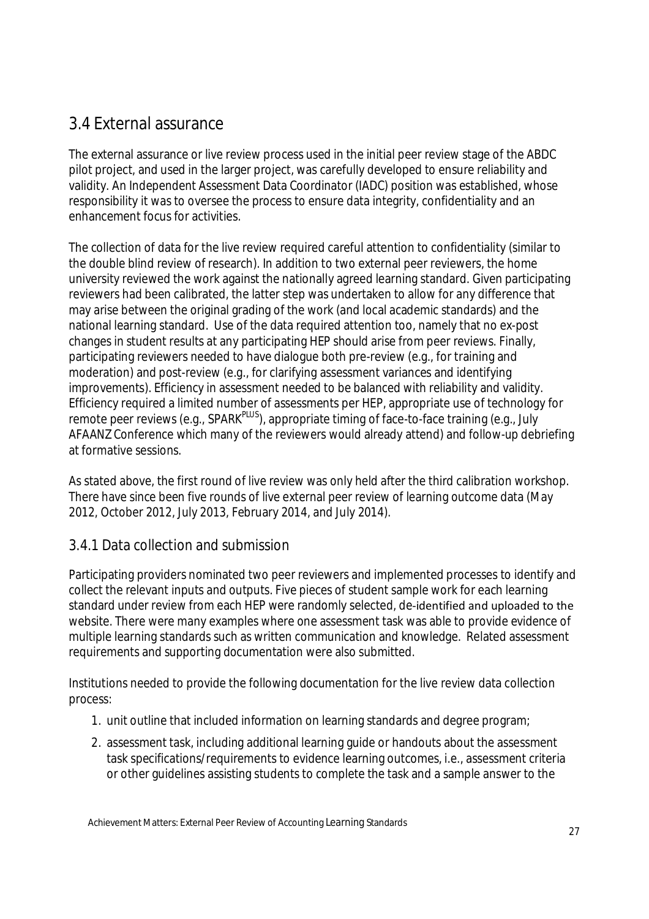## 3.4 External assurance

The external assurance or live review process used in the initial peer review stage of the ABDC pilot project, and used in the larger project, was carefully developed to ensure reliability and validity. An Independent Assessment Data Coordinator (IADC) position was established, whose responsibility it was to oversee the process to ensure data integrity, confidentiality and an enhancement focus for activities.

The collection of data for the live review required careful attention to confidentiality (similar to the double blind review of research). In addition to two external peer reviewers, the home university reviewed the work against the nationally agreed learning standard. Given participating reviewers had been calibrated, the latter step was undertaken to allow for any difference that may arise between the original grading of the work (and local academic standards) and the national learning standard. Use of the data required attention too, namely that no ex-post changes in student results at any participating HEP should arise from peer reviews. Finally, participating reviewers needed to have dialogue both pre-review (e.g., for training and moderation) and post-review (e.g., for clarifying assessment variances and identifying improvements). Efficiency in assessment needed to be balanced with reliability and validity. Efficiency required a limited number of assessments per HEP, appropriate use of technology for remote peer reviews (e.g., SPARK^PLUS), appropriate timing of face-to-face training (e.g., July AFAANZ Conference which many of the reviewers would already attend) and follow-up debriefing at formative sessions.

As stated above, the first round of live review was only held after the third calibration workshop. There have since been five rounds of live external peer review of learning outcome data (May 2012, October 2012, July 2013, February 2014, and July 2014).

### 3.4.1 Data collection and submission

Participating providers nominated two peer reviewers and implemented processes to identify and collect the relevant inputs and outputs. Five pieces of student sample work for each learning standard under review from each HEP were randomly selected, de-identified and uploaded to the website. There were many examples where one assessment task was able to provide evidence of multiple learning standards such as written communication and knowledge. Related assessment requirements and supporting documentation were also submitted.

Institutions needed to provide the following documentation for the live review data collection process:

1. unit outline that included information on learning standards and degree program;
2. assessment task, including additional learning guide or handouts about the assessment task specifications/requirements to evidence learning outcomes, i.e., assessment criteria or other guidelines assisting students to complete the task and a sample answer to the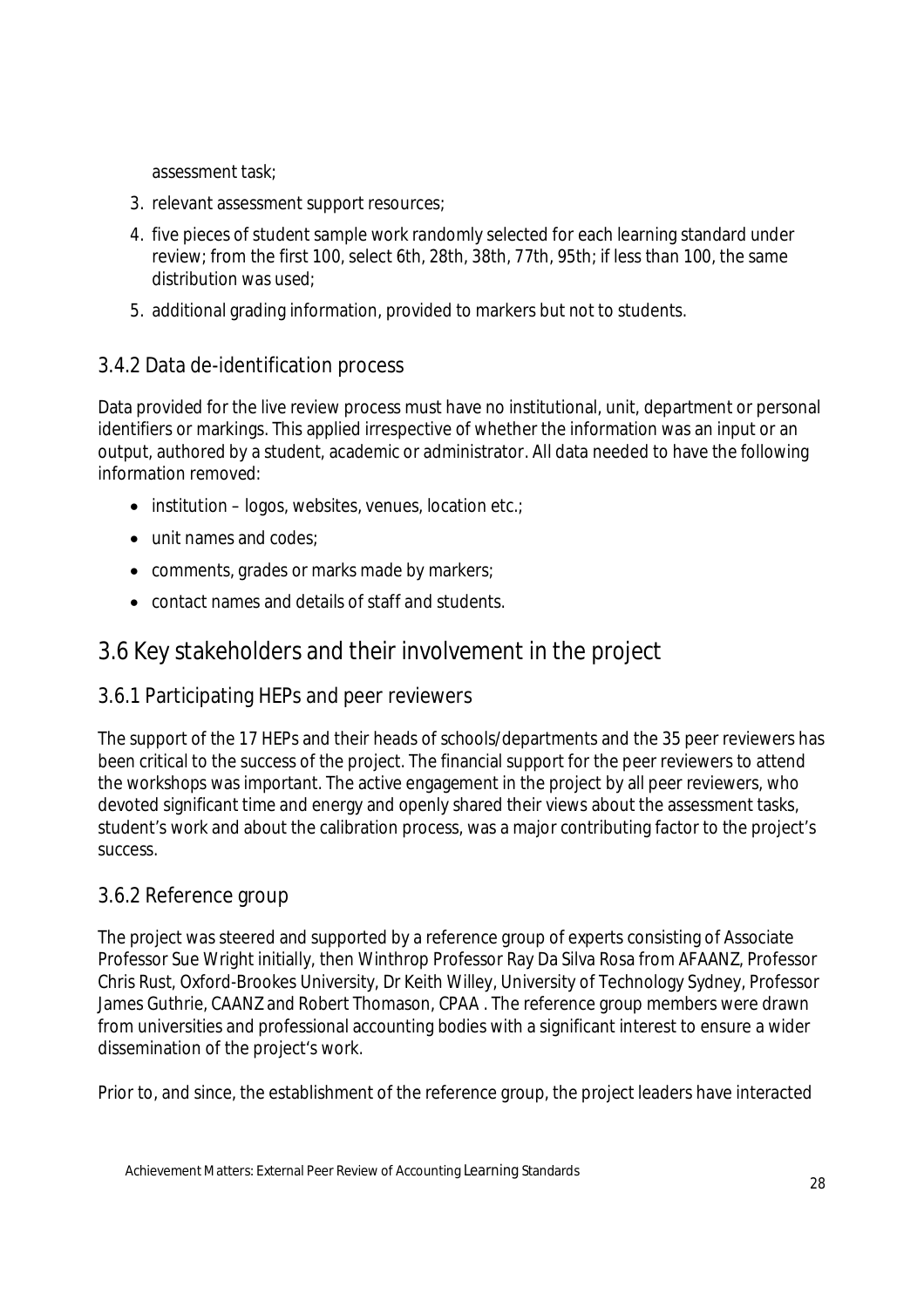assessment task;

3. relevant assessment support resources;
4. five pieces of student sample work randomly selected for each learning standard under review; from the first 100, select 6th, 28th, 38th, 77th, 95th; if less than 100, the same distribution was used;
5. additional grading information, provided to markers but not to students.

### 3.4.2 Data de-identification process

Data provided for the live review process must have no institutional, unit, department or personal identifiers or markings. This applied irrespective of whether the information was an input or an output, authored by a student, academic or administrator. All data needed to have the following information removed:

- institution – logos, websites, venues, location etc.;
- unit names and codes;
- comments, grades or marks made by markers;
- contact names and details of staff and students.

## 3.6 Key stakeholders and their involvement in the project

### 3.6.1 Participating HEPs and peer reviewers

The support of the 17 HEPs and their heads of schools/departments and the 35 peer reviewers has been critical to the success of the project. The financial support for the peer reviewers to attend the workshops was important. The active engagement in the project by all peer reviewers, who devoted significant time and energy and openly shared their views about the assessment tasks, student's work and about the calibration process, was a major contributing factor to the project's success.

### 3.6.2 Reference group

The project was steered and supported by a reference group of experts consisting of Associate Professor Sue Wright initially, then Winthrop Professor Ray Da Silva Rosa from AFAANZ, Professor Chris Rust, Oxford-Brookes University, Dr Keith Willey, University of Technology Sydney, Professor James Guthrie, CAANZ and Robert Thomason, CPAA . The reference group members were drawn from universities and professional accounting bodies with a significant interest to ensure a wider dissemination of the project's work.

Prior to, and since, the establishment of the reference group, the project leaders have interacted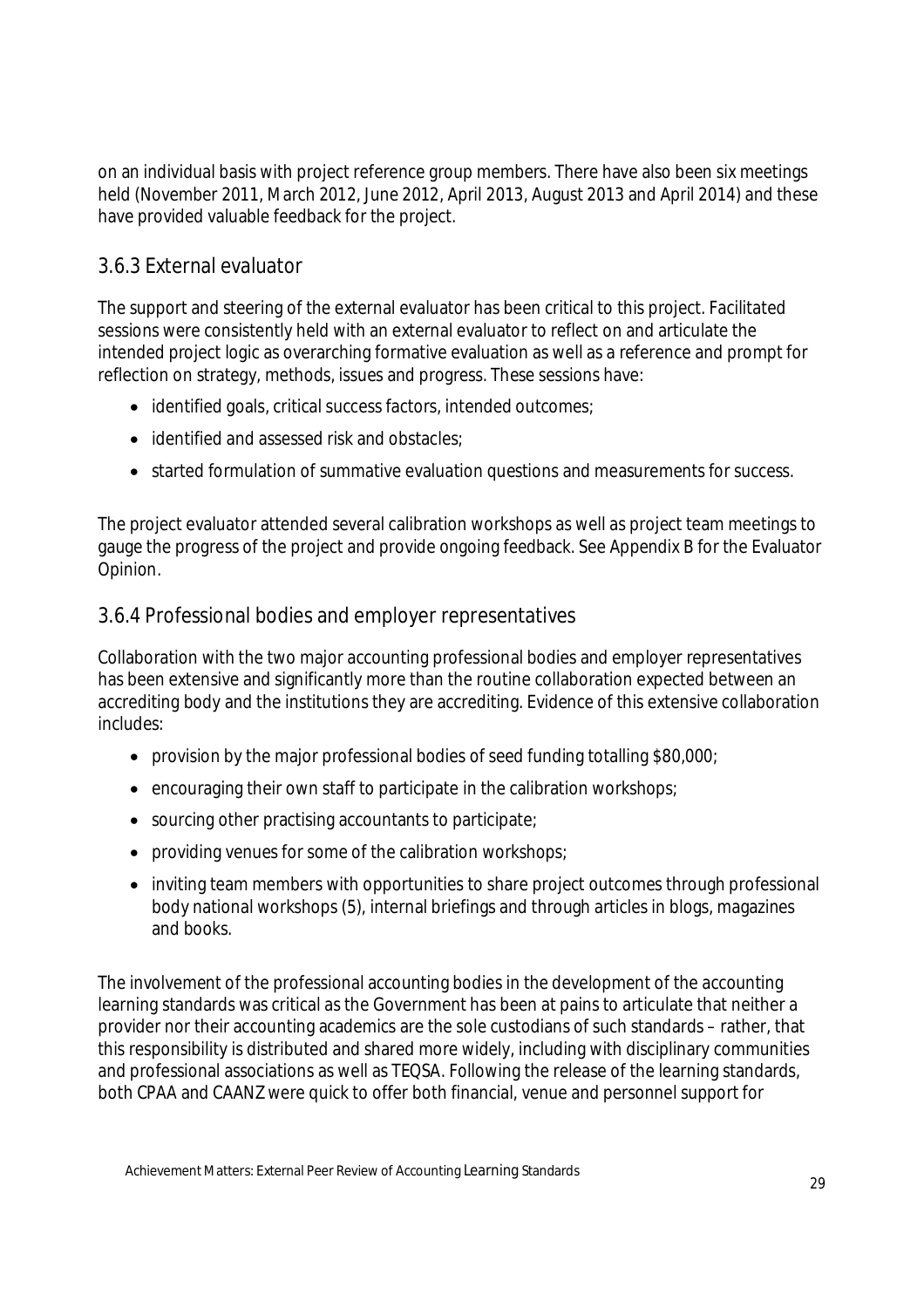on an individual basis with project reference group members. There have also been six meetings held (November 2011, March 2012, June 2012, April 2013, August 2013 and April 2014) and these have provided valuable feedback for the project.

### 3.6.3 External evaluator

The support and steering of the external evaluator has been critical to this project. Facilitated sessions were consistently held with an external evaluator to reflect on and articulate the intended project logic as overarching formative evaluation as well as a reference and prompt for reflection on strategy, methods, issues and progress. These sessions have:

- identified goals, critical success factors, intended outcomes;
- identified and assessed risk and obstacles;
- started formulation of summative evaluation questions and measurements for success.

The project evaluator attended several calibration workshops as well as project team meetings to gauge the progress of the project and provide ongoing feedback. See Appendix B for the Evaluator Opinion.

### 3.6.4 Professional bodies and employer representatives

Collaboration with the two major accounting professional bodies and employer representatives has been extensive and significantly more than the routine collaboration expected between an accrediting body and the institutions they are accrediting. Evidence of this extensive collaboration includes:

- provision by the major professional bodies of seed funding totalling $80,000;
- encouraging their own staff to participate in the calibration workshops;
- sourcing other practising accountants to participate;
- providing venues for some of the calibration workshops;
- inviting team members with opportunities to share project outcomes through professional body national workshops (5), internal briefings and through articles in blogs, magazines and books.

The involvement of the professional accounting bodies in the development of the accounting learning standards was critical as the Government has been at pains to articulate that neither a provider nor their accounting academics are the sole custodians of such standards – rather, that this responsibility is distributed and shared more widely, including with disciplinary communities and professional associations as well as TEQSA. Following the release of the learning standards, both CPAA and CAANZ were quick to offer both financial, venue and personnel support for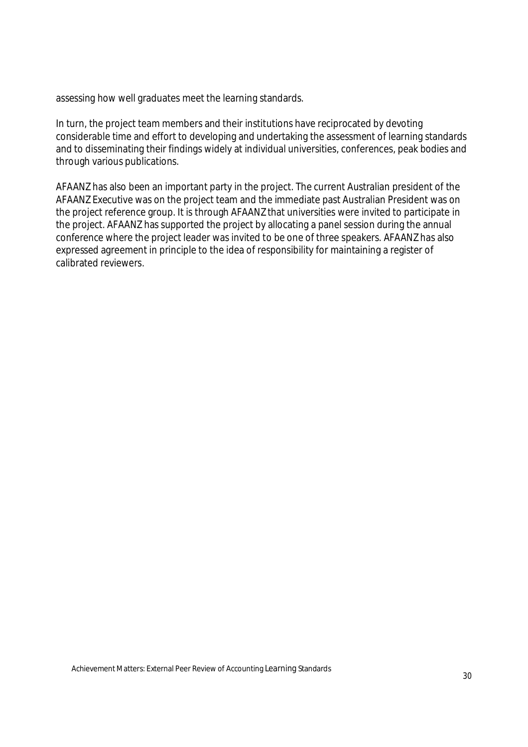assessing how well graduates meet the learning standards.

In turn, the project team members and their institutions have reciprocated by devoting considerable time and effort to developing and undertaking the assessment of learning standards and to disseminating their findings widely at individual universities, conferences, peak bodies and through various publications.

AFAANZ has also been an important party in the project. The current Australian president of the AFAANZ Executive was on the project team and the immediate past Australian President was on the project reference group. It is through AFAANZ that universities were invited to participate in the project. AFAANZ has supported the project by allocating a panel session during the annual conference where the project leader was invited to be one of three speakers. AFAANZ has also expressed agreement in principle to the idea of responsibility for maintaining a register of calibrated reviewers.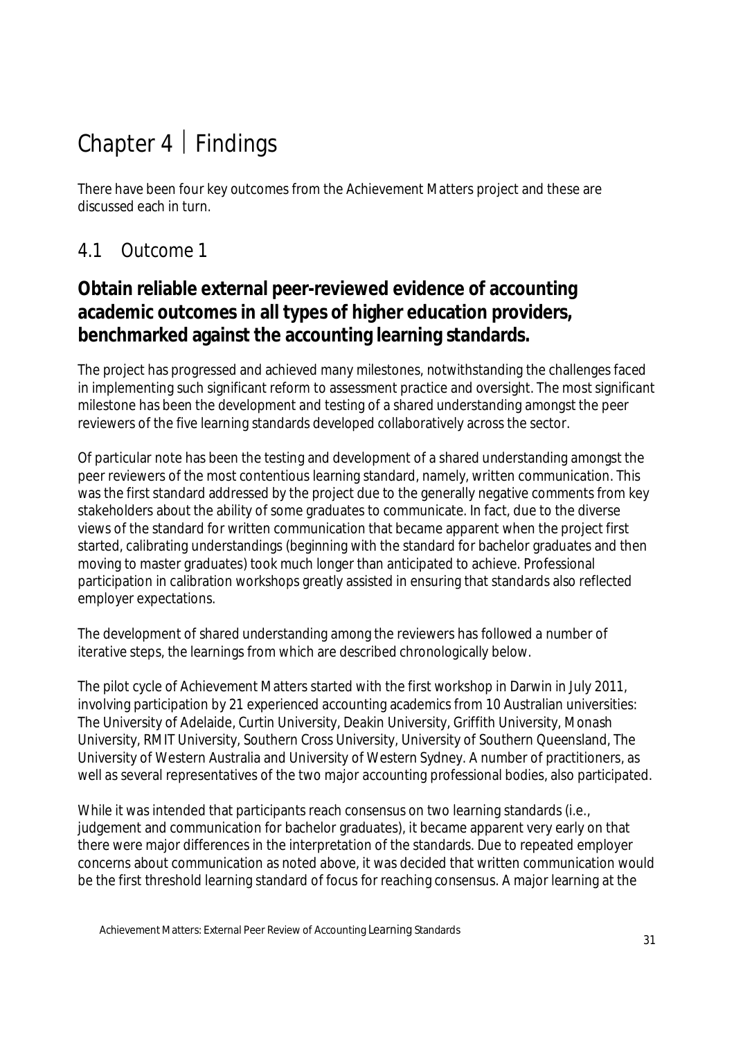# Chapter 4 | Findings

There have been four key outcomes from the Achievement Matters project and these are discussed each in turn.

## 4.1 Outcome 1

### Obtain reliable external peer-reviewed evidence of accounting academic outcomes in all types of higher education providers, benchmarked against the accounting learning standards.

The project has progressed and achieved many milestones, notwithstanding the challenges faced in implementing such significant reform to assessment practice and oversight. The most significant milestone has been the development and testing of a shared understanding amongst the peer reviewers of the five learning standards developed collaboratively across the sector.

Of particular note has been the testing and development of a shared understanding amongst the peer reviewers of the most contentious learning standard, namely, written communication. This was the first standard addressed by the project due to the generally negative comments from key stakeholders about the ability of some graduates to communicate. In fact, due to the diverse views of the standard for written communication that became apparent when the project first started, calibrating understandings (beginning with the standard for bachelor graduates and then moving to master graduates) took much longer than anticipated to achieve. Professional participation in calibration workshops greatly assisted in ensuring that standards also reflected employer expectations.

The development of shared understanding among the reviewers has followed a number of iterative steps, the learnings from which are described chronologically below.

The pilot cycle of Achievement Matters started with the first workshop in Darwin in July 2011, involving participation by 21 experienced accounting academics from 10 Australian universities: The University of Adelaide, Curtin University, Deakin University, Griffith University, Monash University, RMIT University, Southern Cross University, University of Southern Queensland, The University of Western Australia and University of Western Sydney. A number of practitioners, as well as several representatives of the two major accounting professional bodies, also participated.

While it was intended that participants reach consensus on two learning standards (i.e., judgement and communication for bachelor graduates), it became apparent very early on that there were major differences in the interpretation of the standards. Due to repeated employer concerns about communication as noted above, it was decided that written communication would be the first threshold learning standard of focus for reaching consensus. A major learning at the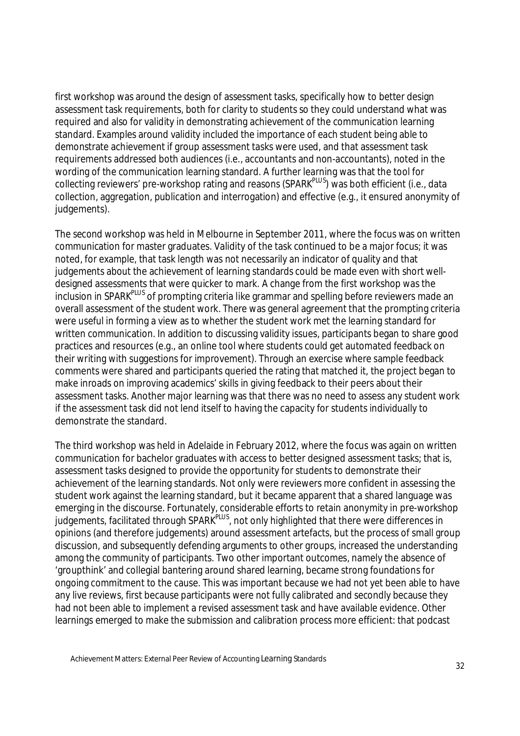first workshop was around the design of assessment tasks, specifically how to better design assessment task requirements, both for clarity to students so they could understand what was required and also for validity in demonstrating achievement of the communication learning standard. Examples around validity included the importance of each student being able to demonstrate achievement if group assessment tasks were used, and that assessment task requirements addressed both audiences (i.e., accountants and non-accountants), noted in the wording of the communication learning standard. A further learning was that the tool for collecting reviewers' pre-workshop rating and reasons (SPARK$^{PLUS}$) was both efficient (i.e., data collection, aggregation, publication and interrogation) and effective (e.g., it ensured anonymity of judgements).

The second workshop was held in Melbourne in September 2011, where the focus was on written communication for master graduates. Validity of the task continued to be a major focus; it was noted, for example, that task length was not necessarily an indicator of quality and that judgements about the achievement of learning standards could be made even with short well-designed assessments that were quicker to mark. A change from the first workshop was the inclusion in SPARK$^{PLUS}$ of prompting criteria like grammar and spelling before reviewers made an overall assessment of the student work. There was general agreement that the prompting criteria were useful in forming a view as to whether the student work met the learning standard for written communication. In addition to discussing validity issues, participants began to share good practices and resources (e.g., an online tool where students could get automated feedback on their writing with suggestions for improvement). Through an exercise where sample feedback comments were shared and participants queried the rating that matched it, the project began to make inroads on improving academics' skills in giving feedback to their peers about their assessment tasks. Another major learning was that there was no need to assess any student work if the assessment task did not lend itself to having the capacity for students individually to demonstrate the standard.

The third workshop was held in Adelaide in February 2012, where the focus was again on written communication for bachelor graduates with access to better designed assessment tasks; that is, assessment tasks designed to provide the opportunity for students to demonstrate their achievement of the learning standards. Not only were reviewers more confident in assessing the student work against the learning standard, but it became apparent that a shared language was emerging in the discourse. Fortunately, considerable efforts to retain anonymity in pre-workshop judgements, facilitated through SPARK$^{PLUS}$, not only highlighted that there were differences in opinions (and therefore judgements) around assessment artefacts, but the process of small group discussion, and subsequently defending arguments to other groups, increased the understanding among the community of participants. Two other important outcomes, namely the absence of 'groupthink' and collegial bantering around shared learning, became strong foundations for ongoing commitment to the cause. This was important because we had not yet been able to have any live reviews, first because participants were not fully calibrated and secondly because they had not been able to implement a revised assessment task and have available evidence. Other learnings emerged to make the submission and calibration process more efficient: that podcast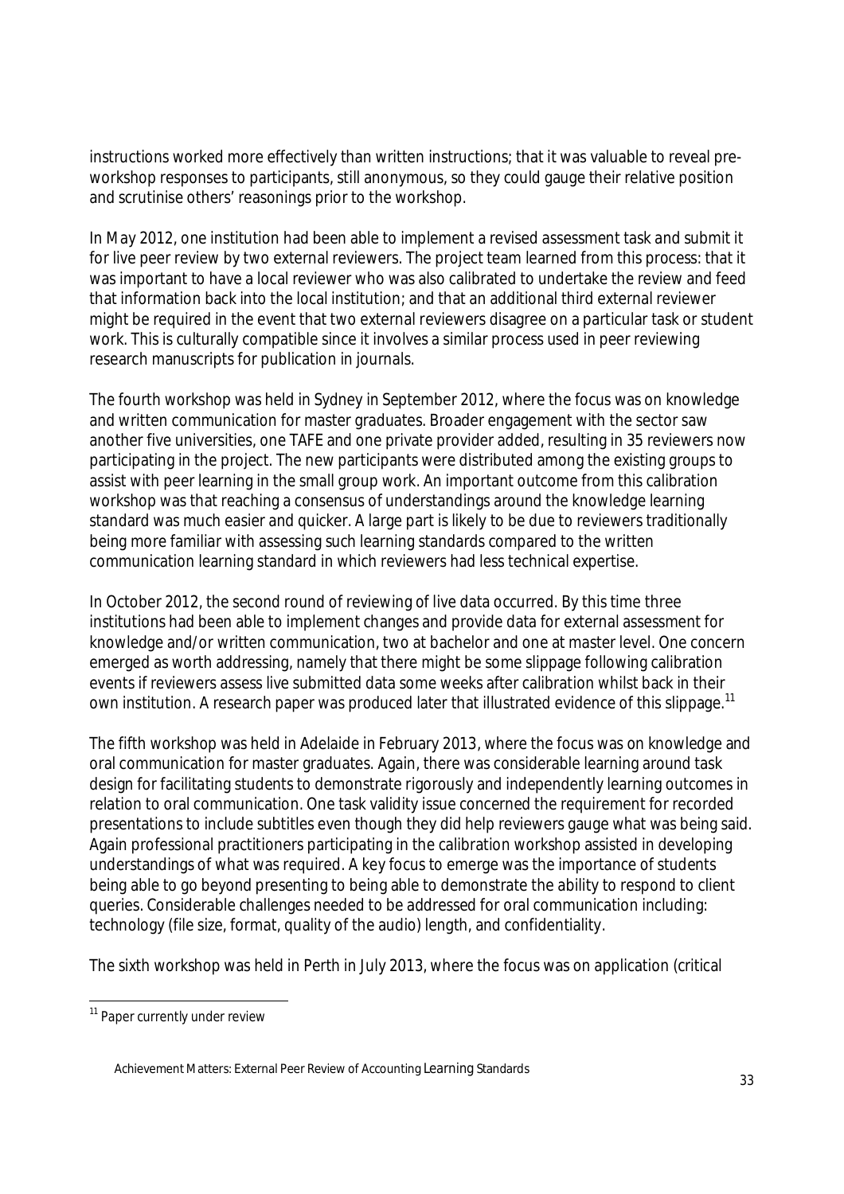instructions worked more effectively than written instructions; that it was valuable to reveal pre-workshop responses to participants, still anonymous, so they could gauge their relative position and scrutinise others' reasonings prior to the workshop.

In May 2012, one institution had been able to implement a revised assessment task and submit it for live peer review by two external reviewers. The project team learned from this process: that it was important to have a local reviewer who was also calibrated to undertake the review and feed that information back into the local institution; and that an additional third external reviewer might be required in the event that two external reviewers disagree on a particular task or student work. This is culturally compatible since it involves a similar process used in peer reviewing research manuscripts for publication in journals.

The fourth workshop was held in Sydney in September 2012, where the focus was on knowledge and written communication for master graduates. Broader engagement with the sector saw another five universities, one TAFE and one private provider added, resulting in 35 reviewers now participating in the project. The new participants were distributed among the existing groups to assist with peer learning in the small group work. An important outcome from this calibration workshop was that reaching a consensus of understandings around the knowledge learning standard was much easier and quicker. A large part is likely to be due to reviewers traditionally being more familiar with assessing such learning standards compared to the written communication learning standard in which reviewers had less technical expertise.

In October 2012, the second round of reviewing of live data occurred. By this time three institutions had been able to implement changes and provide data for external assessment for knowledge and/or written communication, two at bachelor and one at master level. One concern emerged as worth addressing, namely that there might be some slippage following calibration events if reviewers assess live submitted data some weeks after calibration whilst back in their own institution. A research paper was produced later that illustrated evidence of this slippage.[11]

The fifth workshop was held in Adelaide in February 2013, where the focus was on knowledge and oral communication for master graduates. Again, there was considerable learning around task design for facilitating students to demonstrate rigorously and independently learning outcomes in relation to oral communication. One task validity issue concerned the requirement for recorded presentations to include subtitles even though they did help reviewers gauge what was being said. Again professional practitioners participating in the calibration workshop assisted in developing understandings of what was required. A key focus to emerge was the importance of students being able to go beyond presenting to being able to demonstrate the ability to respond to client queries. Considerable challenges needed to be addressed for oral communication including: technology (file size, format, quality of the audio) length, and confidentiality.

The sixth workshop was held in Perth in July 2013, where the focus was on application (critical

[11] Paper currently under review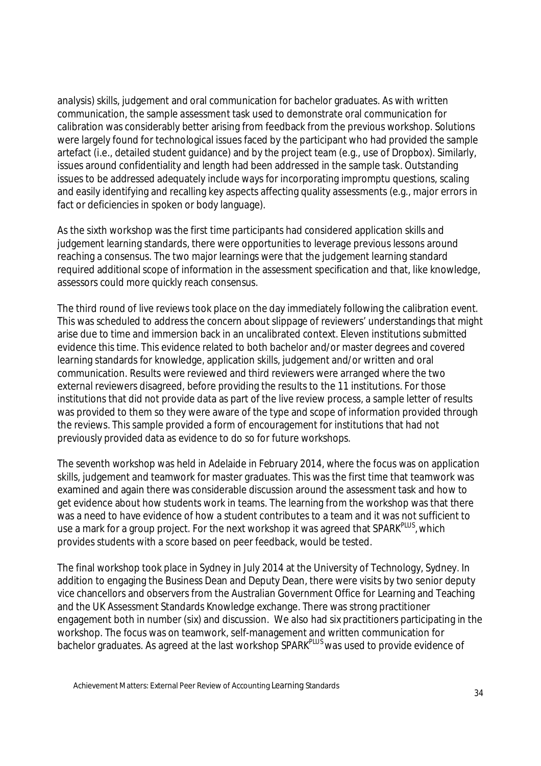analysis) skills, judgement and oral communication for bachelor graduates. As with written communication, the sample assessment task used to demonstrate oral communication for calibration was considerably better arising from feedback from the previous workshop. Solutions were largely found for technological issues faced by the participant who had provided the sample artefact (i.e., detailed student guidance) and by the project team (e.g., use of Dropbox). Similarly, issues around confidentiality and length had been addressed in the sample task. Outstanding issues to be addressed adequately include ways for incorporating impromptu questions, scaling and easily identifying and recalling key aspects affecting quality assessments (e.g., major errors in fact or deficiencies in spoken or body language).

As the sixth workshop was the first time participants had considered application skills and judgement learning standards, there were opportunities to leverage previous lessons around reaching a consensus. The two major learnings were that the judgement learning standard required additional scope of information in the assessment specification and that, like knowledge, assessors could more quickly reach consensus.

The third round of live reviews took place on the day immediately following the calibration event. This was scheduled to address the concern about slippage of reviewers' understandings that might arise due to time and immersion back in an uncalibrated context. Eleven institutions submitted evidence this time. This evidence related to both bachelor and/or master degrees and covered learning standards for knowledge, application skills, judgement and/or written and oral communication. Results were reviewed and third reviewers were arranged where the two external reviewers disagreed, before providing the results to the 11 institutions. For those institutions that did not provide data as part of the live review process, a sample letter of results was provided to them so they were aware of the type and scope of information provided through the reviews. This sample provided a form of encouragement for institutions that had not previously provided data as evidence to do so for future workshops.

The seventh workshop was held in Adelaide in February 2014, where the focus was on application skills, judgement and teamwork for master graduates. This was the first time that teamwork was examined and again there was considerable discussion around the assessment task and how to get evidence about how students work in teams. The learning from the workshop was that there was a need to have evidence of how a student contributes to a team and it was not sufficient to use a mark for a group project. For the next workshop it was agreed that SPARK^PLUS^, which provides students with a score based on peer feedback, would be tested.

The final workshop took place in Sydney in July 2014 at the University of Technology, Sydney. In addition to engaging the Business Dean and Deputy Dean, there were visits by two senior deputy vice chancellors and observers from the Australian Government Office for Learning and Teaching and the UK Assessment Standards Knowledge exchange. There was strong practitioner engagement both in number (six) and discussion. We also had six practitioners participating in the workshop. The focus was on teamwork, self-management and written communication for bachelor graduates. As agreed at the last workshop SPARK^PLUS^ was used to provide evidence of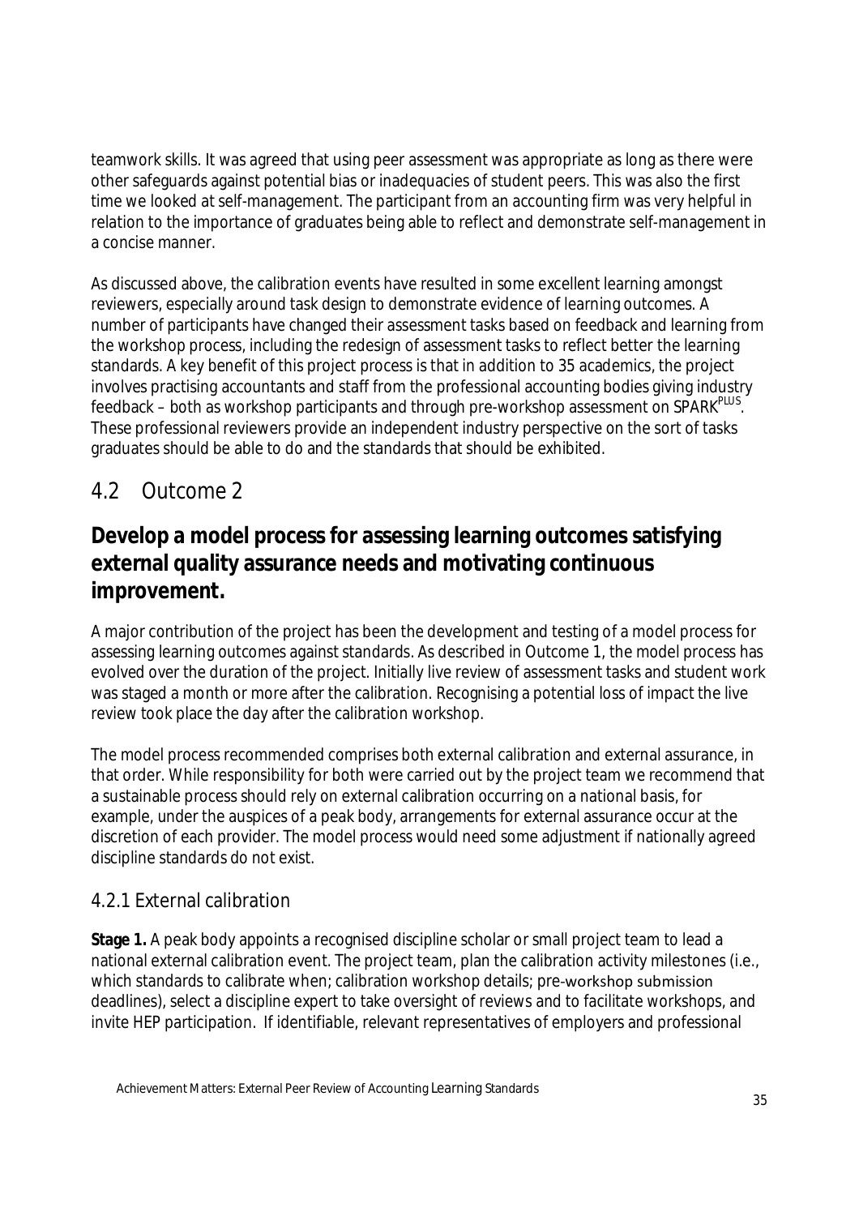teamwork skills. It was agreed that using peer assessment was appropriate as long as there were other safeguards against potential bias or inadequacies of student peers. This was also the first time we looked at self-management. The participant from an accounting firm was very helpful in relation to the importance of graduates being able to reflect and demonstrate self-management in a concise manner.

As discussed above, the calibration events have resulted in some excellent learning amongst reviewers, especially around task design to demonstrate evidence of learning outcomes. A number of participants have changed their assessment tasks based on feedback and learning from the workshop process, including the redesign of assessment tasks to reflect better the learning standards. A key benefit of this project process is that in addition to 35 academics, the project involves practising accountants and staff from the professional accounting bodies giving industry feedback – both as workshop participants and through pre-workshop assessment on SPARK[PLUS]. These professional reviewers provide an independent industry perspective on the sort of tasks graduates should be able to do and the standards that should be exhibited.

## 4.2 Outcome 2

### Develop a model process for assessing learning outcomes satisfying external quality assurance needs and motivating continuous improvement.

A major contribution of the project has been the development and testing of a model process for assessing learning outcomes against standards. As described in Outcome 1, the model process has evolved over the duration of the project. Initially live review of assessment tasks and student work was staged a month or more after the calibration. Recognising a potential loss of impact the live review took place the day after the calibration workshop.

The model process recommended comprises both external calibration and external assurance, in that order. While responsibility for both were carried out by the project team we recommend that a sustainable process should rely on external calibration occurring on a national basis, for example, under the auspices of a peak body, arrangements for external assurance occur at the discretion of each provider. The model process would need some adjustment if nationally agreed discipline standards do not exist.

### 4.2.1 External calibration

**Stage 1.** A peak body appoints a recognised discipline scholar or small project team to lead a national external calibration event. The project team, plan the calibration activity milestones (i.e., which standards to calibrate when; calibration workshop details; pre-workshop submission deadlines), select a discipline expert to take oversight of reviews and to facilitate workshops, and invite HEP participation. If identifiable, relevant representatives of employers and professional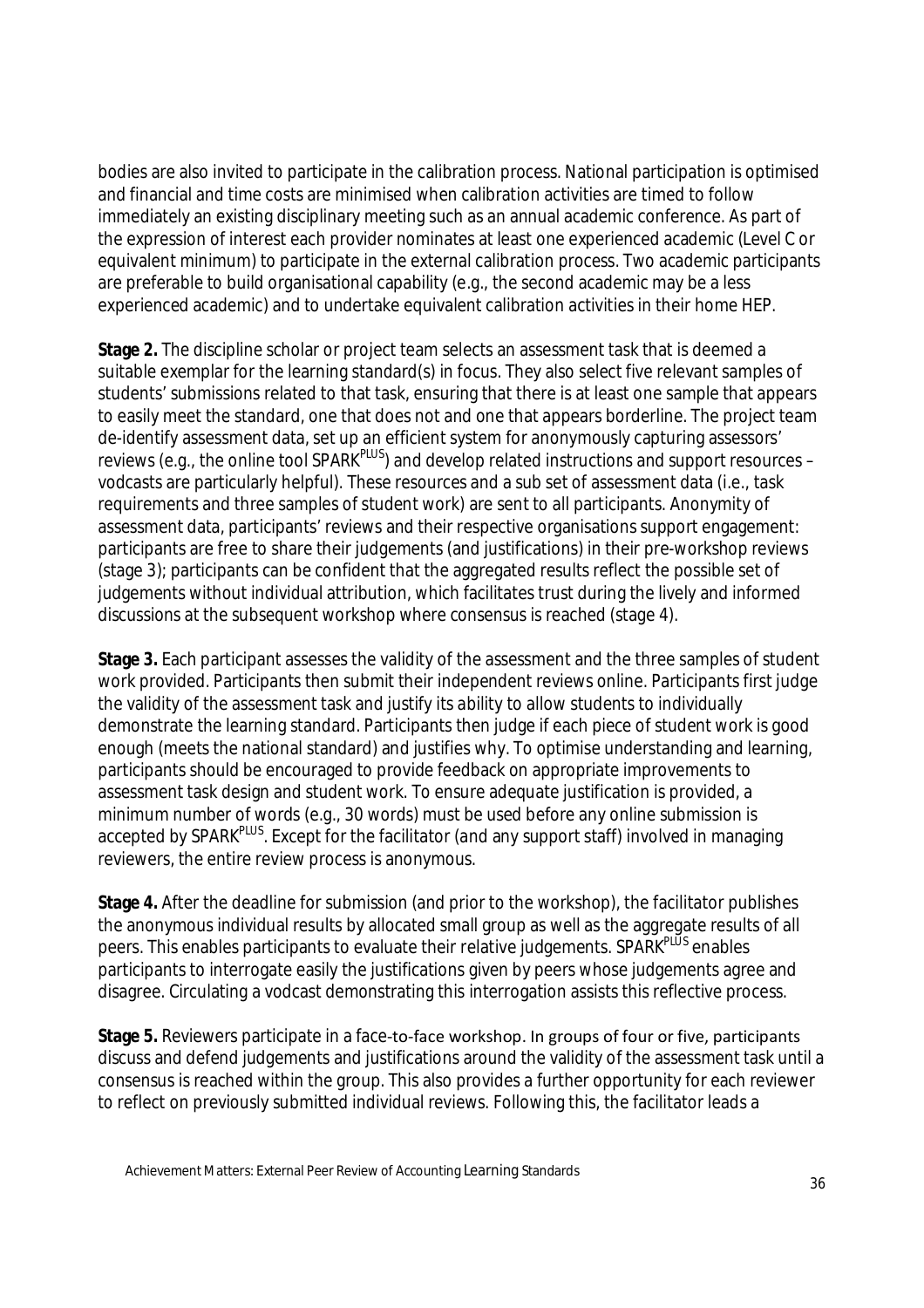bodies are also invited to participate in the calibration process. National participation is optimised and financial and time costs are minimised when calibration activities are timed to follow immediately an existing disciplinary meeting such as an annual academic conference. As part of the expression of interest each provider nominates at least one experienced academic (Level C or equivalent minimum) to participate in the external calibration process. Two academic participants are preferable to build organisational capability (e.g., the second academic may be a less experienced academic) and to undertake equivalent calibration activities in their home HEP.

**Stage 2.** The discipline scholar or project team selects an assessment task that is deemed a suitable exemplar for the learning standard(s) in focus. They also select five relevant samples of students' submissions related to that task, ensuring that there is at least one sample that appears to easily meet the standard, one that does not and one that appears borderline. The project team de-identify assessment data, set up an efficient system for anonymously capturing assessors' reviews (e.g., the online tool SPARK[PLUS]) and develop related instructions and support resources – vodcasts are particularly helpful). These resources and a sub set of assessment data (i.e., task requirements and three samples of student work) are sent to all participants. Anonymity of assessment data, participants' reviews and their respective organisations support engagement: participants are free to share their judgements (and justifications) in their pre-workshop reviews (stage 3); participants can be confident that the aggregated results reflect the possible set of judgements without individual attribution, which facilitates trust during the lively and informed discussions at the subsequent workshop where consensus is reached (stage 4).

**Stage 3.** Each participant assesses the validity of the assessment and the three samples of student work provided. Participants then submit their independent reviews online. Participants first judge the validity of the assessment task and justify its ability to allow students to individually demonstrate the learning standard. Participants then judge if each piece of student work is good enough (meets the national standard) and justifies why. To optimise understanding and learning, participants should be encouraged to provide feedback on appropriate improvements to assessment task design and student work. To ensure adequate justification is provided, a minimum number of words (e.g., 30 words) must be used before any online submission is accepted by SPARK[PLUS]. Except for the facilitator (and any support staff) involved in managing reviewers, the entire review process is anonymous.

**Stage 4.** After the deadline for submission (and prior to the workshop), the facilitator publishes the anonymous individual results by allocated small group as well as the aggregate results of all peers. This enables participants to evaluate their relative judgements. SPARK[PLUS] enables participants to interrogate easily the justifications given by peers whose judgements agree and disagree. Circulating a vodcast demonstrating this interrogation assists this reflective process.

**Stage 5.** Reviewers participate in a face-to-face workshop. In groups of four or five, participants discuss and defend judgements and justifications around the validity of the assessment task until a consensus is reached within the group. This also provides a further opportunity for each reviewer to reflect on previously submitted individual reviews. Following this, the facilitator leads a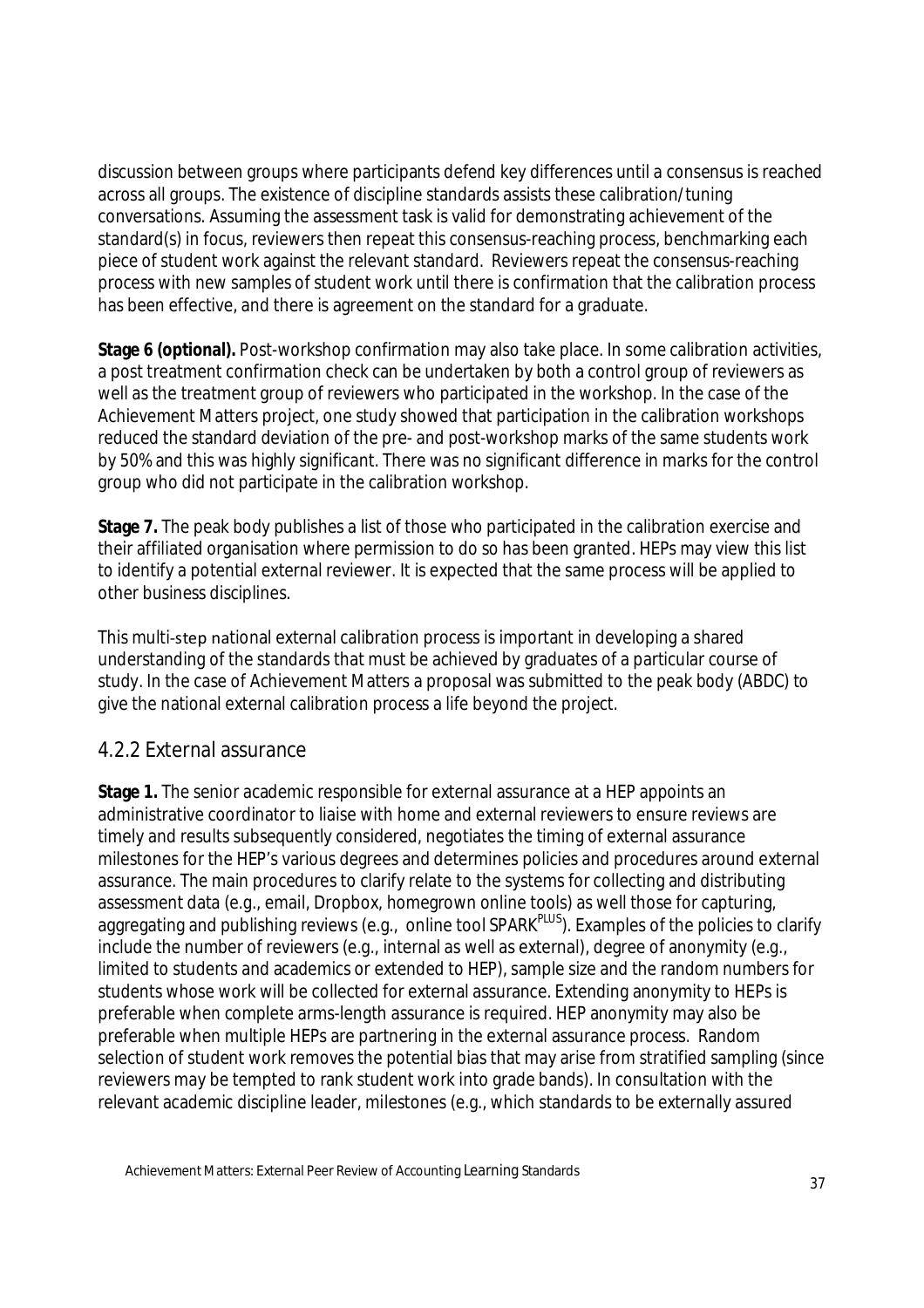discussion between groups where participants defend key differences until a consensus is reached across all groups. The existence of discipline standards assists these calibration/tuning conversations. Assuming the assessment task is valid for demonstrating achievement of the standard(s) in focus, reviewers then repeat this consensus-reaching process, benchmarking each piece of student work against the relevant standard. Reviewers repeat the consensus-reaching process with new samples of student work until there is confirmation that the calibration process has been effective, and there is agreement on the standard for a graduate.

**Stage 6 (optional).** Post-workshop confirmation may also take place. In some calibration activities, a post treatment confirmation check can be undertaken by both a control group of reviewers as well as the treatment group of reviewers who participated in the workshop. In the case of the Achievement Matters project, one study showed that participation in the calibration workshops reduced the standard deviation of the pre- and post-workshop marks of the same students work by 50% and this was highly significant. There was no significant difference in marks for the control group who did not participate in the calibration workshop.

**Stage 7.** The peak body publishes a list of those who participated in the calibration exercise and their affiliated organisation where permission to do so has been granted. HEPs may view this list to identify a potential external reviewer. It is expected that the same process will be applied to other business disciplines.

This multi-step national external calibration process is important in developing a shared understanding of the standards that must be achieved by graduates of a particular course of study. In the case of Achievement Matters a proposal was submitted to the peak body (ABDC) to give the national external calibration process a life beyond the project.

## 4.2.2 External assurance

**Stage 1.** The senior academic responsible for external assurance at a HEP appoints an administrative coordinator to liaise with home and external reviewers to ensure reviews are timely and results subsequently considered, negotiates the timing of external assurance milestones for the HEP's various degrees and determines policies and procedures around external assurance. The main procedures to clarify relate to the systems for collecting and distributing assessment data (e.g., email, Dropbox, homegrown online tools) as well those for capturing, aggregating and publishing reviews (e.g., online tool SPARK^PLUS^). Examples of the policies to clarify include the number of reviewers (e.g., internal as well as external), degree of anonymity (e.g., limited to students and academics or extended to HEP), sample size and the random numbers for students whose work will be collected for external assurance. Extending anonymity to HEPs is preferable when complete arms-length assurance is required. HEP anonymity may also be preferable when multiple HEPs are partnering in the external assurance process. Random selection of student work removes the potential bias that may arise from stratified sampling (since reviewers may be tempted to rank student work into grade bands). In consultation with the relevant academic discipline leader, milestones (e.g., which standards to be externally assured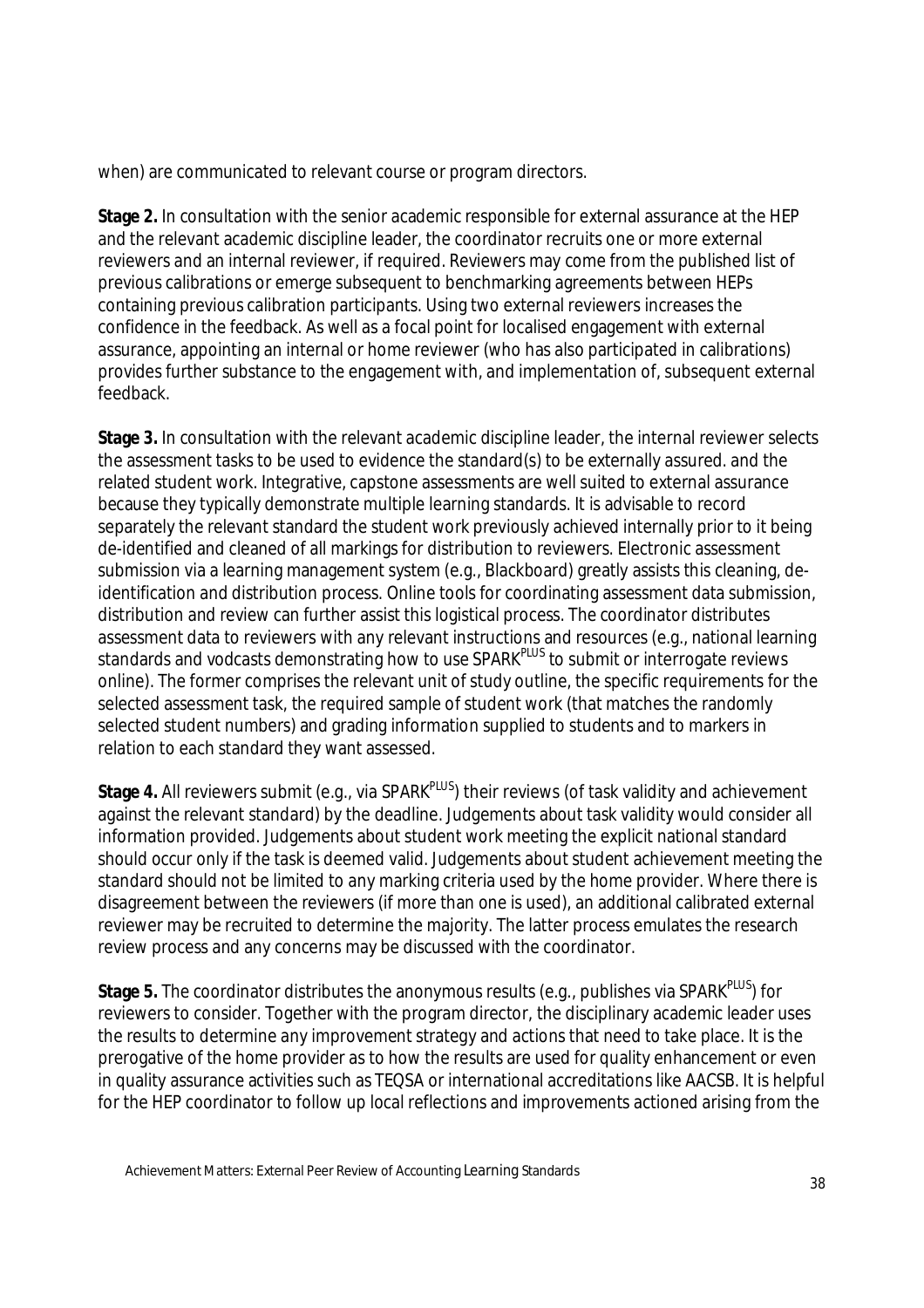when) are communicated to relevant course or program directors.

**Stage 2.** In consultation with the senior academic responsible for external assurance at the HEP and the relevant academic discipline leader, the coordinator recruits one or more external reviewers and an internal reviewer, if required. Reviewers may come from the published list of previous calibrations or emerge subsequent to benchmarking agreements between HEPs containing previous calibration participants. Using two external reviewers increases the confidence in the feedback. As well as a focal point for localised engagement with external assurance, appointing an internal or home reviewer (who has also participated in calibrations) provides further substance to the engagement with, and implementation of, subsequent external feedback.

**Stage 3.** In consultation with the relevant academic discipline leader, the internal reviewer selects the assessment tasks to be used to evidence the standard(s) to be externally assured. and the related student work. Integrative, capstone assessments are well suited to external assurance because they typically demonstrate multiple learning standards. It is advisable to record separately the relevant standard the student work previously achieved internally prior to it being de-identified and cleaned of all markings for distribution to reviewers. Electronic assessment submission via a learning management system (e.g., Blackboard) greatly assists this cleaning, de-identification and distribution process. Online tools for coordinating assessment data submission, distribution and review can further assist this logistical process. The coordinator distributes assessment data to reviewers with any relevant instructions and resources (e.g., national learning standards and vodcasts demonstrating how to use SPARK$^{PLUS}$ to submit or interrogate reviews online). The former comprises the relevant unit of study outline, the specific requirements for the selected assessment task, the required sample of student work (that matches the randomly selected student numbers) and grading information supplied to students and to markers in relation to each standard they want assessed.

**Stage 4.** All reviewers submit (e.g., via SPARK$^{PLUS}$) their reviews (of task validity and achievement against the relevant standard) by the deadline. Judgements about task validity would consider all information provided. Judgements about student work meeting the explicit national standard should occur only if the task is deemed valid. Judgements about student achievement meeting the standard should not be limited to any marking criteria used by the home provider. Where there is disagreement between the reviewers (if more than one is used), an additional calibrated external reviewer may be recruited to determine the majority. The latter process emulates the research review process and any concerns may be discussed with the coordinator.

**Stage 5.** The coordinator distributes the anonymous results (e.g., publishes via SPARK$^{PLUS}$) for reviewers to consider. Together with the program director, the disciplinary academic leader uses the results to determine any improvement strategy and actions that need to take place. It is the prerogative of the home provider as to how the results are used for quality enhancement or even in quality assurance activities such as TEQSA or international accreditations like AACSB. It is helpful for the HEP coordinator to follow up local reflections and improvements actioned arising from the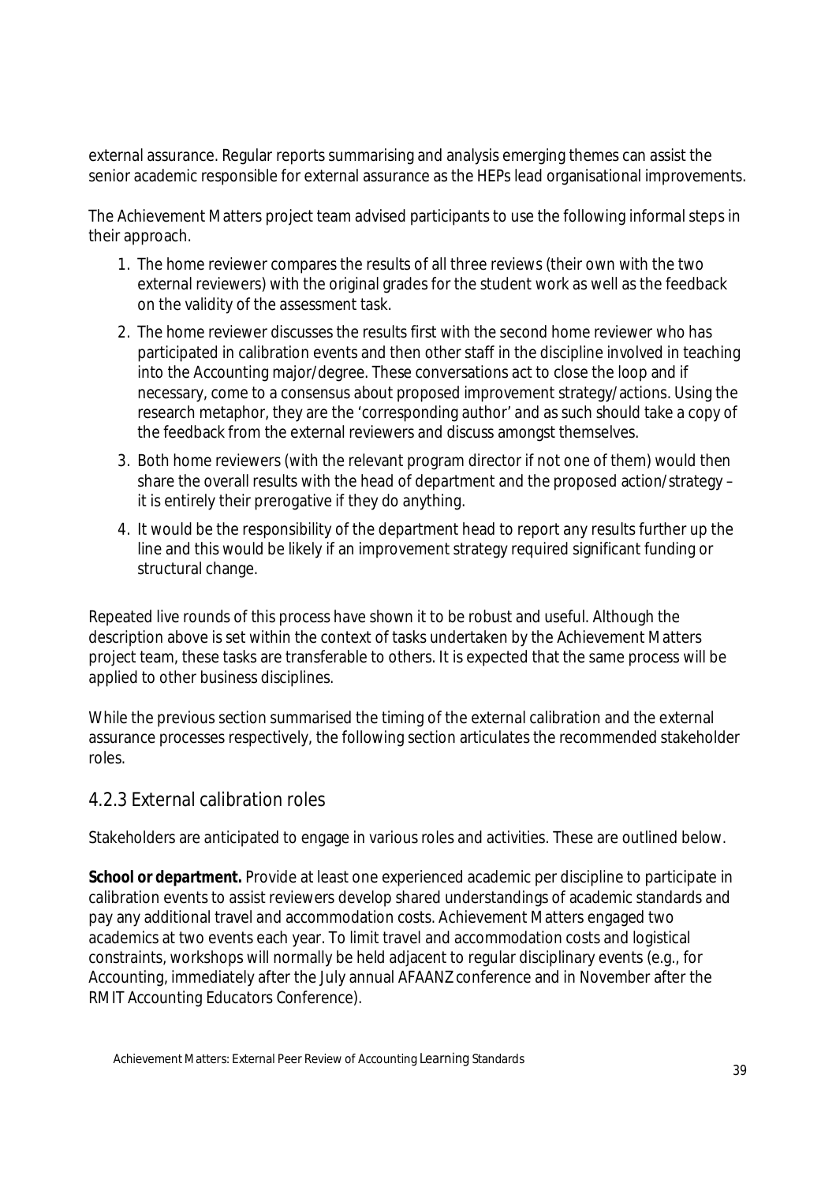external assurance. Regular reports summarising and analysis emerging themes can assist the senior academic responsible for external assurance as the HEPs lead organisational improvements.

The Achievement Matters project team advised participants to use the following informal steps in their approach.

1. The home reviewer compares the results of all three reviews (their own with the two external reviewers) with the original grades for the student work as well as the feedback on the validity of the assessment task.
2. The home reviewer discusses the results first with the second home reviewer who has participated in calibration events and then other staff in the discipline involved in teaching into the Accounting major/degree. These conversations act to close the loop and if necessary, come to a consensus about proposed improvement strategy/actions. Using the research metaphor, they are the 'corresponding author' and as such should take a copy of the feedback from the external reviewers and discuss amongst themselves.
3. Both home reviewers (with the relevant program director if not one of them) would then share the overall results with the head of department and the proposed action/strategy – it is entirely their prerogative if they do anything.
4. It would be the responsibility of the department head to report any results further up the line and this would be likely if an improvement strategy required significant funding or structural change.

Repeated live rounds of this process have shown it to be robust and useful. Although the description above is set within the context of tasks undertaken by the Achievement Matters project team, these tasks are transferable to others. It is expected that the same process will be applied to other business disciplines.

While the previous section summarised the timing of the external calibration and the external assurance processes respectively, the following section articulates the recommended stakeholder roles.

## 4.2.3 External calibration roles

Stakeholders are anticipated to engage in various roles and activities. These are outlined below.

**School or department.** Provide at least one experienced academic per discipline to participate in calibration events to assist reviewers develop shared understandings of academic standards and pay any additional travel and accommodation costs. Achievement Matters engaged two academics at two events each year. To limit travel and accommodation costs and logistical constraints, workshops will normally be held adjacent to regular disciplinary events (e.g., for Accounting, immediately after the July annual AFAANZ conference and in November after the RMIT Accounting Educators Conference).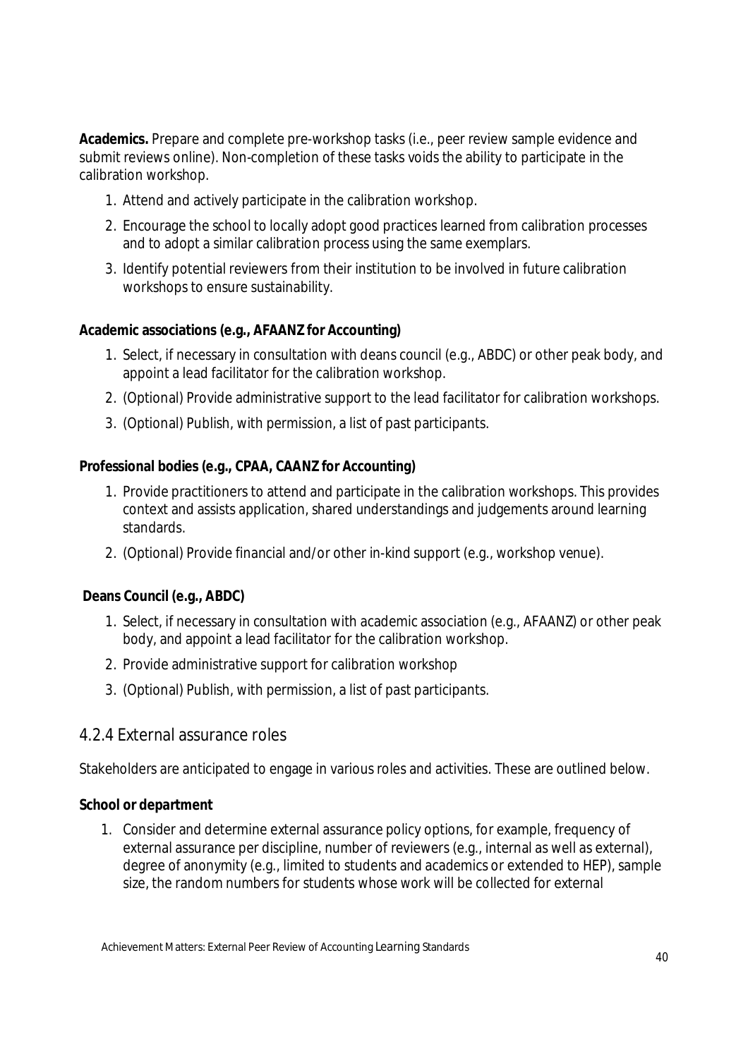**Academics.** Prepare and complete pre-workshop tasks (i.e., peer review sample evidence and submit reviews online). Non-completion of these tasks voids the ability to participate in the calibration workshop.

1. Attend and actively participate in the calibration workshop.
2. Encourage the school to locally adopt good practices learned from calibration processes and to adopt a similar calibration process using the same exemplars.
3. Identify potential reviewers from their institution to be involved in future calibration workshops to ensure sustainability.

**Academic associations (e.g., AFAANZ for Accounting)**

1. Select, if necessary in consultation with deans council (e.g., ABDC) or other peak body, and appoint a lead facilitator for the calibration workshop.
2. (Optional) Provide administrative support to the lead facilitator for calibration workshops.
3. (Optional) Publish, with permission, a list of past participants.

**Professional bodies (e.g., CPAA, CAANZ for Accounting)**

1. Provide practitioners to attend and participate in the calibration workshops. This provides context and assists application, shared understandings and judgements around learning standards.
2. (Optional) Provide financial and/or other in-kind support (e.g., workshop venue).

**Deans Council (e.g., ABDC)**

1. Select, if necessary in consultation with academic association (e.g., AFAANZ) or other peak body, and appoint a lead facilitator for the calibration workshop.
2. Provide administrative support for calibration workshop
3. (Optional) Publish, with permission, a list of past participants.

### 4.2.4 External assurance roles

Stakeholders are anticipated to engage in various roles and activities. These are outlined below.

**School or department**

1. Consider and determine external assurance policy options, for example, frequency of external assurance per discipline, number of reviewers (e.g., internal as well as external), degree of anonymity (e.g., limited to students and academics or extended to HEP), sample size, the random numbers for students whose work will be collected for external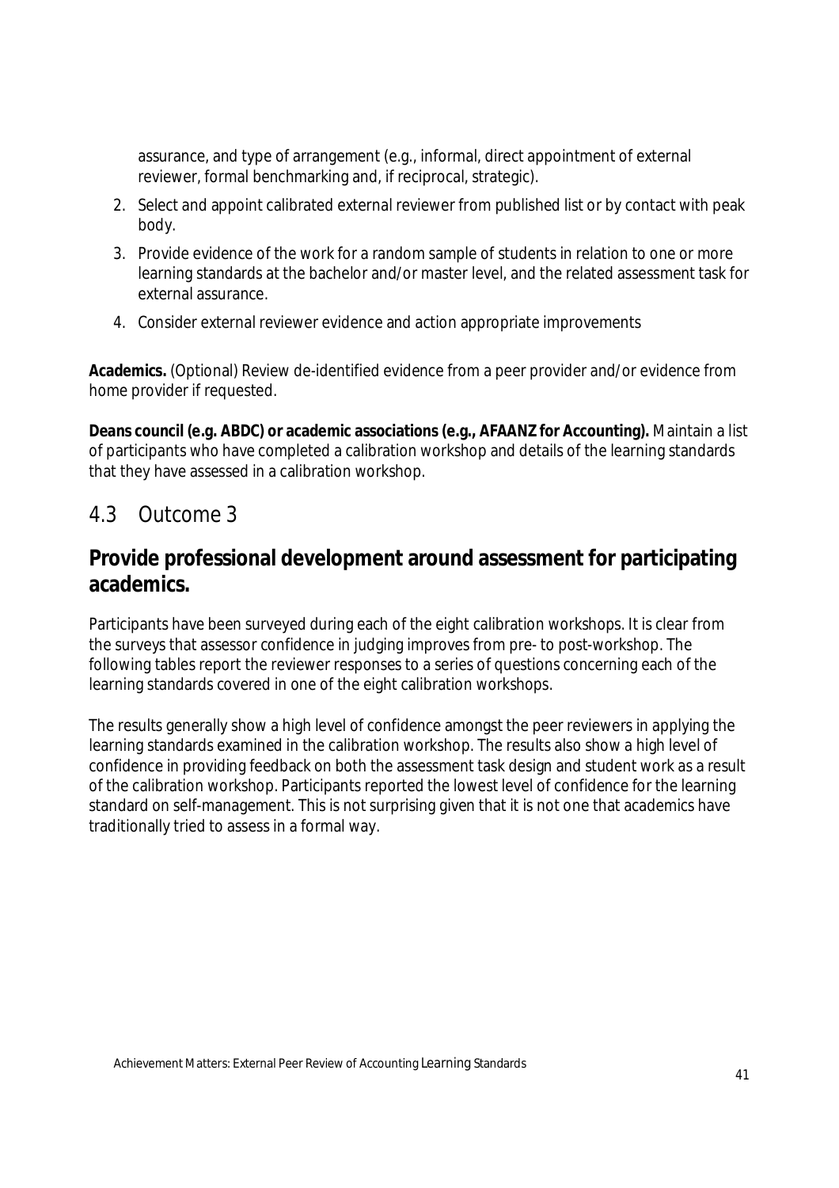assurance, and type of arrangement (e.g., informal, direct appointment of external reviewer, formal benchmarking and, if reciprocal, strategic).

2. Select and appoint calibrated external reviewer from published list or by contact with peak body.
3. Provide evidence of the work for a random sample of students in relation to one or more learning standards at the bachelor and/or master level, and the related assessment task for external assurance.
4. Consider external reviewer evidence and action appropriate improvements

**Academics.** (Optional) Review de-identified evidence from a peer provider and/or evidence from home provider if requested.

**Deans council (e.g. ABDC) or academic associations (e.g., AFAANZ for Accounting).** Maintain a list of participants who have completed a calibration workshop and details of the learning standards that they have assessed in a calibration workshop.

## 4.3 Outcome 3

### Provide professional development around assessment for participating academics.

Participants have been surveyed during each of the eight calibration workshops. It is clear from the surveys that assessor confidence in judging improves from pre- to post-workshop. The following tables report the reviewer responses to a series of questions concerning each of the learning standards covered in one of the eight calibration workshops.

The results generally show a high level of confidence amongst the peer reviewers in applying the learning standards examined in the calibration workshop. The results also show a high level of confidence in providing feedback on both the assessment task design and student work as a result of the calibration workshop. Participants reported the lowest level of confidence for the learning standard on self-management. This is not surprising given that it is not one that academics have traditionally tried to assess in a formal way.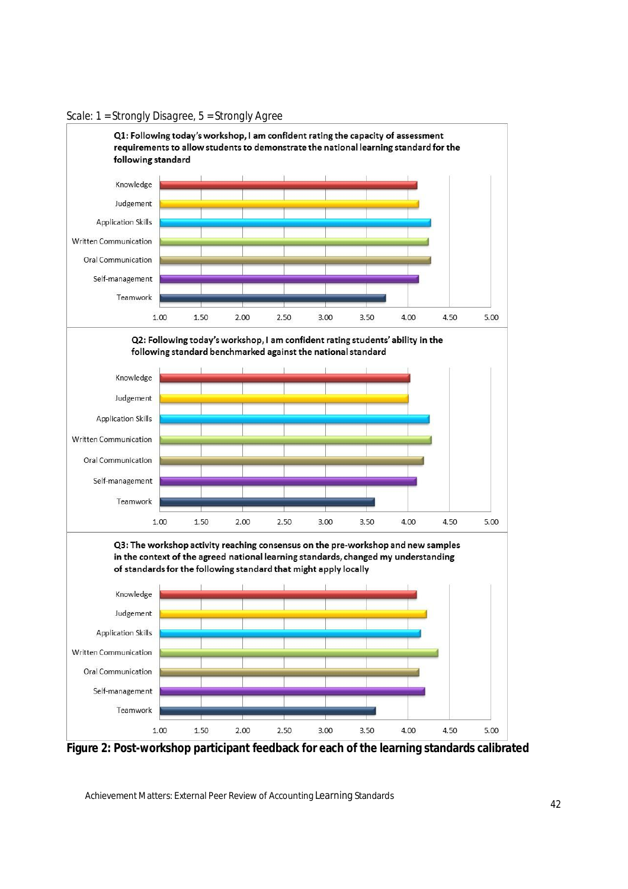Scale: 1 = Strongly Disagree, 5 = Strongly Agree

**Q1**: Following today's workshop, I am confident rating the capacity of assessment requirements to allow students to demonstrate the national learning standard for the following standard

Knowledge

Judgement

Application Skills

Written Communication

Oral Communication

Self-management

Teamwork

1.00 1.50 2.00 2.50 3.00 3.50 4.00 4.50 5.00

**Q2: Following today's workshop, I am confident rating students' ability in the following standard benchmarked against the national standard**

Knowledge

Judgement

Application Skills

Written Communication

Oral Communication

Self-management

Teamwork

1.00 1.50 2.00 2.50 3.00 3.50 4.00 4.50 5.00

**Q3: The workshop activity reaching consensus on the pre-workshop and new samples in the context of the agreed national learning standards, changed my understanding of standards for the following standard that might apply locally**

Knowledge

Judgement

Application Skills

Written Communication

Oral Communication

Self-management

Teamwork

1.00 1.50 2.00 2.50 3.00 3.50 4.00 4.50 5.00

**Figure 2: Post-workshop participant feedback for each of the learning standards calibrated**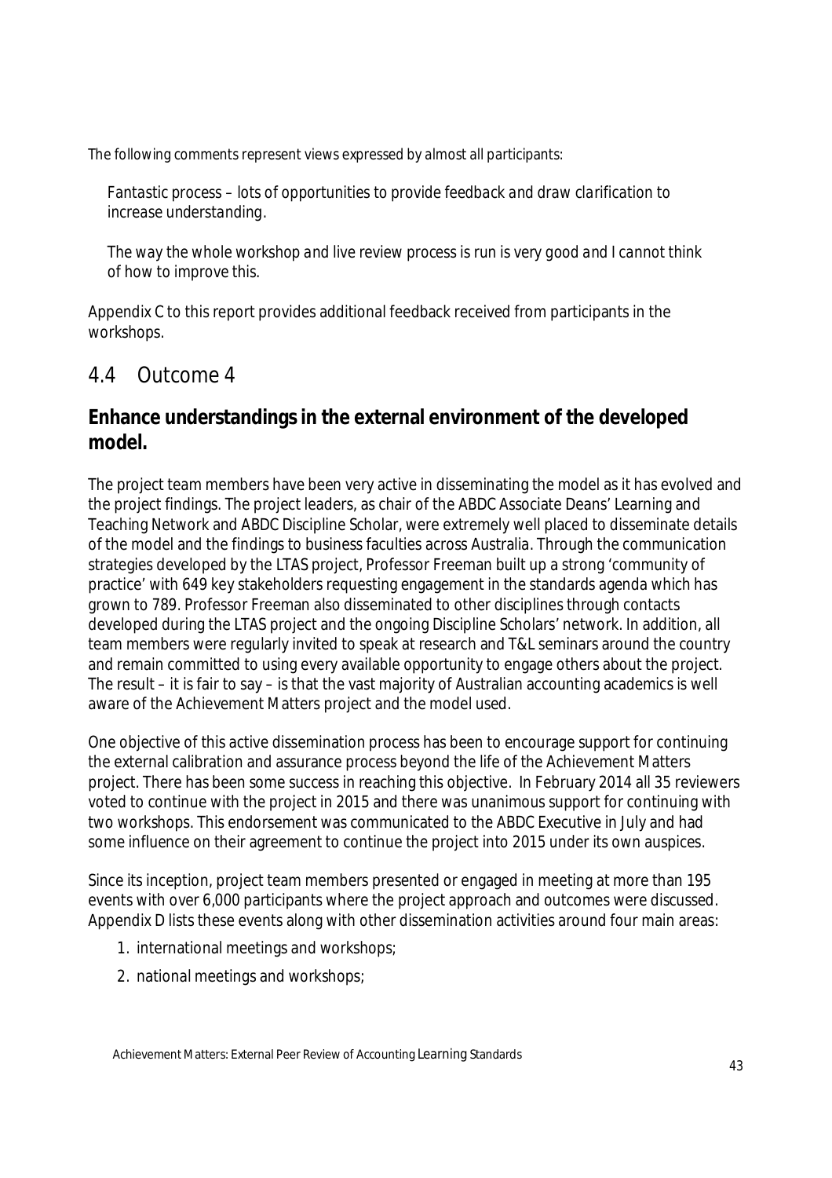*The following comments represent views expressed by almost all participants:*

> *Fantastic process – lots of opportunities to provide feedback and draw clarification to increase understanding.*
>
> *The way the whole workshop and live review process is run is very good and I cannot think of how to improve this.*

Appendix C to this report provides additional feedback received from participants in the workshops.

## 4.4 Outcome 4

### Enhance understandings in the external environment of the developed model.

The project team members have been very active in disseminating the model as it has evolved and the project findings. The project leaders, as chair of the ABDC Associate Deans' Learning and Teaching Network and ABDC Discipline Scholar, were extremely well placed to disseminate details of the model and the findings to business faculties across Australia. Through the communication strategies developed by the LTAS project, Professor Freeman built up a strong 'community of practice' with 649 key stakeholders requesting engagement in the standards agenda which has grown to 789. Professor Freeman also disseminated to other disciplines through contacts developed during the LTAS project and the ongoing Discipline Scholars' network. In addition, all team members were regularly invited to speak at research and T&L seminars around the country and remain committed to using every available opportunity to engage others about the project. The result – it is fair to say – is that the vast majority of Australian accounting academics is well aware of the Achievement Matters project and the model used.

One objective of this active dissemination process has been to encourage support for continuing the external calibration and assurance process beyond the life of the Achievement Matters project. There has been some success in reaching this objective. In February 2014 all 35 reviewers voted to continue with the project in 2015 and there was unanimous support for continuing with two workshops. This endorsement was communicated to the ABDC Executive in July and had some influence on their agreement to continue the project into 2015 under its own auspices.

Since its inception, project team members presented or engaged in meeting at more than 195 events with over 6,000 participants where the project approach and outcomes were discussed. Appendix D lists these events along with other dissemination activities around four main areas:

1. international meetings and workshops;
2. national meetings and workshops;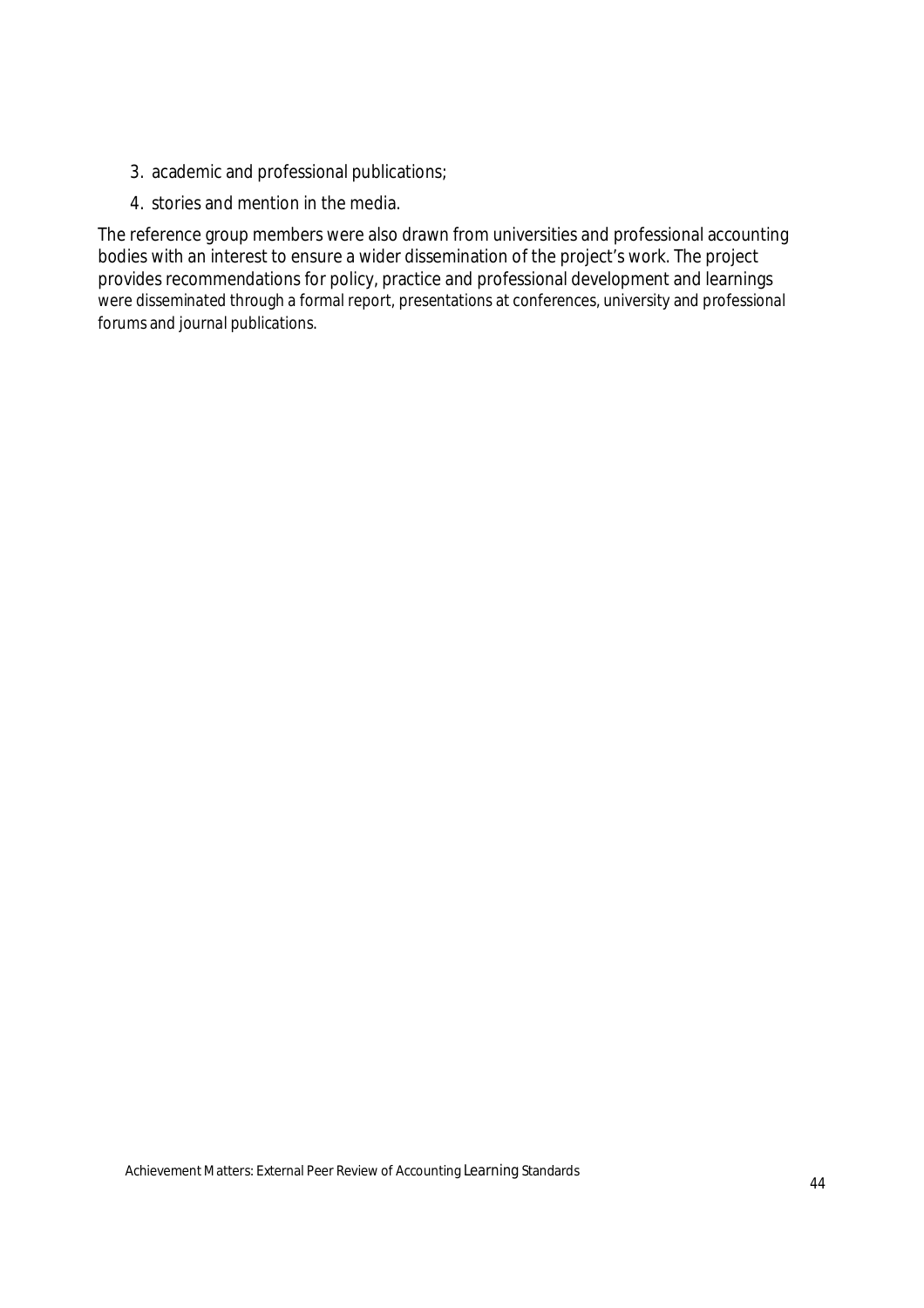3. academic and professional publications;
4. stories and mention in the media.

The reference group members were also drawn from universities and professional accounting bodies with an interest to ensure a wider dissemination of the project's work. The project provides recommendations for policy, practice and professional development and learnings were disseminated through a formal report, presentations at conferences, university and professional forums and journal publications.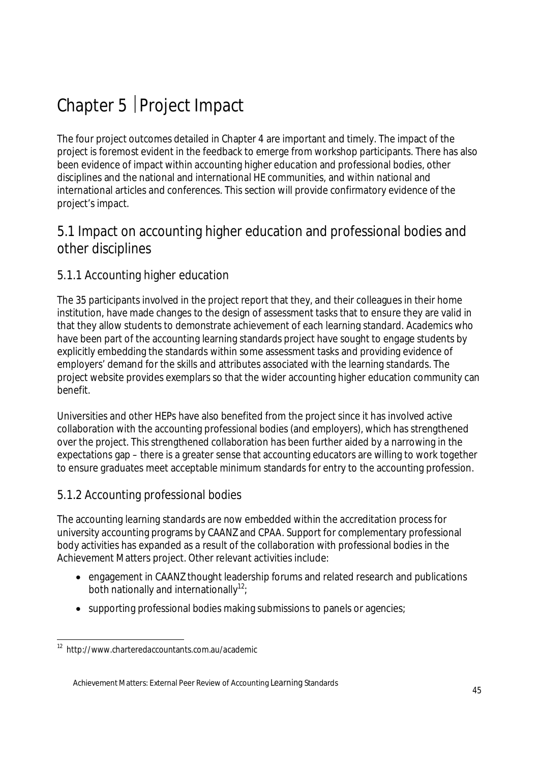# Chapter 5 | Project Impact

The four project outcomes detailed in Chapter 4 are important and timely. The impact of the project is foremost evident in the feedback to emerge from workshop participants. There has also been evidence of impact within accounting higher education and professional bodies, other disciplines and the national and international HE communities, and within national and international articles and conferences. This section will provide confirmatory evidence of the project's impact.

## 5.1 Impact on accounting higher education and professional bodies and other disciplines

### 5.1.1 Accounting higher education

The 35 participants involved in the project report that they, and their colleagues in their home institution, have made changes to the design of assessment tasks that to ensure they are valid in that they allow students to demonstrate achievement of each learning standard. Academics who have been part of the accounting learning standards project have sought to engage students by explicitly embedding the standards within some assessment tasks and providing evidence of employers' demand for the skills and attributes associated with the learning standards. The project website provides exemplars so that the wider accounting higher education community can benefit.

Universities and other HEPs have also benefited from the project since it has involved active collaboration with the accounting professional bodies (and employers), which has strengthened over the project. This strengthened collaboration has been further aided by a narrowing in the expectations gap – there is a greater sense that accounting educators are willing to work together to ensure graduates meet acceptable minimum standards for entry to the accounting profession.

### 5.1.2 Accounting professional bodies

The accounting learning standards are now embedded within the accreditation process for university accounting programs by CAANZ and CPAA. Support for complementary professional body activities has expanded as a result of the collaboration with professional bodies in the Achievement Matters project. Other relevant activities include:

- engagement in CAANZ thought leadership forums and related research and publications both nationally and internationally[12];
- supporting professional bodies making submissions to panels or agencies;

[12] http://www.charteredaccountants.com.au/academic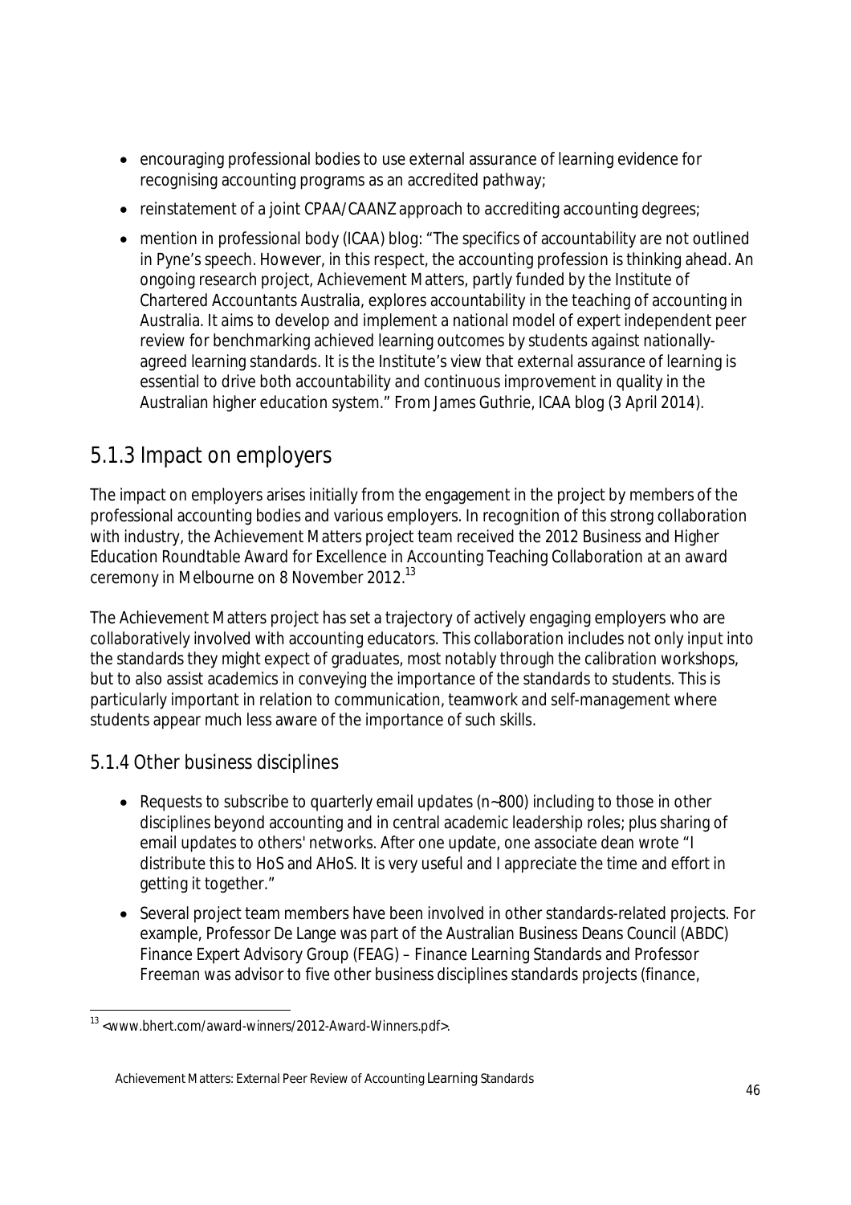- encouraging professional bodies to use external assurance of learning evidence for recognising accounting programs as an accredited pathway;
- reinstatement of a joint CPAA/CAANZ approach to accrediting accounting degrees;
- mention in professional body (ICAA) blog: "The specifics of accountability are not outlined in Pyne's speech. However, in this respect, the accounting profession is thinking ahead. An ongoing research project, Achievement Matters, partly funded by the Institute of Chartered Accountants Australia, explores accountability in the teaching of accounting in Australia. It aims to develop and implement a national model of expert independent peer review for benchmarking achieved learning outcomes by students against nationally-agreed learning standards. It is the Institute's view that external assurance of learning is essential to drive both accountability and continuous improvement in quality in the Australian higher education system." From James Guthrie, ICAA blog (3 April 2014).

## 5.1.3 Impact on employers

The impact on employers arises initially from the engagement in the project by members of the professional accounting bodies and various employers. In recognition of this strong collaboration with industry, the Achievement Matters project team received the 2012 Business and Higher Education Roundtable Award for Excellence in Accounting Teaching Collaboration at an award ceremony in Melbourne on 8 November 2012.[13]

The Achievement Matters project has set a trajectory of actively engaging employers who are collaboratively involved with accounting educators. This collaboration includes not only input into the standards they might expect of graduates, most notably through the calibration workshops, but to also assist academics in conveying the importance of the standards to students. This is particularly important in relation to communication, teamwork and self-management where students appear much less aware of the importance of such skills.

### 5.1.4 Other business disciplines

- Requests to subscribe to quarterly email updates (n~800) including to those in other disciplines beyond accounting and in central academic leadership roles; plus sharing of email updates to others' networks. After one update, one associate dean wrote "I distribute this to HoS and AHoS. It is very useful and I appreciate the time and effort in getting it together."
- Several project team members have been involved in other standards-related projects. For example, Professor De Lange was part of the Australian Business Deans Council (ABDC) Finance Expert Advisory Group (FEAG) – Finance Learning Standards and Professor Freeman was advisor to five other business disciplines standards projects (finance,

[13] <www.bhert.com/award-winners/2012-Award-Winners.pdf>.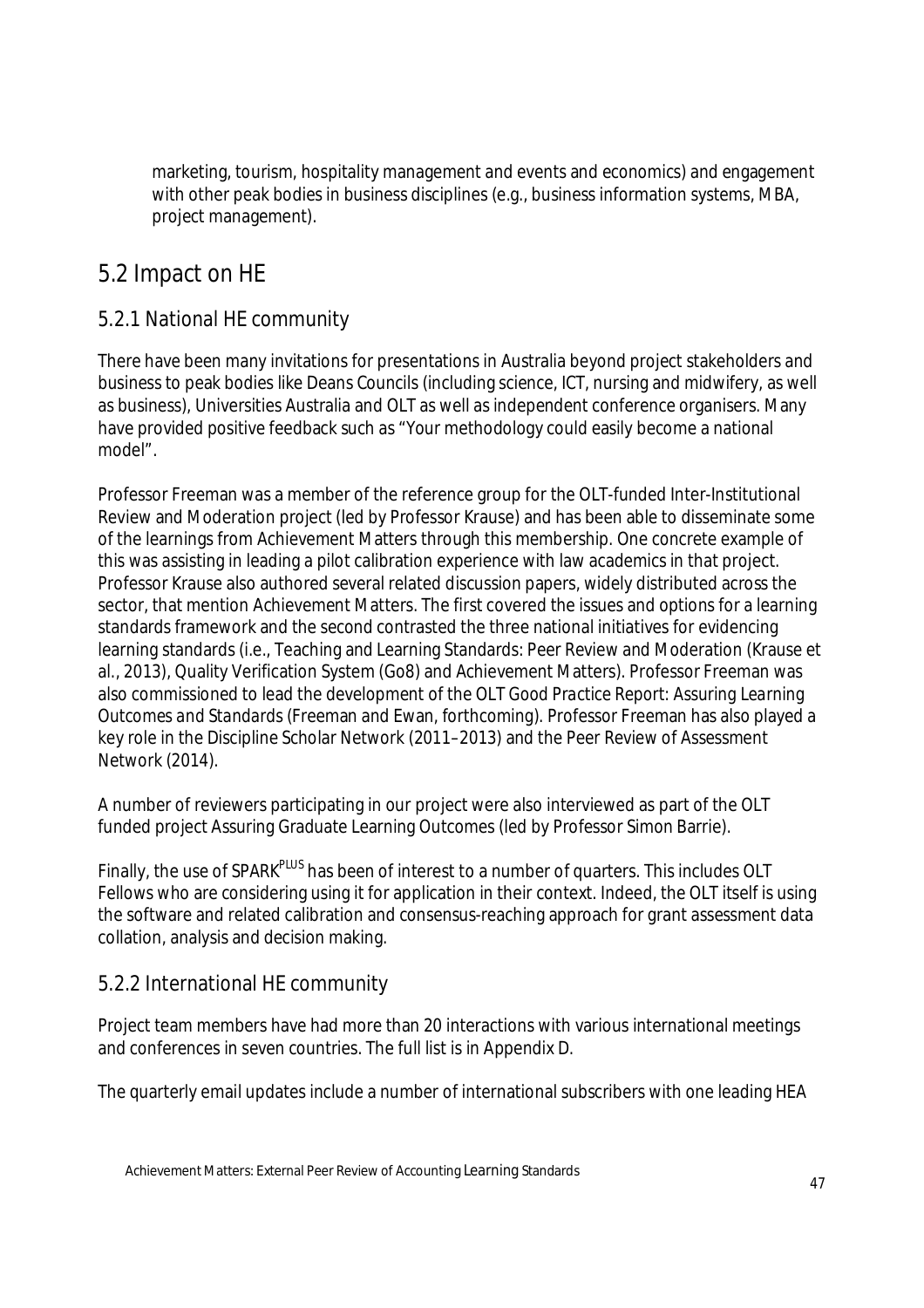marketing, tourism, hospitality management and events and economics) and engagement with other peak bodies in business disciplines (e.g., business information systems, MBA, project management).

## 5.2 Impact on HE

### 5.2.1 National HE community

There have been many invitations for presentations in Australia beyond project stakeholders and business to peak bodies like Deans Councils (including science, ICT, nursing and midwifery, as well as business), Universities Australia and OLT as well as independent conference organisers. Many have provided positive feedback such as "Your methodology could easily become a national model".

Professor Freeman was a member of the reference group for the OLT-funded Inter-Institutional Review and Moderation project (led by Professor Krause) and has been able to disseminate some of the learnings from Achievement Matters through this membership. One concrete example of this was assisting in leading a pilot calibration experience with law academics in that project. Professor Krause also authored several related discussion papers, widely distributed across the sector, that mention Achievement Matters. The first covered the issues and options for a learning standards framework and the second contrasted the three national initiatives for evidencing learning standards (i.e., Teaching and Learning Standards: Peer Review and Moderation (Krause et al., 2013), Quality Verification System (Go8) and Achievement Matters). Professor Freeman was also commissioned to lead the development of the OLT Good Practice Report: *Assuring Learning Outcomes and Standards* (Freeman and Ewan, forthcoming). Professor Freeman has also played a key role in the Discipline Scholar Network (2011–2013) and the Peer Review of Assessment Network (2014).

A number of reviewers participating in our project were also interviewed as part of the OLT funded project Assuring Graduate Learning Outcomes (led by Professor Simon Barrie).

Finally, the use of SPARK[PLUS] has been of interest to a number of quarters. This includes OLT Fellows who are considering using it for application in their context. Indeed, the OLT itself is using the software and related calibration and consensus-reaching approach for grant assessment data collation, analysis and decision making.

### 5.2.2 International HE community

Project team members have had more than 20 interactions with various international meetings and conferences in seven countries. The full list is in Appendix D.

The quarterly email updates include a number of international subscribers with one leading HEA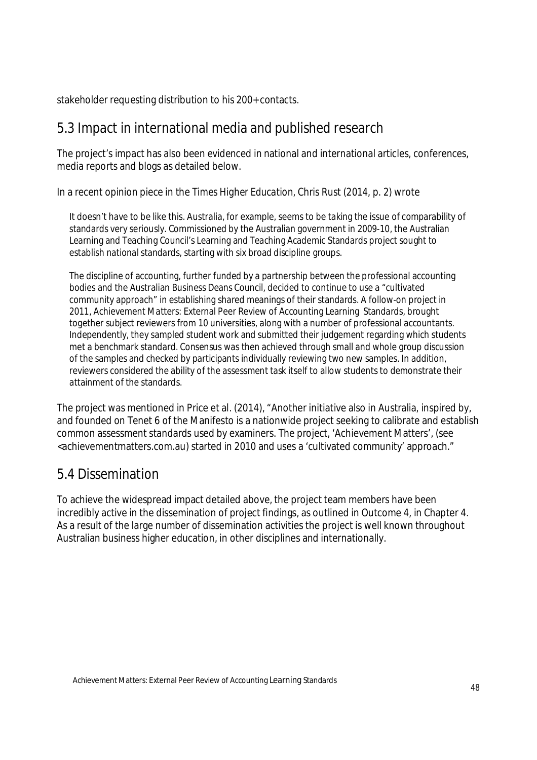stakeholder requesting distribution to his 200+ contacts.

## 5.3 Impact in international media and published research

The project's impact has also been evidenced in national and international articles, conferences, media reports and blogs as detailed below.

In a recent opinion piece in the *Times Higher Education*, Chris Rust (2014, p. 2) wrote

> It doesn't have to be like this. Australia, for example, seems to be taking the issue of comparability of standards very seriously. Commissioned by the Australian government in 2009-10, the Australian Learning and Teaching Council's Learning and Teaching Academic Standards project sought to establish national standards, starting with six broad discipline groups.
>
> The discipline of accounting, further funded by a partnership between the professional accounting bodies and the Australian Business Deans Council, decided to continue to use a "cultivated community approach" in establishing shared meanings of their standards. A follow-on project in 2011, Achievement Matters: External Peer Review of Accounting Learning Standards, brought together subject reviewers from 10 universities, along with a number of professional accountants. Independently, they sampled student work and submitted their judgement regarding which students met a benchmark standard. Consensus was then achieved through small and whole group discussion of the samples and checked by participants individually reviewing two new samples. In addition, reviewers considered the ability of the assessment task itself to allow students to demonstrate their attainment of the standards.

The project was mentioned in Price et al. (2014), "Another initiative also in Australia, inspired by, and founded on Tenet 6 of the Manifesto is a nationwide project seeking to calibrate and establish common assessment standards used by examiners. The project, 'Achievement Matters', (see <achievementmatters.com.au) started in 2010 and uses a 'cultivated community' approach."

## 5.4 Dissemination

To achieve the widespread impact detailed above, the project team members have been incredibly active in the dissemination of project findings, as outlined in Outcome 4, in Chapter 4. As a result of the large number of dissemination activities the project is well known throughout Australian business higher education, in other disciplines and internationally.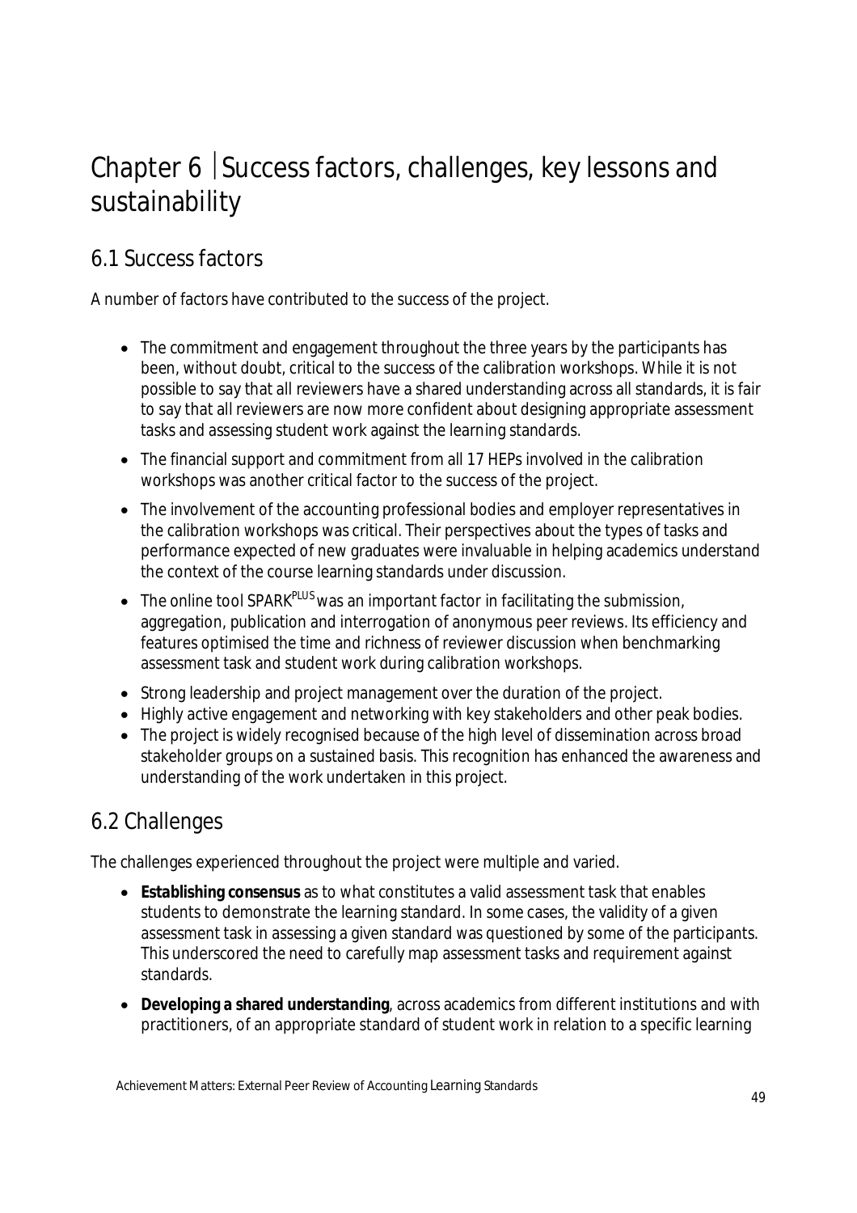# Chapter 6 | Success factors, challenges, key lessons and sustainability

## 6.1 Success factors

A number of factors have contributed to the success of the project.

- The commitment and engagement throughout the three years by the participants has been, without doubt, critical to the success of the calibration workshops. While it is not possible to say that all reviewers have a shared understanding across all standards, it is fair to say that all reviewers are now more confident about designing appropriate assessment tasks and assessing student work against the learning standards.
- The financial support and commitment from all 17 HEPs involved in the calibration workshops was another critical factor to the success of the project.
- The involvement of the accounting professional bodies and employer representatives in the calibration workshops was critical. Their perspectives about the types of tasks and performance expected of new graduates were invaluable in helping academics understand the context of the course learning standards under discussion.
- The online tool SPARK[PLUS] was an important factor in facilitating the submission, aggregation, publication and interrogation of anonymous peer reviews. Its efficiency and features optimised the time and richness of reviewer discussion when benchmarking assessment task and student work during calibration workshops.
- Strong leadership and project management over the duration of the project.
- Highly active engagement and networking with key stakeholders and other peak bodies.
- The project is widely recognised because of the high level of dissemination across broad stakeholder groups on a sustained basis. This recognition has enhanced the awareness and understanding of the work undertaken in this project.

## 6.2 Challenges

The challenges experienced throughout the project were multiple and varied.

- **Establishing consensus** as to what constitutes a valid assessment task that enables students to demonstrate the learning standard. In some cases, the validity of a given assessment task in assessing a given standard was questioned by some of the participants. This underscored the need to carefully map assessment tasks and requirement against standards.
- **Developing a shared understanding**, across academics from different institutions and with practitioners, of an appropriate standard of student work in relation to a specific learning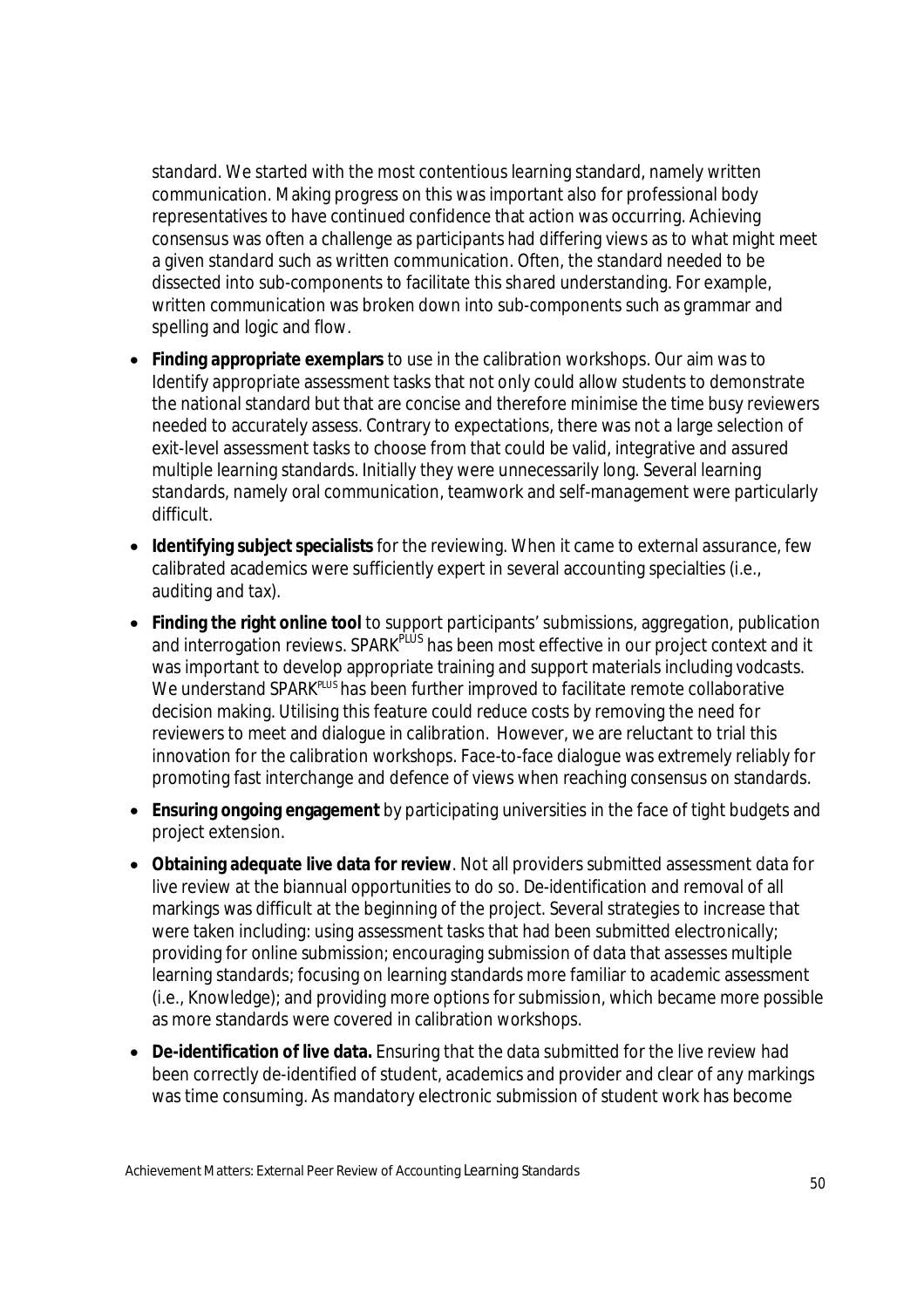standard. We started with the most contentious learning standard, namely written communication. Making progress on this was important also for professional body representatives to have continued confidence that action was occurring. Achieving consensus was often a challenge as participants had differing views as to what might meet a given standard such as written communication. Often, the standard needed to be dissected into sub-components to facilitate this shared understanding. For example, written communication was broken down into sub-components such as grammar and spelling and logic and flow.

- **Finding appropriate exemplars** to use in the calibration workshops. Our aim was to Identify appropriate assessment tasks that not only could allow students to demonstrate the national standard but that are concise and therefore minimise the time busy reviewers needed to accurately assess. Contrary to expectations, there was not a large selection of exit-level assessment tasks to choose from that could be valid, integrative and assured multiple learning standards. Initially they were unnecessarily long. Several learning standards, namely oral communication, teamwork and self-management were particularly difficult.
- **Identifying subject specialists** for the reviewing. When it came to external assurance, few calibrated academics were sufficiently expert in several accounting specialties (i.e., auditing and tax).
- **Finding the right online tool** to support participants' submissions, aggregation, publication and interrogation reviews. SPARK[PLUS] has been most effective in our project context and it was important to develop appropriate training and support materials including vodcasts. We understand SPARK[PLUS] has been further improved to facilitate remote collaborative decision making. Utilising this feature could reduce costs by removing the need for reviewers to meet and dialogue in calibration. However, we are reluctant to trial this innovation for the calibration workshops. Face-to-face dialogue was extremely reliably for promoting fast interchange and defence of views when reaching consensus on standards.
- **Ensuring ongoing engagement** by participating universities in the face of tight budgets and project extension.
- **Obtaining adequate live data for review**. Not all providers submitted assessment data for live review at the biannual opportunities to do so. De-identification and removal of all markings was difficult at the beginning of the project. Several strategies to increase that were taken including: using assessment tasks that had been submitted electronically; providing for online submission; encouraging submission of data that assesses multiple learning standards; focusing on learning standards more familiar to academic assessment (i.e., Knowledge); and providing more options for submission, which became more possible as more standards were covered in calibration workshops.
- **De-identification of live data.** Ensuring that the data submitted for the live review had been correctly de-identified of student, academics and provider and clear of any markings was time consuming. As mandatory electronic submission of student work has become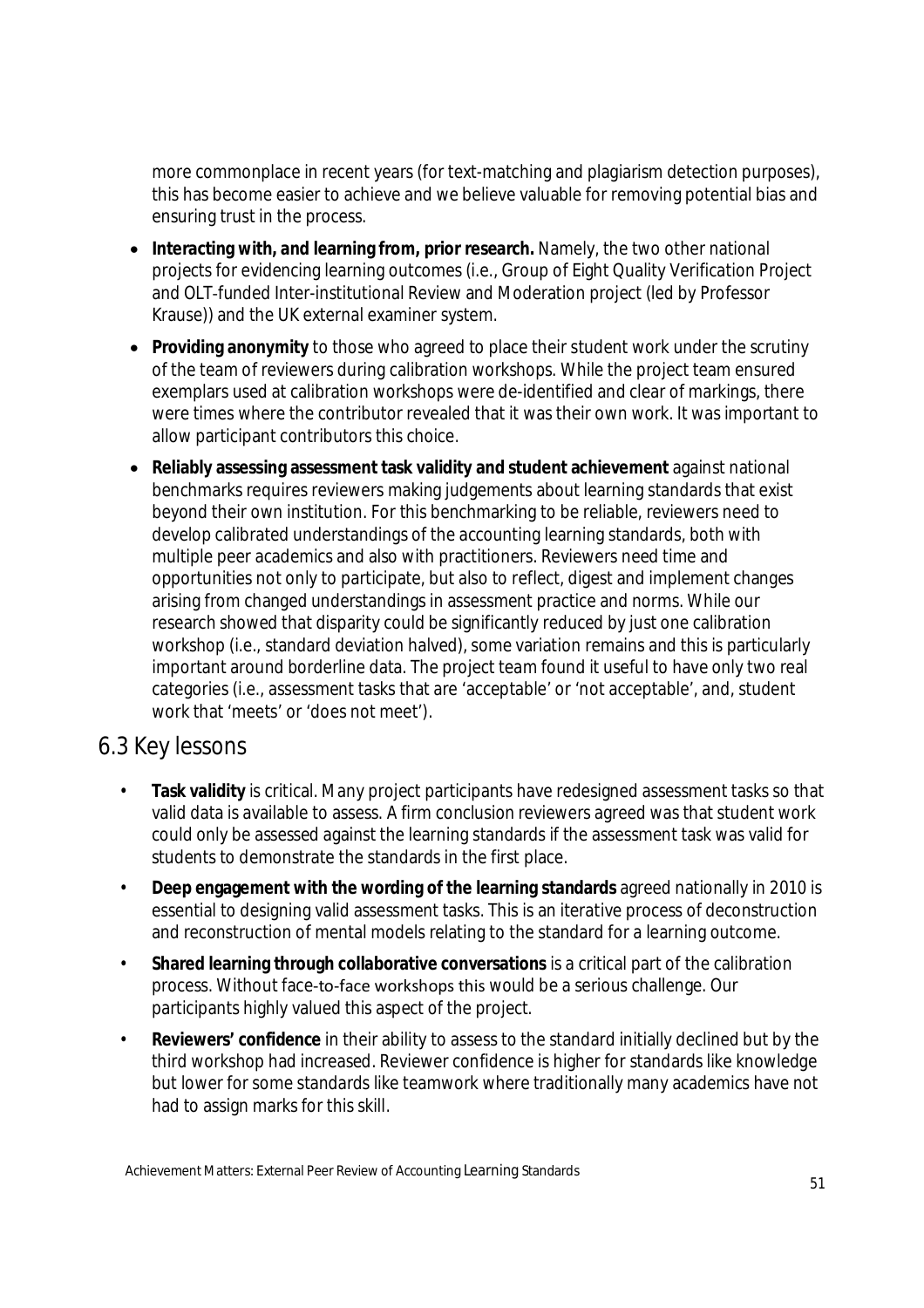more commonplace in recent years (for text-matching and plagiarism detection purposes), this has become easier to achieve and we believe valuable for removing potential bias and ensuring trust in the process.

- **Interacting with, and learning from, prior research.** Namely, the two other national projects for evidencing learning outcomes (i.e., Group of Eight Quality Verification Project and OLT-funded Inter-institutional Review and Moderation project (led by Professor Krause)) and the UK external examiner system.
- **Providing anonymity** to those who agreed to place their student work under the scrutiny of the team of reviewers during calibration workshops. While the project team ensured exemplars used at calibration workshops were de-identified and clear of markings, there were times where the contributor revealed that it was their own work. It was important to allow participant contributors this choice.
- **Reliably assessing assessment task validity and student achievement** against national benchmarks requires reviewers making judgements about learning standards that exist beyond their own institution. For this benchmarking to be reliable, reviewers need to develop calibrated understandings of the accounting learning standards, both with multiple peer academics and also with practitioners. Reviewers need time and opportunities not only to participate, but also to reflect, digest and implement changes arising from changed understandings in assessment practice and norms. While our research showed that disparity could be significantly reduced by just one calibration workshop (i.e., standard deviation halved), some variation remains and this is particularly important around borderline data. The project team found it useful to have only two real categories (i.e., assessment tasks that are 'acceptable' or 'not acceptable', and, student work that 'meets' or 'does not meet').

## 6.3 Key lessons

- **Task validity** is critical. Many project participants have redesigned assessment tasks so that valid data is available to assess. A firm conclusion reviewers agreed was that student work could only be assessed against the learning standards if the assessment task was valid for students to demonstrate the standards in the first place.
- **Deep engagement with the wording of the learning standards** agreed nationally in 2010 is essential to designing valid assessment tasks. This is an iterative process of deconstruction and reconstruction of mental models relating to the standard for a learning outcome.
- **Shared learning through collaborative conversations** is a critical part of the calibration process. Without face-to-face workshops this would be a serious challenge. Our participants highly valued this aspect of the project.
- **Reviewers' confidence** in their ability to assess to the standard initially declined but by the third workshop had increased. Reviewer confidence is higher for standards like knowledge but lower for some standards like teamwork where traditionally many academics have not had to assign marks for this skill.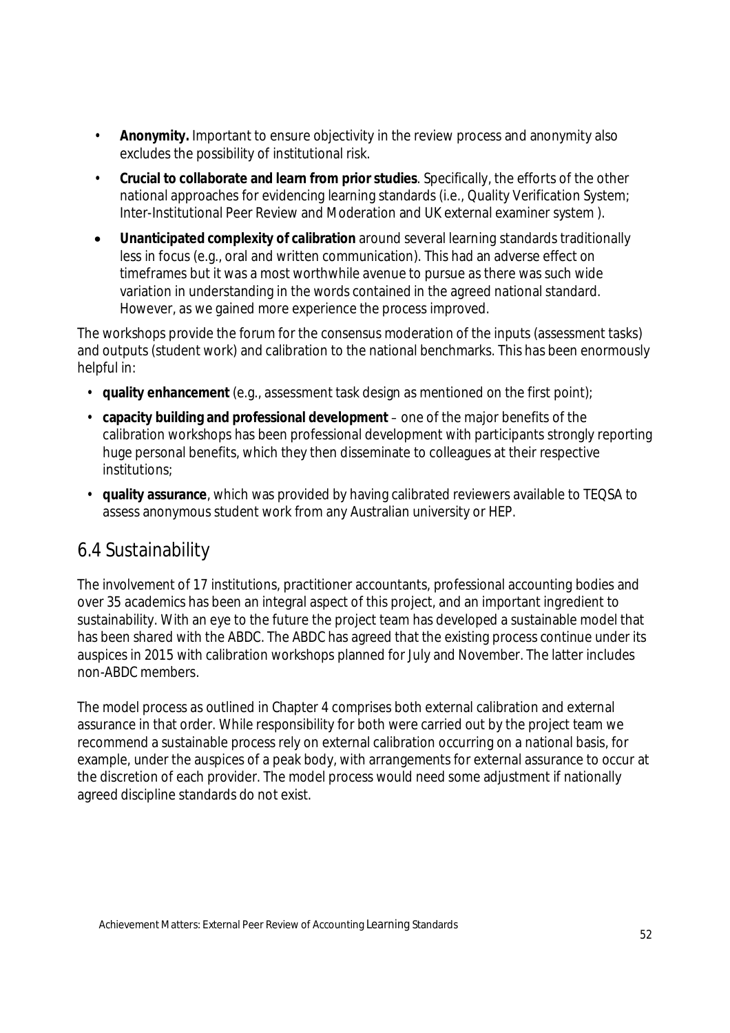- **Anonymity.** Important to ensure objectivity in the review process and anonymity also excludes the possibility of institutional risk.
- **Crucial to collaborate and learn from prior studies**. Specifically, the efforts of the other national approaches for evidencing learning standards (i.e., Quality Verification System; Inter-Institutional Peer Review and Moderation and UK external examiner system ).
- **Unanticipated complexity of calibration** around several learning standards traditionally less in focus (e.g., oral and written communication). This had an adverse effect on timeframes but it was a most worthwhile avenue to pursue as there was such wide variation in understanding in the words contained in the agreed national standard. However, as we gained more experience the process improved.

The workshops provide the forum for the consensus moderation of the inputs (assessment tasks) and outputs (student work) and calibration to the national benchmarks. This has been enormously helpful in:

- **quality enhancement** (e.g., assessment task design as mentioned on the first point);
- **capacity building and professional development** – one of the major benefits of the calibration workshops has been professional development with participants strongly reporting huge personal benefits, which they then disseminate to colleagues at their respective institutions;
- **quality assurance**, which was provided by having calibrated reviewers available to TEQSA to assess anonymous student work from any Australian university or HEP.

## 6.4 Sustainability

The involvement of 17 institutions, practitioner accountants, professional accounting bodies and over 35 academics has been an integral aspect of this project, and an important ingredient to sustainability. With an eye to the future the project team has developed a sustainable model that has been shared with the ABDC. The ABDC has agreed that the existing process continue under its auspices in 2015 with calibration workshops planned for July and November. The latter includes non-ABDC members.

The model process as outlined in Chapter 4 comprises both external calibration and external assurance in that order. While responsibility for both were carried out by the project team we recommend a sustainable process rely on external calibration occurring on a national basis, for example, under the auspices of a peak body, with arrangements for external assurance to occur at the discretion of each provider. The model process would need some adjustment if nationally agreed discipline standards do not exist.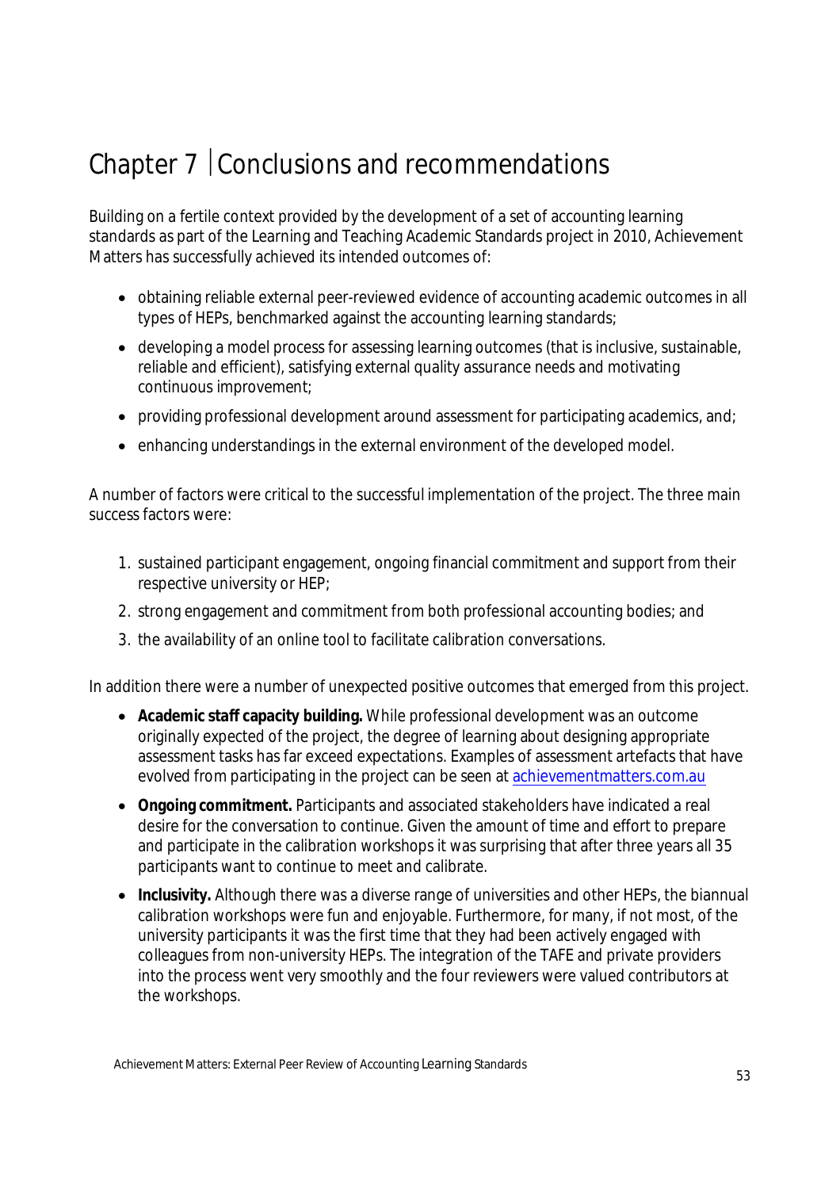# Chapter 7 | Conclusions and recommendations

Building on a fertile context provided by the development of a set of accounting learning standards as part of the Learning and Teaching Academic Standards project in 2010, Achievement Matters has successfully achieved its intended outcomes of:

- obtaining reliable external peer-reviewed evidence of accounting academic outcomes in all types of HEPs, benchmarked against the accounting learning standards;
- developing a model process for assessing learning outcomes (that is inclusive, sustainable, reliable and efficient), satisfying external quality assurance needs and motivating continuous improvement;
- providing professional development around assessment for participating academics, and;
- enhancing understandings in the external environment of the developed model.

A number of factors were critical to the successful implementation of the project. The three main success factors were:

1. sustained participant engagement, ongoing financial commitment and support from their respective university or HEP;
2. strong engagement and commitment from both professional accounting bodies; and
3. the availability of an online tool to facilitate calibration conversations.

In addition there were a number of unexpected positive outcomes that emerged from this project.

- **Academic staff capacity building.** While professional development was an outcome originally expected of the project, the degree of learning about designing appropriate assessment tasks has far exceed expectations. Examples of assessment artefacts that have evolved from participating in the project can be seen at achievementmatters.com.au
- **Ongoing commitment.** Participants and associated stakeholders have indicated a real desire for the conversation to continue. Given the amount of time and effort to prepare and participate in the calibration workshops it was surprising that after three years all 35 participants want to continue to meet and calibrate.
- **Inclusivity.** Although there was a diverse range of universities and other HEPs, the biannual calibration workshops were fun and enjoyable. Furthermore, for many, if not most, of the university participants it was the first time that they had been actively engaged with colleagues from non-university HEPs. The integration of the TAFE and private providers into the process went very smoothly and the four reviewers were valued contributors at the workshops.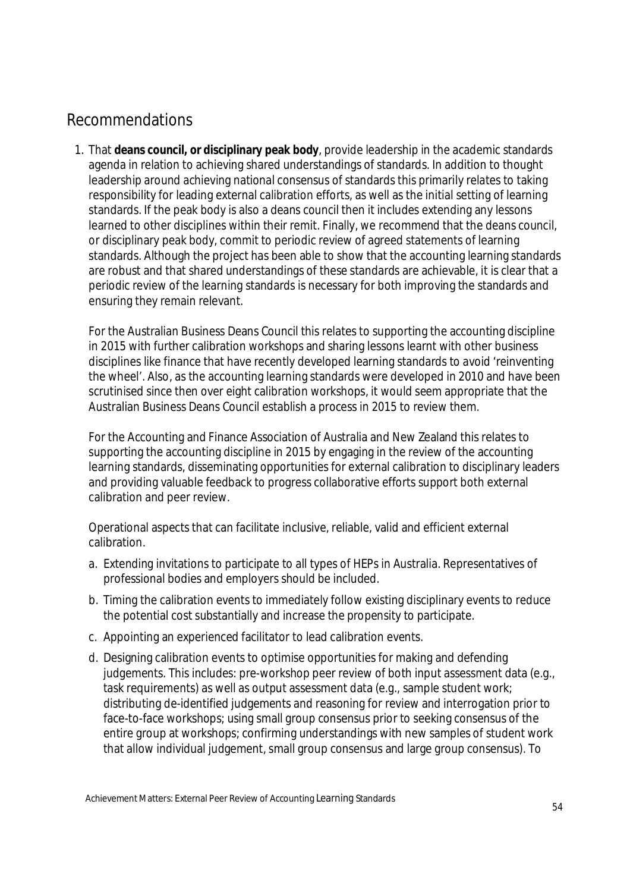## Recommendations

1. That **deans council, or disciplinary peak body**, provide leadership in the academic standards agenda in relation to achieving shared understandings of standards. In addition to thought leadership around achieving national consensus of standards this primarily relates to taking responsibility for leading external calibration efforts, as well as the initial setting of learning standards. If the peak body is also a deans council then it includes extending any lessons learned to other disciplines within their remit. Finally, we recommend that the deans council, or disciplinary peak body, commit to periodic review of agreed statements of learning standards. Although the project has been able to show that the accounting learning standards are robust and that shared understandings of these standards are achievable, it is clear that a periodic review of the learning standards is necessary for both improving the standards and ensuring they remain relevant.

   For the Australian Business Deans Council this relates to supporting the accounting discipline in 2015 with further calibration workshops and sharing lessons learnt with other business disciplines like finance that have recently developed learning standards to avoid 'reinventing the wheel'. Also, as the accounting learning standards were developed in 2010 and have been scrutinised since then over eight calibration workshops, it would seem appropriate that the Australian Business Deans Council establish a process in 2015 to review them.

   For the Accounting and Finance Association of Australia and New Zealand this relates to supporting the accounting discipline in 2015 by engaging in the review of the accounting learning standards, disseminating opportunities for external calibration to disciplinary leaders and providing valuable feedback to progress collaborative efforts support both external calibration and peer review.

   Operational aspects that can facilitate inclusive, reliable, valid and efficient external calibration.

   a. Extending invitations to participate to all types of HEPs in Australia. Representatives of professional bodies and employers should be included.

   b. Timing the calibration events to immediately follow existing disciplinary events to reduce the potential cost substantially and increase the propensity to participate.

   c. Appointing an experienced facilitator to lead calibration events.

   d. Designing calibration events to optimise opportunities for making and defending judgements. This includes: pre-workshop peer review of both input assessment data (e.g., task requirements) as well as output assessment data (e.g., sample student work; distributing de-identified judgements and reasoning for review and interrogation prior to face-to-face workshops; using small group consensus prior to seeking consensus of the entire group at workshops; confirming understandings with new samples of student work that allow individual judgement, small group consensus and large group consensus). To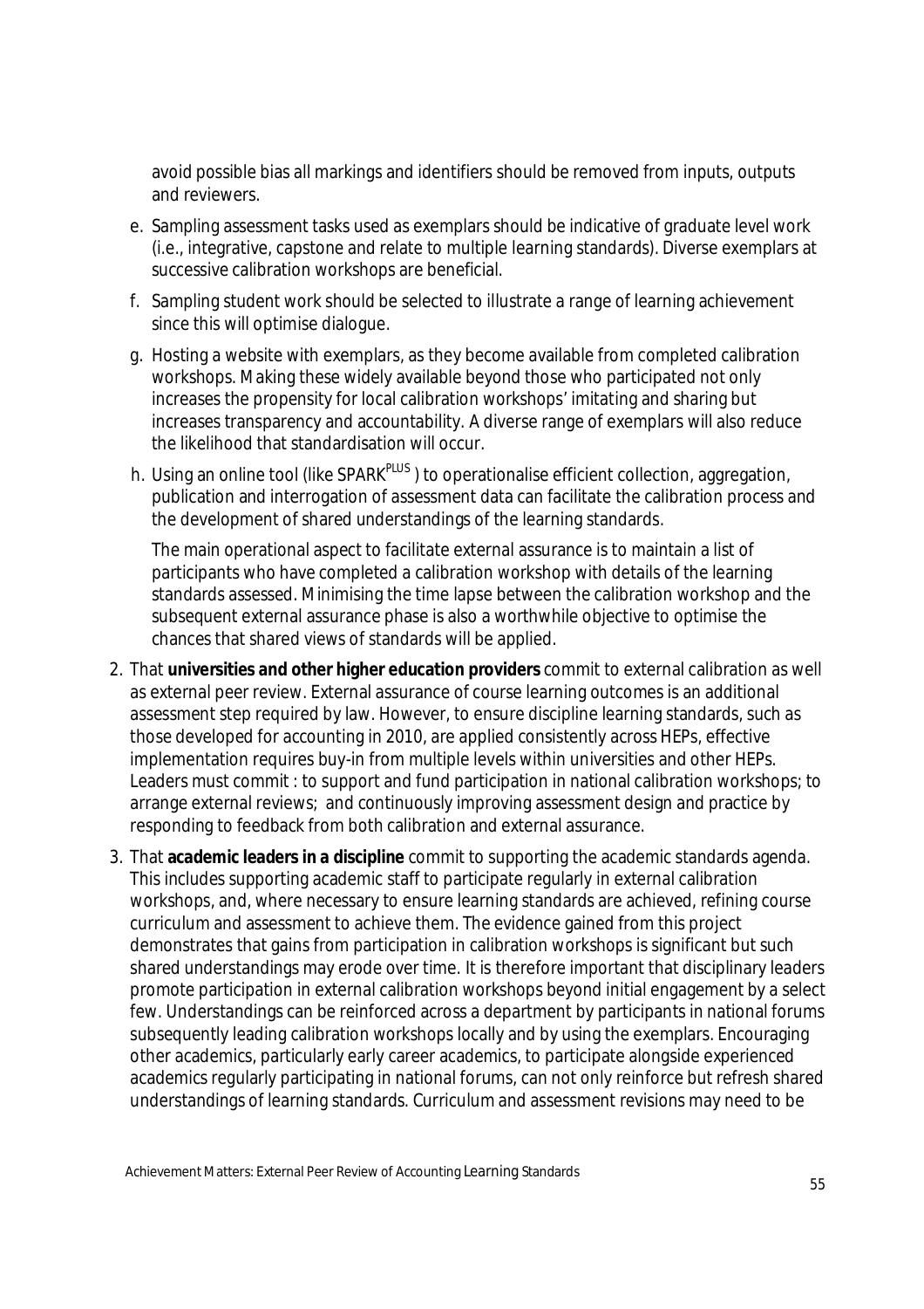avoid possible bias all markings and identifiers should be removed from inputs, outputs and reviewers.

e. Sampling assessment tasks used as exemplars should be indicative of graduate level work (i.e., integrative, capstone and relate to multiple learning standards). Diverse exemplars at successive calibration workshops are beneficial.

f. Sampling student work should be selected to illustrate a range of learning achievement since this will optimise dialogue.

g. Hosting a website with exemplars, as they become available from completed calibration workshops. Making these widely available beyond those who participated not only increases the propensity for local calibration workshops' imitating and sharing but increases transparency and accountability. A diverse range of exemplars will also reduce the likelihood that standardisation will occur.

h. Using an online tool (like SPARK[PLUS] ) to operationalise efficient collection, aggregation, publication and interrogation of assessment data can facilitate the calibration process and the development of shared understandings of the learning standards.

The main operational aspect to facilitate external assurance is to maintain a list of participants who have completed a calibration workshop with details of the learning standards assessed. Minimising the time lapse between the calibration workshop and the subsequent external assurance phase is also a worthwhile objective to optimise the chances that shared views of standards will be applied.

2. That **universities and other higher education providers** commit to external calibration as well as external peer review. External assurance of course learning outcomes is an additional assessment step required by law. However, to ensure discipline learning standards, such as those developed for accounting in 2010, are applied consistently across HEPs, effective implementation requires buy-in from multiple levels within universities and other HEPs. Leaders must commit : to support and fund participation in national calibration workshops; to arrange external reviews; and continuously improving assessment design and practice by responding to feedback from both calibration and external assurance.

3. That **academic leaders in a discipline** commit to supporting the academic standards agenda. This includes supporting academic staff to participate regularly in external calibration workshops, and, where necessary to ensure learning standards are achieved, refining course curriculum and assessment to achieve them. The evidence gained from this project demonstrates that gains from participation in calibration workshops is significant but such shared understandings may erode over time. It is therefore important that disciplinary leaders promote participation in external calibration workshops beyond initial engagement by a select few. Understandings can be reinforced across a department by participants in national forums subsequently leading calibration workshops locally and by using the exemplars. Encouraging other academics, particularly early career academics, to participate alongside experienced academics regularly participating in national forums, can not only reinforce but refresh shared understandings of learning standards. Curriculum and assessment revisions may need to be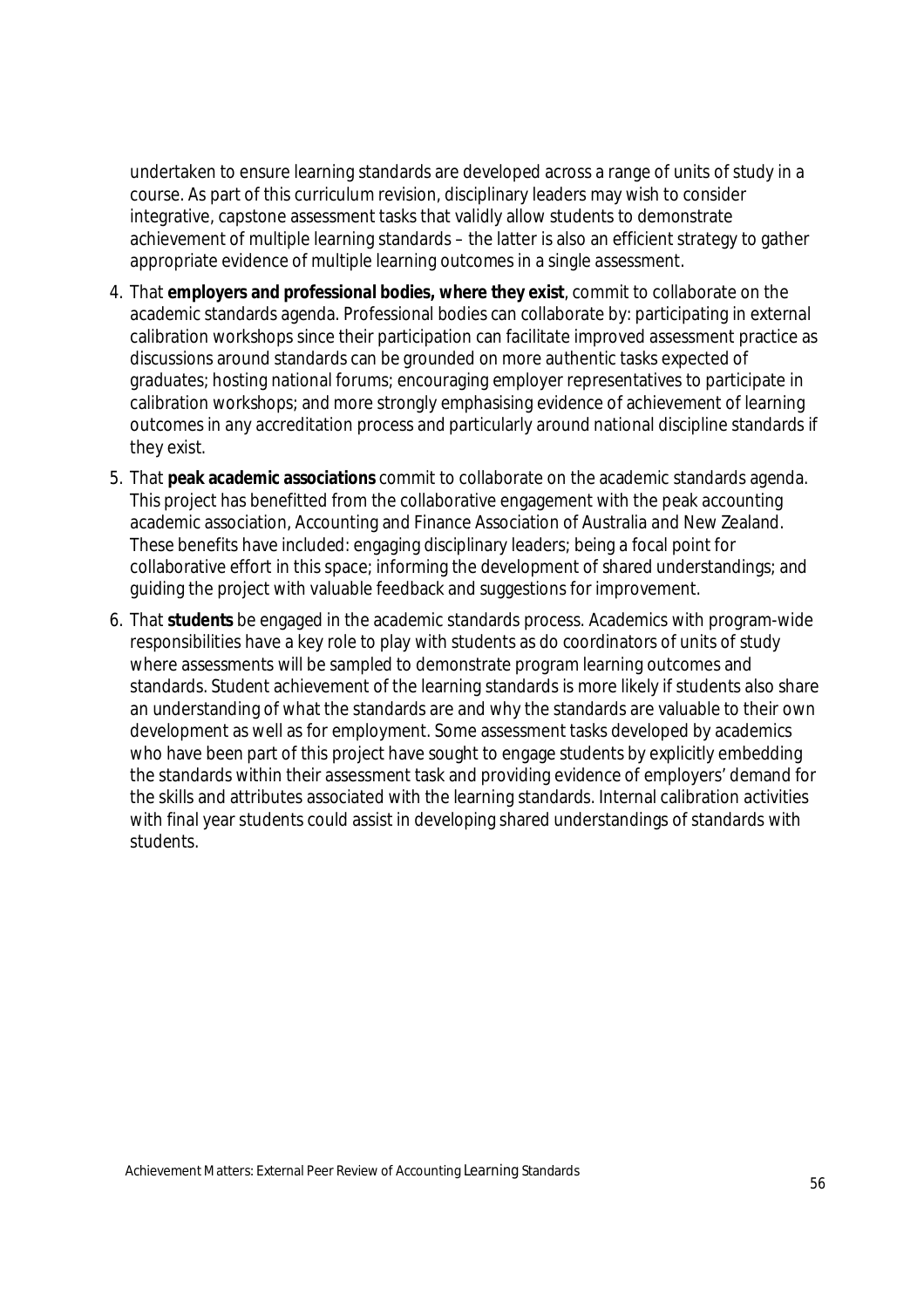undertaken to ensure learning standards are developed across a range of units of study in a course. As part of this curriculum revision, disciplinary leaders may wish to consider integrative, capstone assessment tasks that validly allow students to demonstrate achievement of multiple learning standards – the latter is also an efficient strategy to gather appropriate evidence of multiple learning outcomes in a single assessment.

4. That **employers and professional bodies, where they exist**, commit to collaborate on the academic standards agenda. Professional bodies can collaborate by: participating in external calibration workshops since their participation can facilitate improved assessment practice as discussions around standards can be grounded on more authentic tasks expected of graduates; hosting national forums; encouraging employer representatives to participate in calibration workshops; and more strongly emphasising evidence of achievement of learning outcomes in any accreditation process and particularly around national discipline standards if they exist.
5. That **peak academic associations** commit to collaborate on the academic standards agenda. This project has benefitted from the collaborative engagement with the peak accounting academic association, Accounting and Finance Association of Australia and New Zealand. These benefits have included: engaging disciplinary leaders; being a focal point for collaborative effort in this space; informing the development of shared understandings; and guiding the project with valuable feedback and suggestions for improvement.
6. That **students** be engaged in the academic standards process. Academics with program-wide responsibilities have a key role to play with students as do coordinators of units of study where assessments will be sampled to demonstrate program learning outcomes and standards. Student achievement of the learning standards is more likely if students also share an understanding of what the standards are and why the standards are valuable to their own development as well as for employment. Some assessment tasks developed by academics who have been part of this project have sought to engage students by explicitly embedding the standards within their assessment task and providing evidence of employers' demand for the skills and attributes associated with the learning standards. Internal calibration activities with final year students could assist in developing shared understandings of standards with students.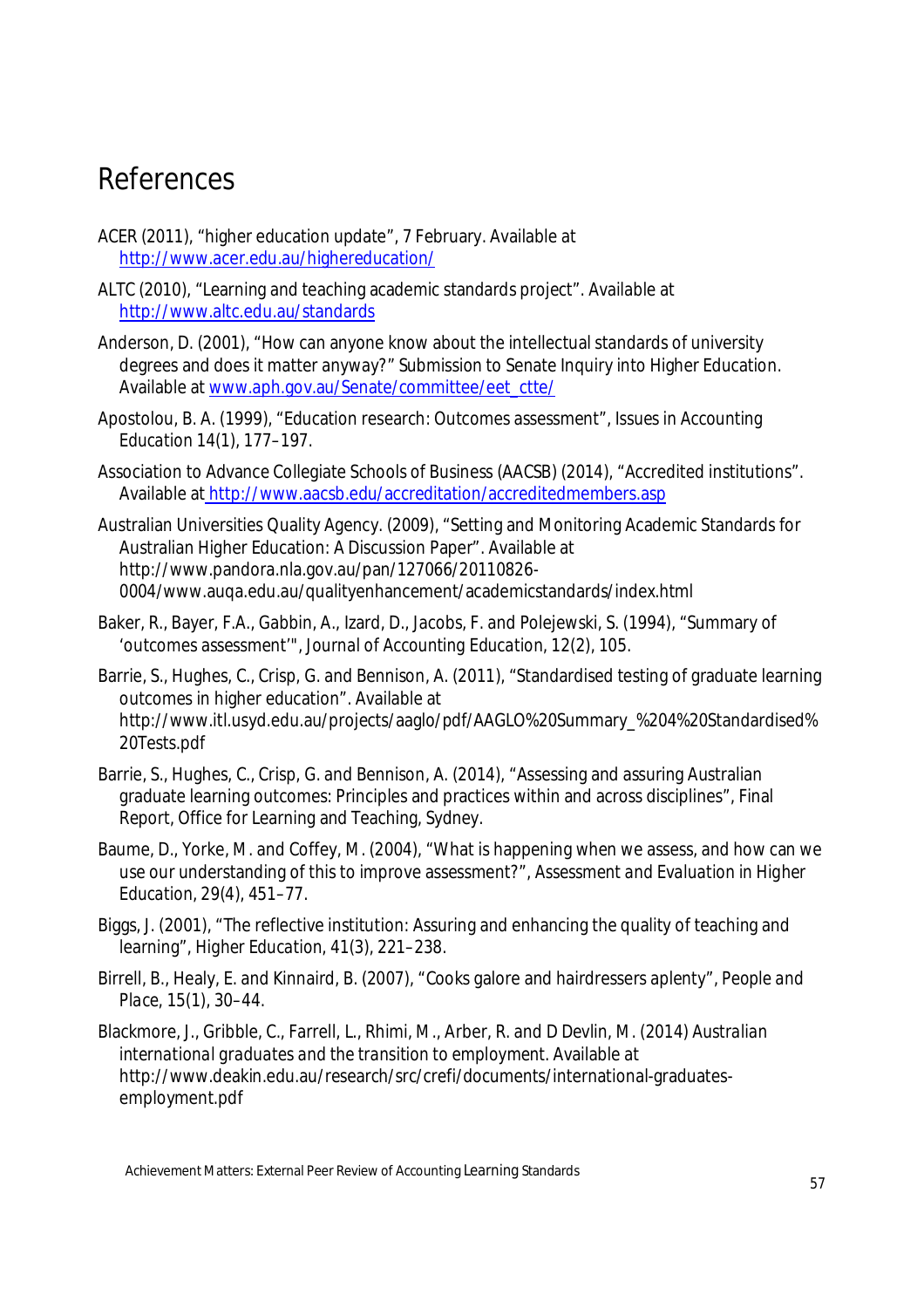# References

ACER (2011), “higher education update”, 7 February. Available at http://www.acer.edu.au/highereducation/

ALTC (2010), “Learning and teaching academic standards project”. Available at http://www.altc.edu.au/standards

Anderson, D. (2001), “How can anyone know about the intellectual standards of university degrees and does it matter anyway?” Submission to Senate Inquiry into Higher Education. Available at www.aph.gov.au/Senate/committee/eet_ctte/

Apostolou, B. A. (1999), “Education research: Outcomes assessment”, *Issues in Accounting Education* 14(1), 177–197.

Association to Advance Collegiate Schools of Business (AACSB) (2014), “Accredited institutions”. Available at http://www.aacsb.edu/accreditation/accreditedmembers.asp

Australian Universities Quality Agency. (2009), “Setting and Monitoring Academic Standards for Australian Higher Education: A Discussion Paper”. Available at http://www.pandora.nla.gov.au/pan/127066/20110826-0004/www.auqa.edu.au/qualityenhancement/academicstandards/index.html

Baker, R., Bayer, F.A., Gabbin, A., Izard, D., Jacobs, F. and Polejewski, S. (1994), “Summary of ‘outcomes assessment’”, *Journal of Accounting Education*, 12(2), 105.

Barrie, S., Hughes, C., Crisp, G. and Bennison, A. (2011), “Standardised testing of graduate learning outcomes in higher education”. Available at http://www.itl.usyd.edu.au/projects/aaglo/pdf/AAGLO%20Summary_%204%20Standardised%20Tests.pdf

Barrie, S., Hughes, C., Crisp, G. and Bennison, A. (2014), “Assessing and assuring Australian graduate learning outcomes: Principles and practices within and across disciplines”, Final Report, Office for Learning and Teaching, Sydney.

Baume, D., Yorke, M. and Coffey, M. (2004), “What is happening when we assess, and how can we use our understanding of this to improve assessment?”, *Assessment and Evaluation in Higher Education*, 29(4), 451–77.

Biggs, J. (2001), “The reflective institution: Assuring and enhancing the quality of teaching and learning”, *Higher Education*, 41(3), 221–238.

Birrell, B., Healy, E. and Kinnaird, B. (2007), “Cooks galore and hairdressers aplenty”, *People and Place*, 15(1), 30–44.

Blackmore, J., Gribble, C., Farrell, L., Rhimi, M., Arber, R. and D Devlin, M. (2014) *Australian international graduates and the transition to employment*. Available at http://www.deakin.edu.au/research/src/crefi/documents/international-graduates-employment.pdf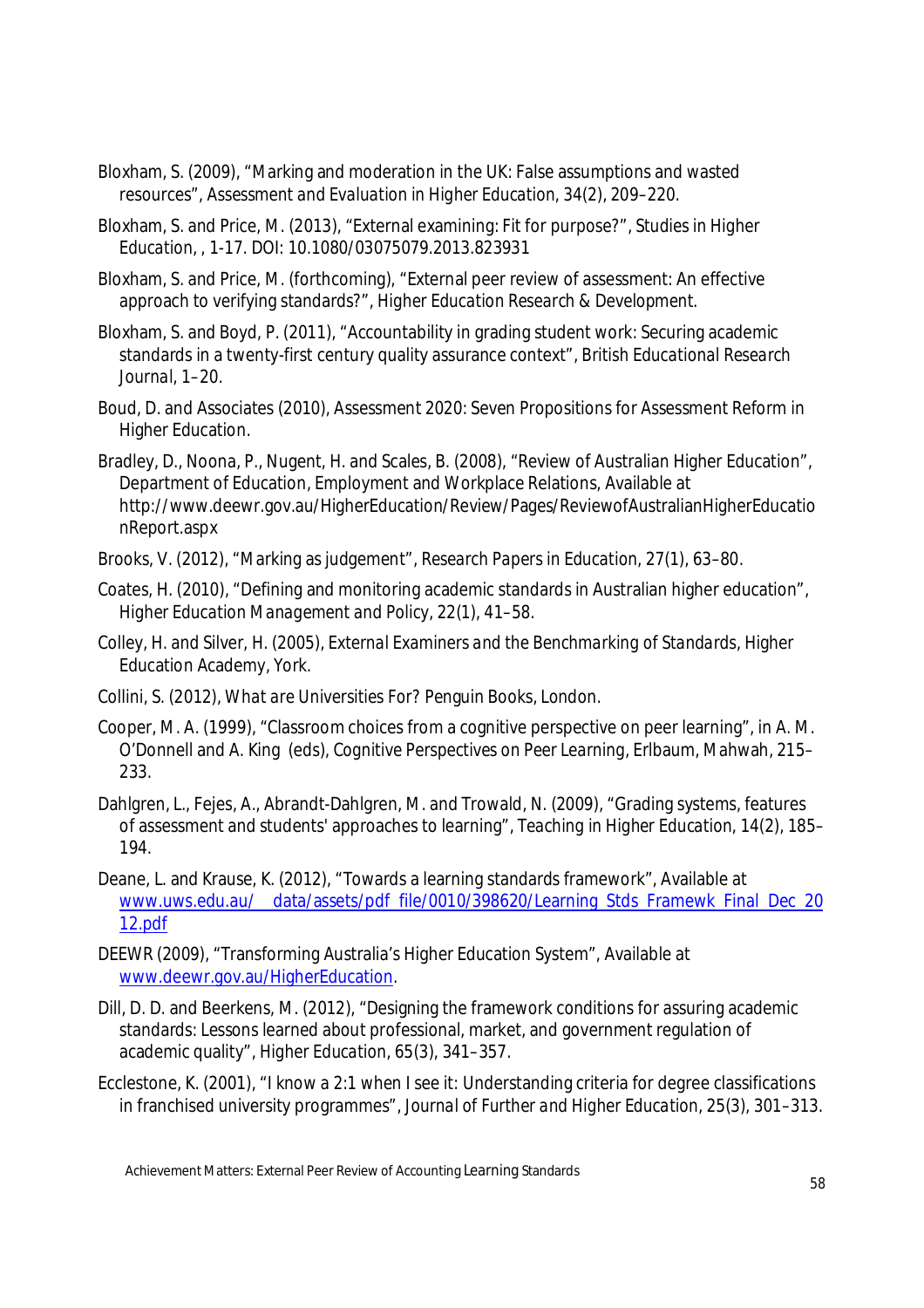Bloxham, S. (2009), "Marking and moderation in the UK: False assumptions and wasted resources", *Assessment and Evaluation in Higher Education*, 34(2), 209–220.

Bloxham, S. and Price, M. (2013), "External examining: Fit for purpose?", *Studies in Higher Education*, , 1-17. DOI: 10.1080/03075079.2013.823931

Bloxham, S. and Price, M. (forthcoming), "External peer review of assessment: An effective approach to verifying standards?", *Higher Education Research & Development*.

Bloxham, S. and Boyd, P. (2011), "Accountability in grading student work: Securing academic standards in a twenty-first century quality assurance context", *British Educational Research Journal*, 1–20.

Boud, D. and Associates (2010), *Assessment 2020: Seven Propositions for Assessment Reform in Higher Education*.

Bradley, D., Noona, P., Nugent, H. and Scales, B. (2008), "Review of Australian Higher Education", Department of Education, Employment and Workplace Relations, Available at http://www.deewr.gov.au/HigherEducation/Review/Pages/ReviewofAustralianHigherEducationReport.aspx

Brooks, V. (2012), "Marking as judgement", *Research Papers in Education*, 27(1), 63–80.

Coates, H. (2010), "Defining and monitoring academic standards in Australian higher education", *Higher Education Management and Policy*, 22(1), 41–58.

Colley, H. and Silver, H. (2005), *External Examiners and the Benchmarking of Standards*, Higher Education Academy, York.

Collini, S. (2012), *What are Universities For?* Penguin Books, London.

Cooper, M. A. (1999), "Classroom choices from a cognitive perspective on peer learning", in A. M. O'Donnell and A. King (eds), *Cognitive Perspectives on Peer Learning*, Erlbaum, Mahwah, 215–233.

Dahlgren, L., Fejes, A., Abrandt-Dahlgren, M. and Trowald, N. (2009), "Grading systems, features of assessment and students' approaches to learning", *Teaching in Higher Education*, 14(2), 185–194.

Deane, L. and Krause, K. (2012), "Towards a learning standards framework", Available at [www.uws.edu.au/__data/assets/pdf_file/0010/398620/Learning_Stds_Framewk_Final_Dec_2012.pdf](www.uws.edu.au/__data/assets/pdf_file/0010/398620/Learning_Stds_Framewk_Final_Dec_2012.pdf)

DEEWR (2009), "Transforming Australia's Higher Education System", Available at [www.deewr.gov.au/HigherEducation](www.deewr.gov.au/HigherEducation).

Dill, D. D. and Beerkens, M. (2012), "Designing the framework conditions for assuring academic standards: Lessons learned about professional, market, and government regulation of academic quality", *Higher Education*, 65(3), 341–357.

Ecclestone, K. (2001), "I know a 2:1 when I see it: Understanding criteria for degree classifications in franchised university programmes", *Journal of Further and Higher Education*, 25(3), 301–313.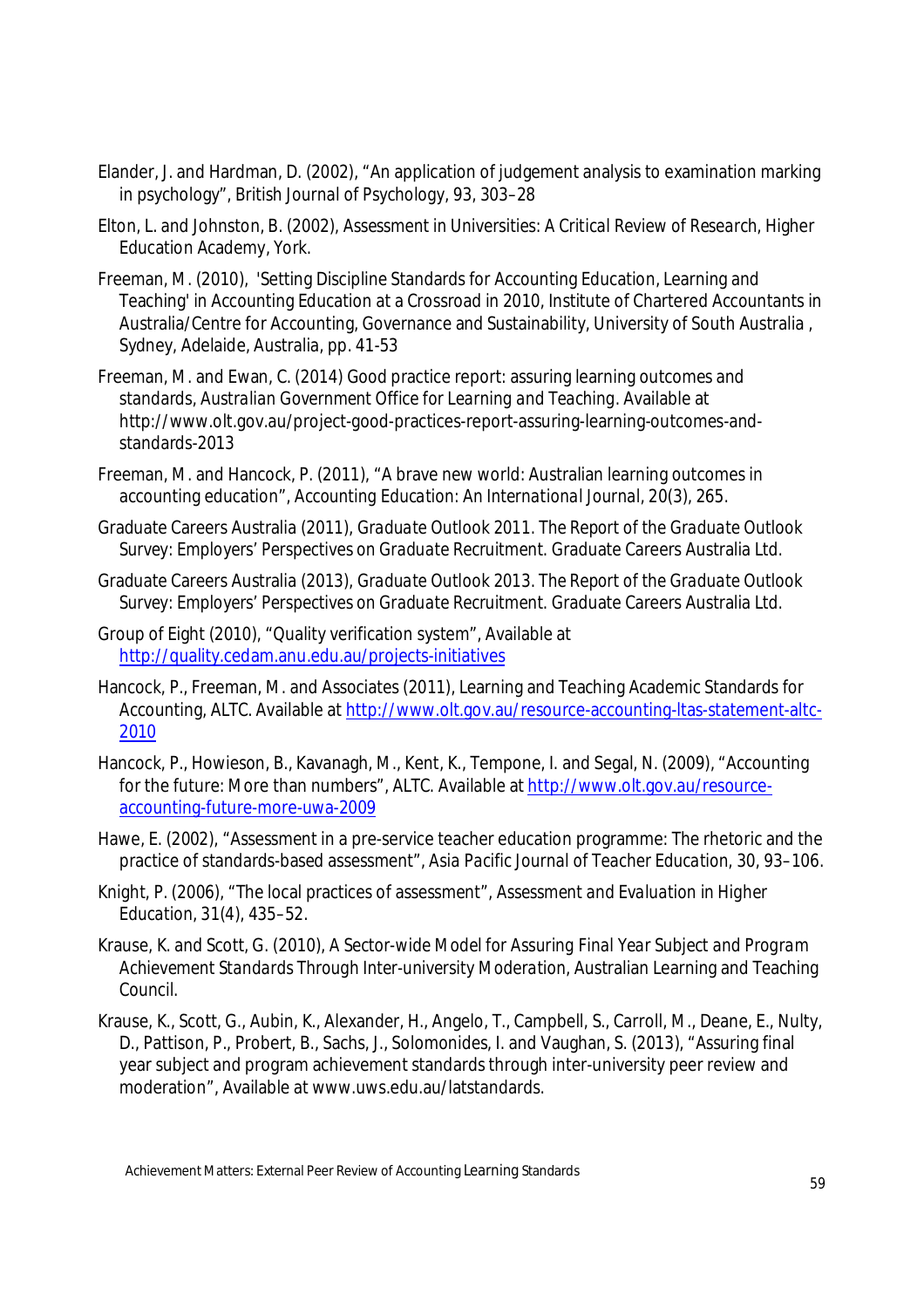Elander, J. and Hardman, D. (2002), "An application of judgement analysis to examination marking in psychology", British Journal of Psychology, 93, 303–28

Elton, L. and Johnston, B. (2002), Assessment in Universities: A Critical Review of Research, Higher Education Academy, York.

Freeman, M. (2010), 'Setting Discipline Standards for Accounting Education, Learning and Teaching' in Accounting Education at a Crossroad in 2010, Institute of Chartered Accountants in Australia/Centre for Accounting, Governance and Sustainability, University of South Australia , Sydney, Adelaide, Australia, pp. 41-53

Freeman, M. and Ewan, C. (2014) Good practice report: assuring learning outcomes and standards, *Australian Government Office for Learning and Teaching*. Available at http://www.olt.gov.au/project-good-practices-report-assuring-learning-outcomes-and-standards-2013

Freeman, M. and Hancock, P. (2011), "A brave new world: Australian learning outcomes in accounting education", *Accounting Education: An International Journal*, 20(3), 265.

Graduate Careers Australia (2011), *Graduate Outlook 2011. The Report of the Graduate Outlook Survey: Employers' Perspectives on Graduate Recruitment*. Graduate Careers Australia Ltd.

Graduate Careers Australia (2013), *Graduate Outlook 2013. The Report of the Graduate Outlook Survey: Employers' Perspectives on Graduate Recruitment*. Graduate Careers Australia Ltd.

Group of Eight (2010), "Quality verification system", Available at http://quality.cedam.anu.edu.au/projects-initiatives

Hancock, P., Freeman, M. and Associates (2011), Learning and Teaching Academic Standards for Accounting, ALTC. Available at http://www.olt.gov.au/resource-accounting-ltas-statement-altc-2010

Hancock, P., Howieson, B., Kavanagh, M., Kent, K., Tempone, I. and Segal, N. (2009), "Accounting for the future: More than numbers", ALTC. Available at http://www.olt.gov.au/resource-accounting-future-more-uwa-2009

Hawe, E. (2002), "Assessment in a pre-service teacher education programme: The rhetoric and the practice of standards-based assessment", *Asia Pacific Journal of Teacher Education*, 30, 93–106.

Knight, P. (2006), "The local practices of assessment", *Assessment and Evaluation in Higher Education*, 31(4), 435–52.

Krause, K. and Scott, G. (2010), *A Sector-wide Model for Assuring Final Year Subject and Program Achievement Standards Through Inter-university Moderation*, Australian Learning and Teaching Council.

Krause, K., Scott, G., Aubin, K., Alexander, H., Angelo, T., Campbell, S., Carroll, M., Deane, E., Nulty, D., Pattison, P., Probert, B., Sachs, J., Solomonides, I. and Vaughan, S. (2013), "Assuring final year subject and program achievement standards through inter-university peer review and moderation", Available at www.uws.edu.au/latstandards.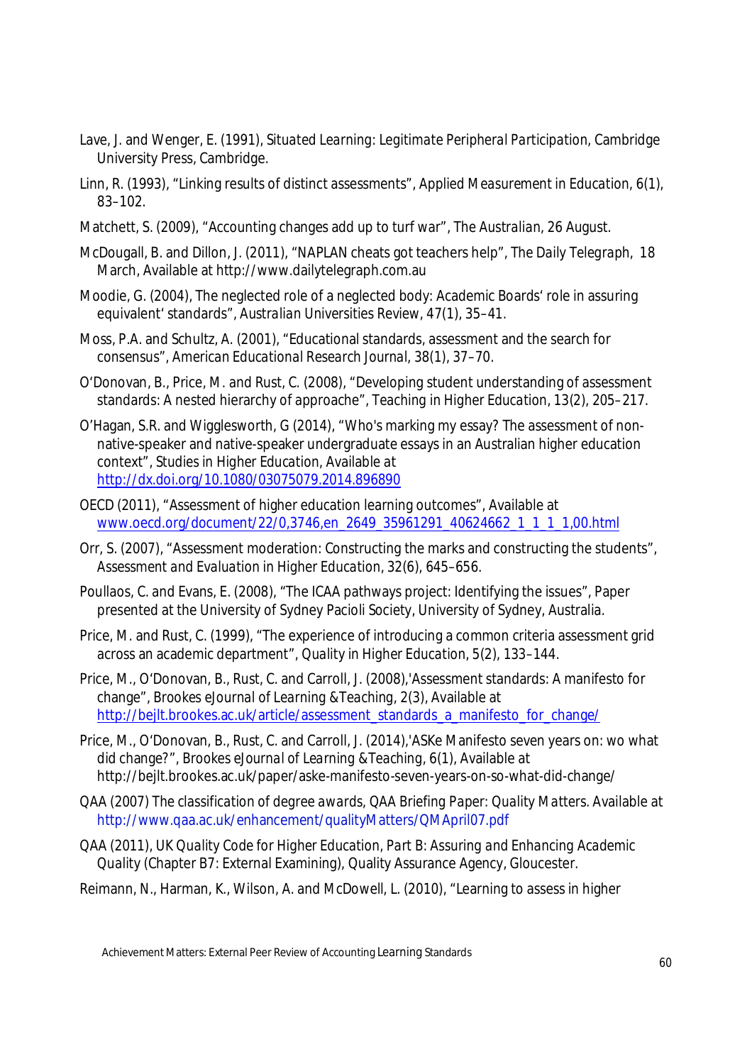Lave, J. and Wenger, E. (1991), *Situated Learning: Legitimate Peripheral Participation*, Cambridge University Press, Cambridge.

Linn, R. (1993), "Linking results of distinct assessments", *Applied Measurement in Education*, 6(1), 83–102.

Matchett, S. (2009), "Accounting changes add up to turf war", *The Australian*, 26 August.

McDougall, B. and Dillon, J. (2011), "NAPLAN cheats got teachers help", *The Daily Telegraph*, 18 March, Available at http://www.dailytelegraph.com.au

Moodie, G. (2004), The neglected role of a neglected body: Academic Boards' role in assuring equivalent' standards", *Australian Universities Review*, 47(1), 35–41.

Moss, P.A. and Schultz, A. (2001), "Educational standards, assessment and the search for consensus", *American Educational Research Journal*, 38(1), 37–70.

O'Donovan, B., Price, M. and Rust, C. (2008), "Developing student understanding of assessment standards: A nested hierarchy of approache", *Teaching in Higher Education*, 13(2), 205–217.

O'Hagan, S.R. and Wigglesworth, G (2014), "Who's marking my essay? The assessment of non-native-speaker and native-speaker undergraduate essays in an Australian higher education context", *Studies in Higher Education*, Available at http://dx.doi.org/10.1080/03075079.2014.896890

OECD (2011), "Assessment of higher education learning outcomes", Available at www.oecd.org/document/22/0,3746,en_2649_35961291_40624662_1_1_1_1,00.html

Orr, S. (2007), "Assessment moderation: Constructing the marks and constructing the students", *Assessment and Evaluation in Higher Education*, 32(6), 645–656.

Poullaos, C. and Evans, E. (2008), "The ICAA pathways project: Identifying the issues", Paper presented at the University of Sydney Pacioli Society, University of Sydney, Australia.

Price, M. and Rust, C. (1999), "The experience of introducing a common criteria assessment grid across an academic department", *Quality in Higher Education*, 5(2), 133–144.

Price, M., O'Donovan, B., Rust, C. and Carroll, J. (2008),'Assessment standards: A manifesto for change", *Brookes eJournal of Learning &Teaching*, 2(3), Available at http://bejlt.brookes.ac.uk/article/assessment_standards_a_manifesto_for_change/

Price, M., O'Donovan, B., Rust, C. and Carroll, J. (2014),'ASKe Manifesto seven years on: wo what did change?", *Brookes eJournal of Learning &Teaching*, 6(1), Available at http://bejlt.brookes.ac.uk/paper/aske-manifesto-seven-years-on-so-what-did-change/

QAA (2007) *The classification of degree awards*, *QAA Briefing Paper: Quality Matters*. Available at http://www.qaa.ac.uk/enhancement/qualityMatters/QMApril07.pdf

QAA (2011), *UK Quality Code for Higher Education, Part B: Assuring and Enhancing Academic Quality* (Chapter B7: External Examining), Quality Assurance Agency, Gloucester.

Reimann, N., Harman, K., Wilson, A. and McDowell, L. (2010), "Learning to assess in higher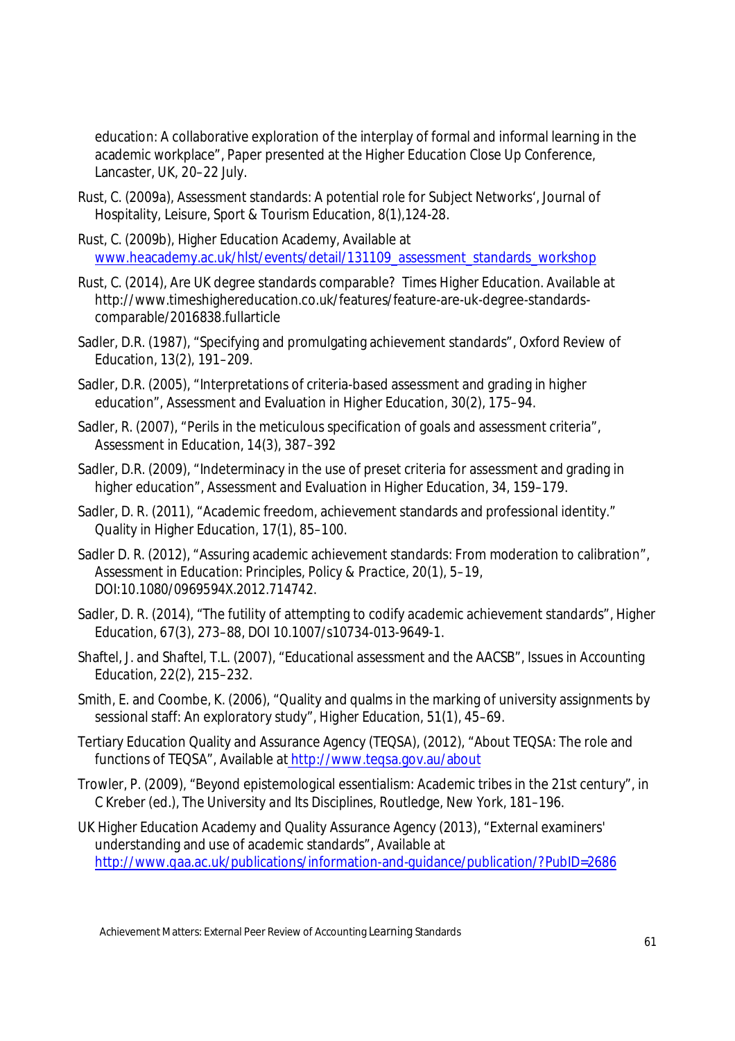education: A collaborative exploration of the interplay of formal and informal learning in the academic workplace", Paper presented at the Higher Education Close Up Conference, Lancaster, UK, 20–22 July.

Rust, C. (2009a), Assessment standards: A potential role for Subject Networks', Journal of Hospitality, Leisure, Sport & Tourism Education, 8(1),124-28.

Rust, C. (2009b), Higher Education Academy, Available at www.heacademy.ac.uk/hlst/events/detail/131109_assessment_standards_workshop

Rust, C. (2014), Are UK degree standards comparable? Times Higher Education. Available at http://www.timeshighereducation.co.uk/features/feature-are-uk-degree-standards-comparable/2016838.fullarticle

Sadler, D.R. (1987), "Specifying and promulgating achievement standards", Oxford Review of Education, 13(2), 191–209.

Sadler, D.R. (2005), "Interpretations of criteria-based assessment and grading in higher education", Assessment and Evaluation in Higher Education, 30(2), 175–94.

Sadler, R. (2007), "Perils in the meticulous specification of goals and assessment criteria", Assessment in Education, 14(3), 387–392

Sadler, D.R. (2009), "Indeterminacy in the use of preset criteria for assessment and grading in higher education", Assessment and Evaluation in Higher Education, 34, 159–179.

Sadler, D. R. (2011), "Academic freedom, achievement standards and professional identity." Quality in Higher Education, 17(1), 85–100.

Sadler D. R. (2012), "Assuring academic achievement standards: From moderation to calibration", *Assessment in Education: Principles, Policy & Practice*, 20(1), 5–19, DOI:10.1080/0969594X.2012.714742.

Sadler, D. R. (2014), "The futility of attempting to codify academic achievement standards", *Higher Education*, 67(3), 273–88, DOI 10.1007/s10734-013-9649-1.

Shaftel, J. and Shaftel, T.L. (2007), "Educational assessment and the AACSB", Issues in Accounting Education, 22(2), 215–232.

Smith, E. and Coombe, K. (2006), "Quality and qualms in the marking of university assignments by sessional staff: An exploratory study", Higher Education, 51(1), 45–69.

Tertiary Education Quality and Assurance Agency (TEQSA), (2012), "About TEQSA: The role and functions of TEQSA", Available at http://www.teqsa.gov.au/about

Trowler, P. (2009), "Beyond epistemological essentialism: Academic tribes in the 21st century", in C Kreber (ed.), *The University and Its Disciplines*, Routledge, New York, 181–196.

UK Higher Education Academy and Quality Assurance Agency (2013), "External examiners' understanding and use of academic standards", Available at http://www.qaa.ac.uk/publications/information-and-guidance/publication/?PubID=2686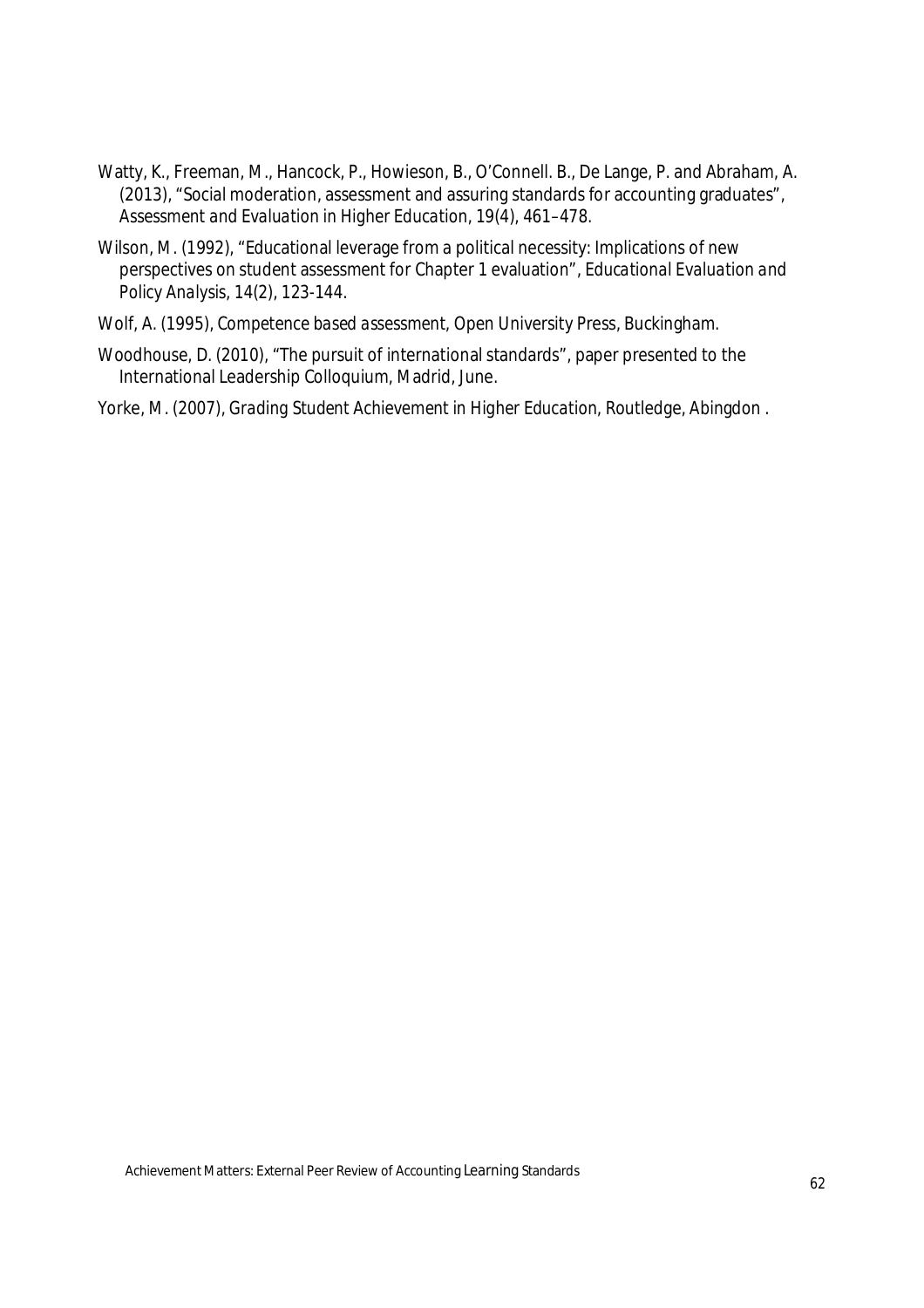Watty, K., Freeman, M., Hancock, P., Howieson, B., O'Connell. B., De Lange, P. and Abraham, A. (2013), "Social moderation, assessment and assuring standards for accounting graduates", *Assessment and Evaluation in Higher Education*, 19(4), 461–478.

Wilson, M. (1992), "Educational leverage from a political necessity: Implications of new perspectives on student assessment for Chapter 1 evaluation", *Educational Evaluation and Policy Analysis*, 14(2), 123-144.

Wolf, A. (1995), *Competence based assessment*, Open University Press, Buckingham.

Woodhouse, D. (2010), "The pursuit of international standards", paper presented to the International Leadership Colloquium, Madrid, June.

Yorke, M. (2007), *Grading Student Achievement in Higher Education*, Routledge, Abingdon .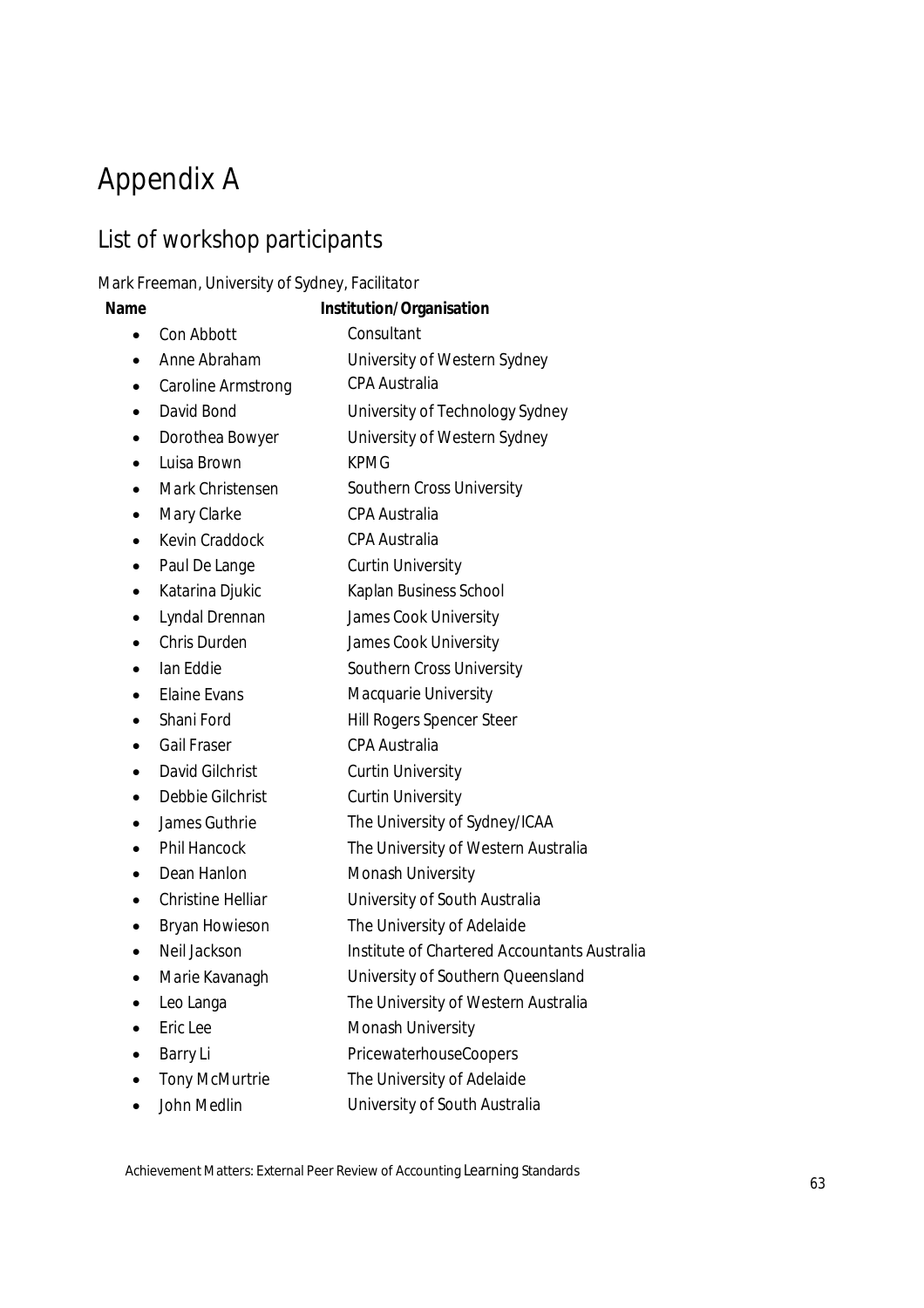# Appendix A

## List of workshop participants

Mark Freeman, University of Sydney, Facilitator

| Name | Institution/Organisation |
|---|---|
| • Con Abbott | Consultant |
| • Anne Abraham | University of Western Sydney |
| • Caroline Armstrong | CPA Australia |
| • David Bond | University of Technology Sydney |
| • Dorothea Bowyer | University of Western Sydney |
| • Luisa Brown | KPMG |
| • Mark Christensen | Southern Cross University |
| • Mary Clarke | CPA Australia |
| • Kevin Craddock | CPA Australia |
| • Paul De Lange | Curtin University |
| • Katarina Djukic | Kaplan Business School |
| • Lyndal Drennan | James Cook University |
| • Chris Durden | James Cook University |
| • Ian Eddie | Southern Cross University |
| • Elaine Evans | Macquarie University |
| • Shani Ford | Hill Rogers Spencer Steer |
| • Gail Fraser | CPA Australia |
| • David Gilchrist | Curtin University |
| • Debbie Gilchrist | Curtin University |
| • James Guthrie | The University of Sydney/ICAA |
| • Phil Hancock | The University of Western Australia |
| • Dean Hanlon | Monash University |
| • Christine Helliar | University of South Australia |
| • Bryan Howieson | The University of Adelaide |
| • Neil Jackson | Institute of Chartered Accountants Australia |
| • Marie Kavanagh | University of Southern Queensland |
| • Leo Langa | The University of Western Australia |
| • Eric Lee | Monash University |
| • Barry Li | PricewaterhouseCoopers |
| • Tony McMurtrie | The University of Adelaide |
| • John Medlin | University of South Australia |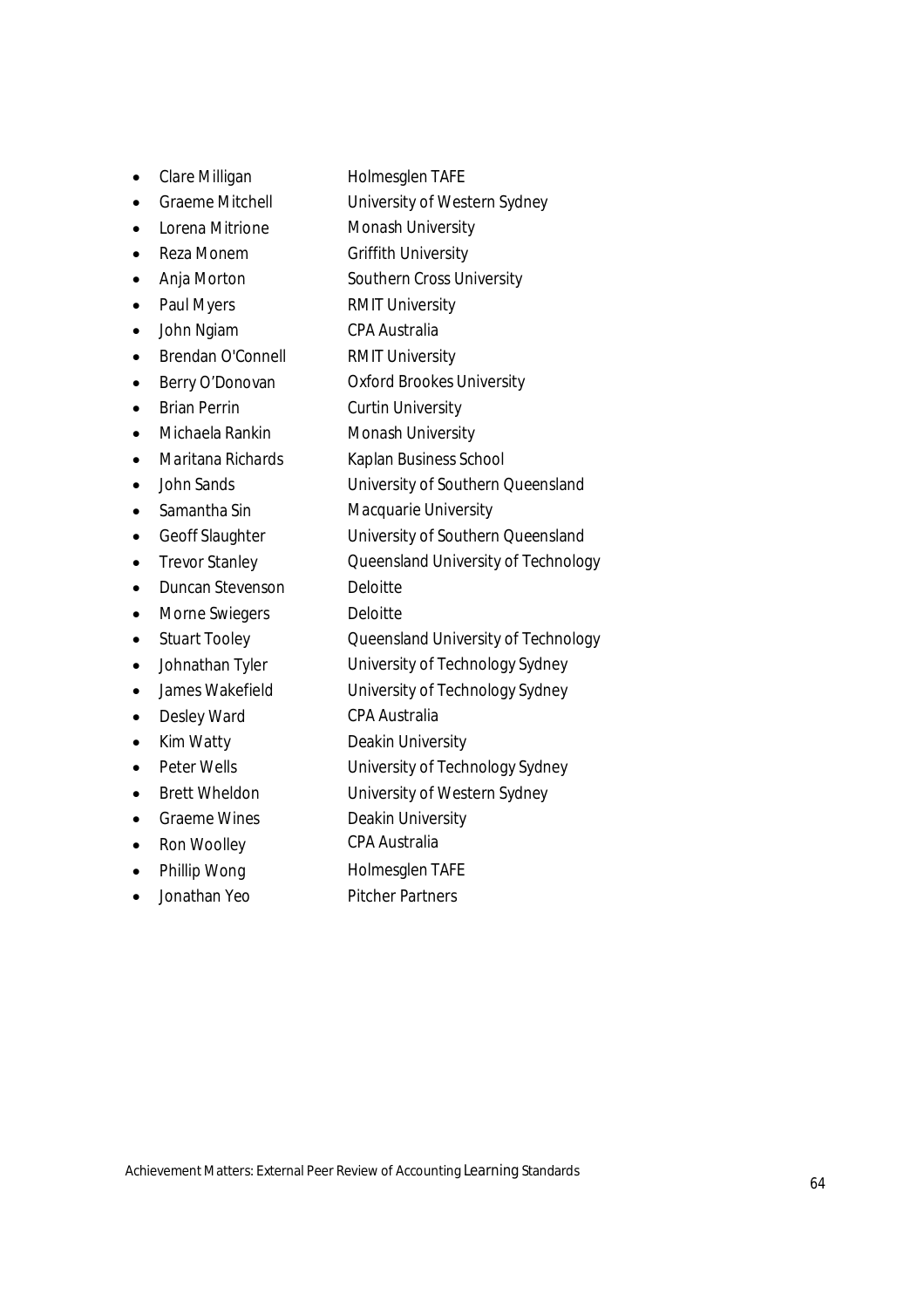- Clare Milligan Holmesglen TAFE
- Graeme Mitchell University of Western Sydney
- Lorena Mitrione Monash University
- Reza Monem Griffith University
- Anja Morton Southern Cross University
- Paul Myers RMIT University
- John Ngiam CPA Australia
- Brendan O'Connell RMIT University
- Berry O'Donovan Oxford Brookes University
- Brian Perrin Curtin University
- Michaela Rankin Monash University
- Maritana Richards Kaplan Business School
- John Sands University of Southern Queensland
- Samantha Sin Macquarie University
- Geoff Slaughter University of Southern Queensland
- Trevor Stanley Queensland University of Technology
- Duncan Stevenson Deloitte
- Morne Swiegers Deloitte
- Stuart Tooley Queensland University of Technology
- Johnathan Tyler University of Technology Sydney
- James Wakefield University of Technology Sydney
- Desley Ward CPA Australia
- Kim Watty Deakin University
- Peter Wells University of Technology Sydney
- Brett Wheldon University of Western Sydney
- Graeme Wines Deakin University
- Ron Woolley CPA Australia
- Phillip Wong Holmesglen TAFE
- Jonathan Yeo Pitcher Partners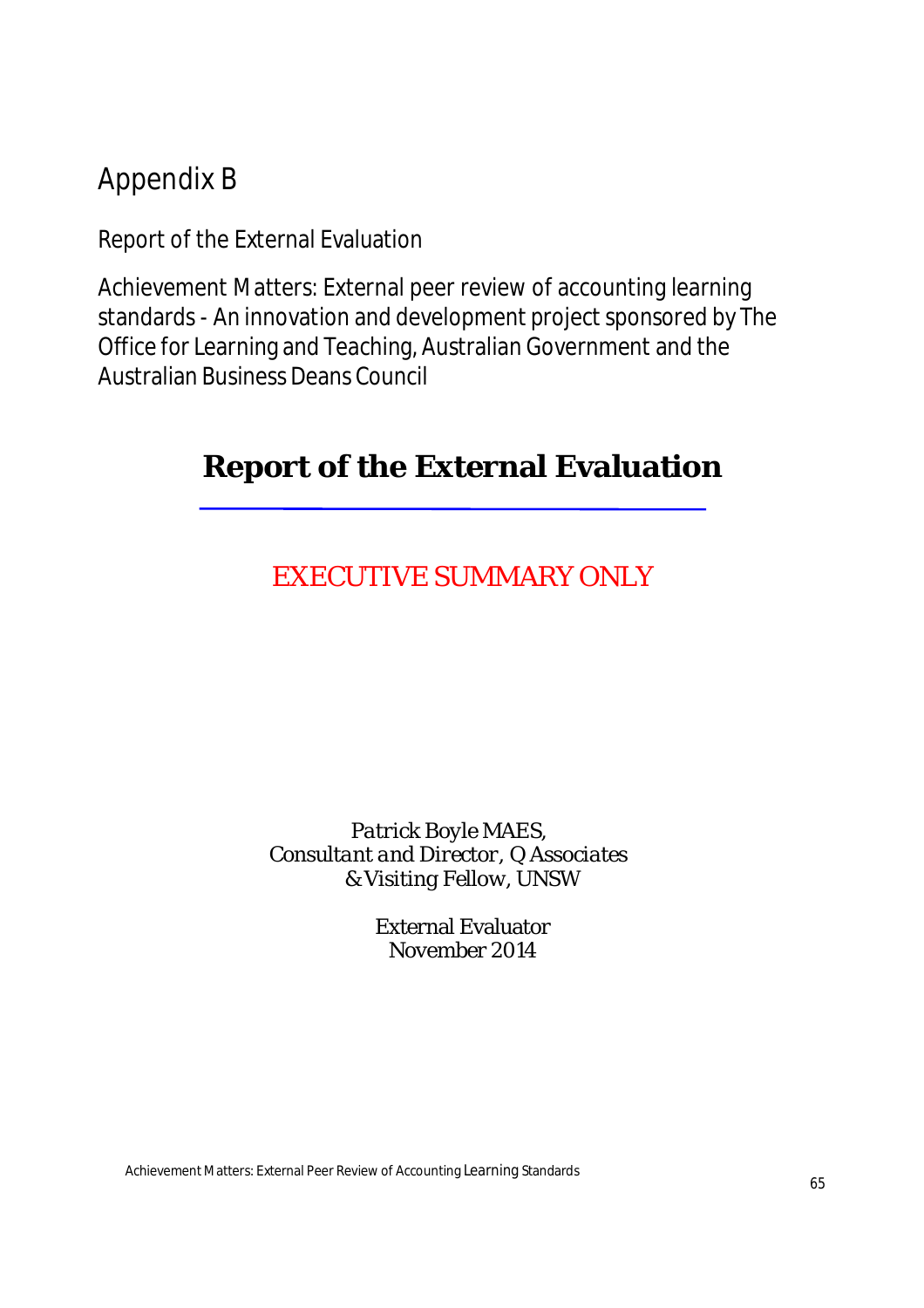# Appendix B

Report of the External Evaluation

Achievement Matters: External peer review of accounting learning standards - An innovation and development project sponsored by The Office for Learning and Teaching, Australian Government and the Australian Business Deans Council

## Report of the External Evaluation

EXECUTIVE SUMMARY ONLY

*Patrick Boyle MAES,*
*Consultant and Director, Q Associates*
*& Visiting Fellow, UNSW*

External Evaluator
November 2014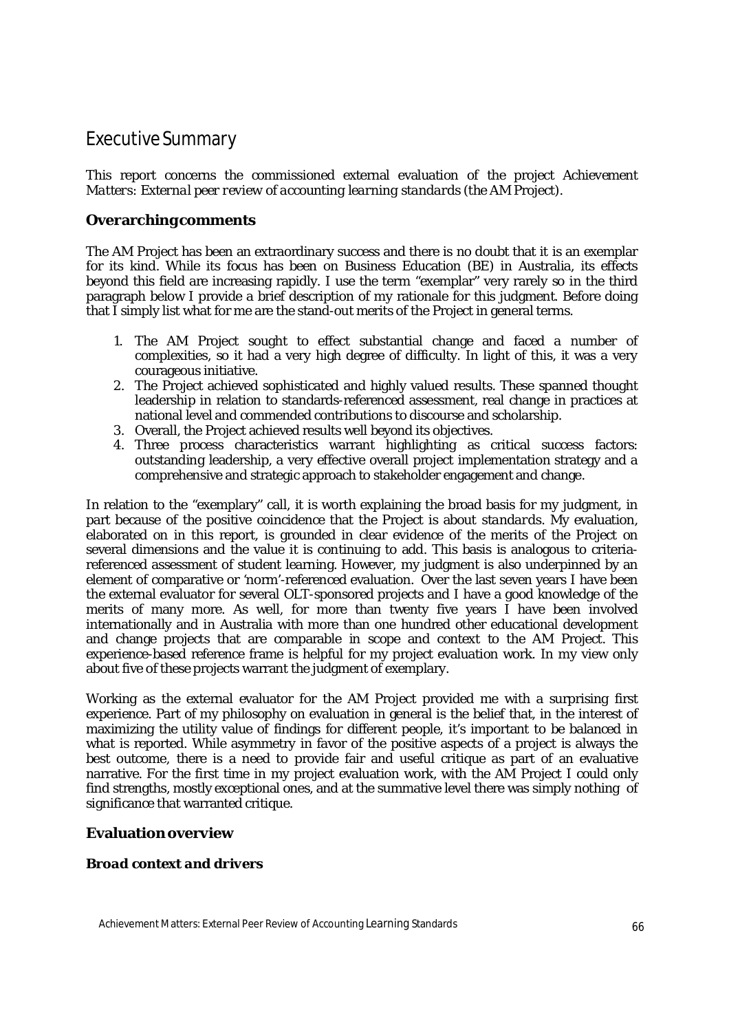# Executive Summary

This report concerns the commissioned external evaluation of the project *Achievement Matters: External peer review of accounting learning standards* (the AM Project).

## Overarching comments

The AM Project has been an extraordinary success and there is no doubt that it is an exemplar for its kind. While its focus has been on Business Education (BE) in Australia, its effects beyond this field are increasing rapidly. I use the term "exemplar" very rarely so in the third paragraph below I provide a brief description of my rationale for this judgment. Before doing that I simply list what for me are the stand-out merits of the Project in general terms.

1. The AM Project sought to effect substantial change and faced a number of complexities, so it had a very high degree of difficulty. In light of this, it was a very courageous initiative.
2. The Project achieved sophisticated and highly valued results. These spanned thought leadership in relation to standards-referenced assessment, real change in practices at national level and commended contributions to discourse and scholarship.
3. Overall, the Project achieved results well beyond its objectives.
4. Three process characteristics warrant highlighting as critical success factors: outstanding leadership, a very effective overall project implementation strategy and a comprehensive and strategic approach to stakeholder engagement and change.

In relation to the "exemplary" call, it is worth explaining the broad basis for my judgment, in part because of the positive coincidence that the Project is about *standards*. My evaluation, elaborated on in this report, is grounded in clear evidence of the merits of the Project on several dimensions and the value it is continuing to add. This basis is analogous to criteria-referenced assessment of student learning. However, my judgment is also underpinned by an element of comparative or 'norm'-referenced evaluation. Over the last seven years I have been the external evaluator for several OLT-sponsored projects and I have a good knowledge of the merits of many more. As well, for more than twenty five years I have been involved internationally and in Australia with more than one hundred other educational development and change projects that are comparable in scope and context to the AM Project. This experience-based reference frame is helpful for my project evaluation work. In my view only about five of these projects warrant the judgment of exemplary.

Working as the external evaluator for the AM Project provided me with a surprising first experience. Part of my philosophy on evaluation in general is the belief that, in the interest of maximizing the utility value of findings for different people, it's important to be balanced in what is reported. While asymmetry in favor of the positive aspects of a project is always the best outcome, there is a need to provide fair and useful critique as part of an evaluative narrative. For the first time in my project evaluation work, with the AM Project I could only find strengths, mostly exceptional ones, and at the summative level there was simply nothing of significance that warranted critique.

## Evaluation overview

### *Broad context and drivers*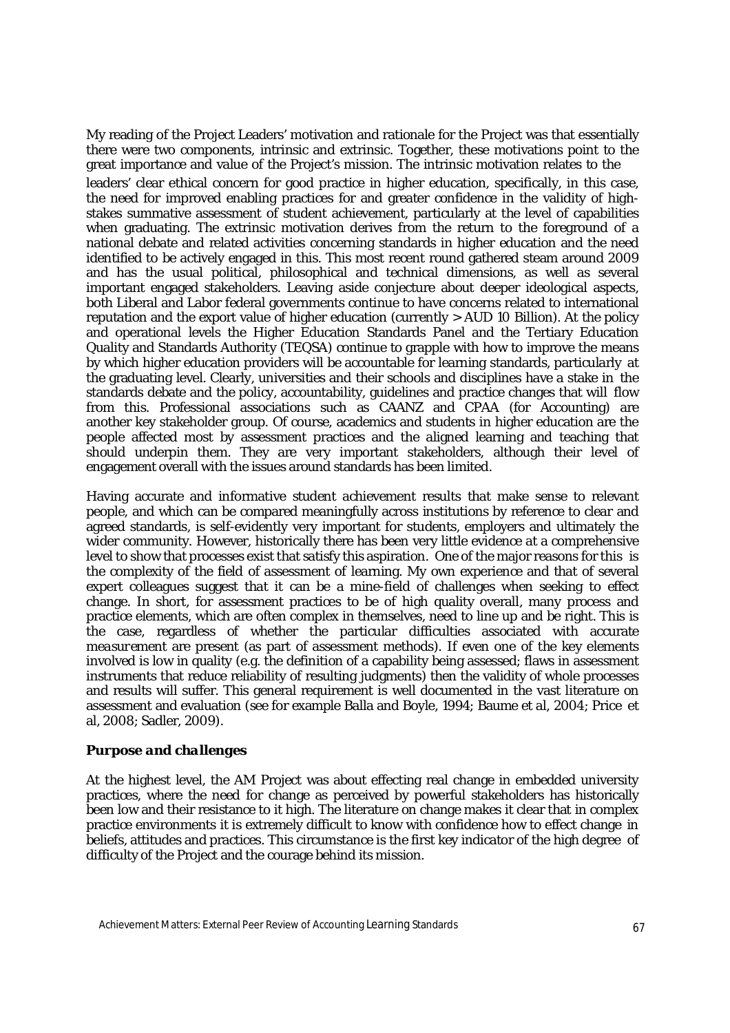My reading of the Project Leaders' motivation and rationale for the Project was that essentially there were two components, intrinsic and extrinsic. Together, these motivations point to the great importance and value of the Project's mission. The intrinsic motivation relates to the leaders' clear ethical concern for good practice in higher education, specifically, in this case, the need for improved enabling practices for and greater confidence in the validity of high-stakes summative assessment of student achievement, particularly at the level of capabilities when graduating. The extrinsic motivation derives from the return to the foreground of a national debate and related activities concerning standards in higher education and the need identified to be actively engaged in this. This most recent round gathered steam around 2009 and has the usual political, philosophical and technical dimensions, as well as several important engaged stakeholders. Leaving aside conjecture about deeper ideological aspects, both Liberal and Labor federal governments continue to have concerns related to international reputation and the export value of higher education (currently > AUD 10 Billion). At the policy and operational levels the Higher Education Standards Panel and the Tertiary Education Quality and Standards Authority (TEQSA) continue to grapple with how to improve the means by which higher education providers will be accountable for learning standards, particularly at the graduating level. Clearly, universities and their schools and disciplines have a stake in the standards debate and the policy, accountability, guidelines and practice changes that will flow from this. Professional associations such as CAANZ and CPAA (for Accounting) are another key stakeholder group. Of course, academics and students in higher education are the people affected most by assessment practices and the *aligned* learning and teaching that should underpin them. They are very important stakeholders, although their level of engagement overall with the issues around standards has been limited.

Having accurate and informative student achievement results that make sense to relevant people, and which can be compared meaningfully across institutions by reference to clear and agreed standards, is self-evidently very important for students, employers and ultimately the wider community. However, historically there has been very little evidence at a comprehensive level to show that processes exist that satisfy this aspiration. One of the major reasons for this is the complexity of the field of assessment of learning. My own experience and that of several expert colleagues suggest that it can be a mine-field of challenges when seeking to effect change. In short, for assessment practices to be of high quality overall, many process and practice elements, which are often complex in themselves, need to line up and be right. This is the case, regardless of whether the particular difficulties associated with accurate *measurement* are present (as part of assessment methods). If even one of the key elements involved is low in quality (e.g. the definition of a capability being assessed; flaws in assessment instruments that reduce reliability of resulting judgments) then the validity of whole processes and results will suffer. This general requirement is well documented in the vast literature on assessment and evaluation (see for example Balla and Boyle, 1994; Baume et al, 2004; Price et al, 2008; Sadler, 2009).

### *Purpose and challenges*

At the highest level, the AM Project was about effecting real change in embedded university practices, where the need for change as perceived by powerful stakeholders has historically been low and their resistance to it high. The literature on change makes it clear that in complex practice environments it is extremely difficult to know with confidence how to effect change in beliefs, attitudes and practices. This circumstance is the first key indicator of the high degree of difficulty of the Project and the courage behind its mission.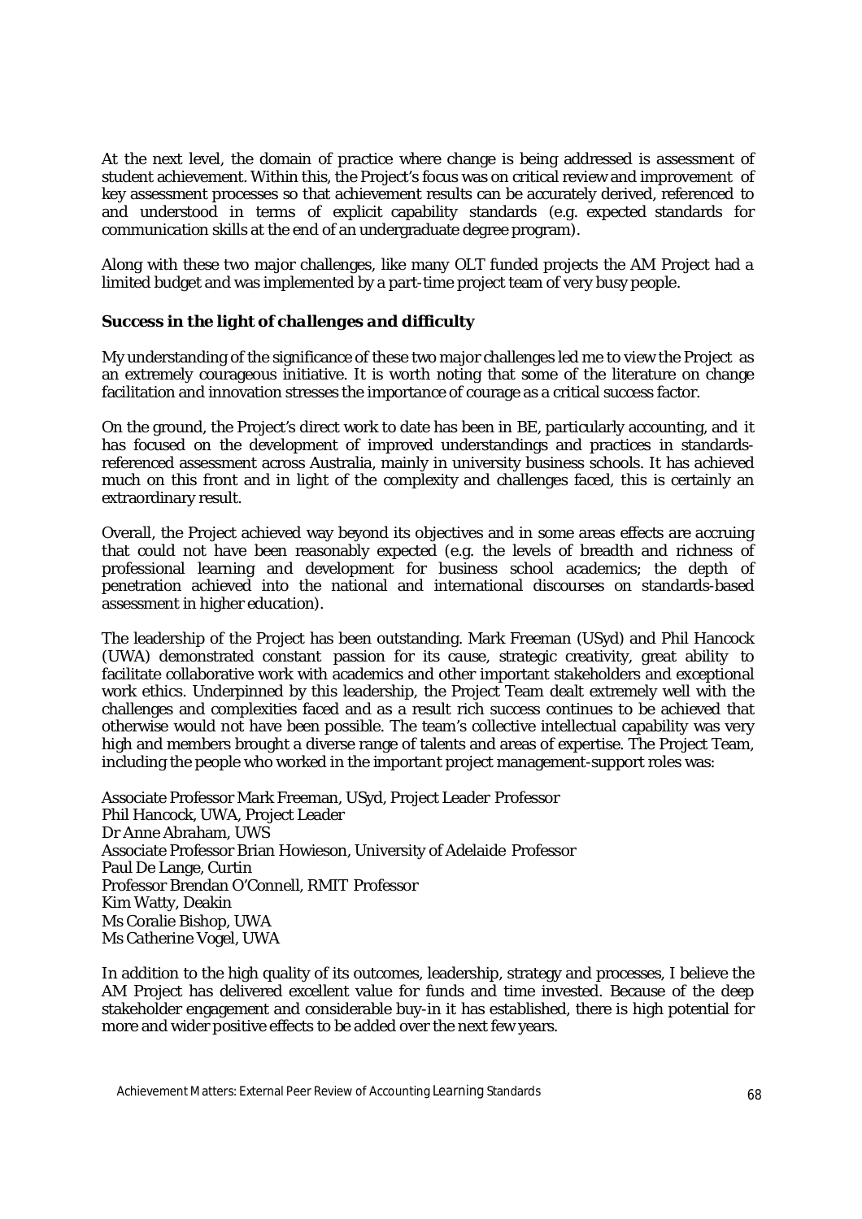At the next level, the domain of practice where change is being addressed is assessment of student achievement. Within this, the Project's focus was on critical review and improvement of key assessment processes so that achievement results can be accurately derived, referenced to and understood in terms of explicit capability standards (e.g. expected standards for communication skills at the end of an undergraduate degree program).

Along with these two major challenges, like many OLT funded projects the AM Project had a limited budget and was implemented by a part-time project team of very busy people.

### *Success in the light of challenges and difficulty*

My understanding of the significance of these two major challenges led me to view the Project as an extremely courageous initiative. It is worth noting that some of the literature on change facilitation and innovation stresses the importance of courage as a critical success factor.

On the ground, the Project's direct work to date has been in BE, particularly accounting, and it has focused on the development of improved understandings and practices in standards-referenced assessment across Australia, mainly in university business schools. It has achieved much on this front and in light of the complexity and challenges faced, this is certainly an extraordinary result.

Overall, the Project achieved way beyond its objectives and in some areas effects are accruing that could not have been reasonably expected (e.g. the levels of breadth and richness of professional learning and development for business school academics; the depth of penetration achieved into the national and international discourses on standards-based assessment in higher education).

The leadership of the Project has been outstanding. Mark Freeman (USyd) and Phil Hancock (UWA) demonstrated constant passion for its cause, strategic creativity, great ability to facilitate collaborative work with academics and other important stakeholders and exceptional work ethics. Underpinned by this leadership, the Project Team dealt extremely well with the challenges and complexities faced and as a result rich success continues to be achieved that otherwise would not have been possible. The team's collective intellectual capability was very high and members brought a diverse range of talents and areas of expertise. The Project Team, including the people who worked in the important project management-support roles was:

Associate Professor Mark Freeman, USyd, Project Leader Professor  
Phil Hancock, UWA, Project Leader  
Dr Anne Abraham, UWS  
Associate Professor Brian Howieson, University of Adelaide Professor  
Paul De Lange, Curtin  
Professor Brendan O'Connell, RMIT Professor  
Kim Watty, Deakin  
Ms Coralie Bishop, UWA  
Ms Catherine Vogel, UWA

In addition to the high quality of its outcomes, leadership, strategy and processes, I believe the AM Project has delivered excellent value for funds and time invested. Because of the deep stakeholder engagement and considerable buy-in it has established, there is high potential for more and wider positive effects to be added over the next few years.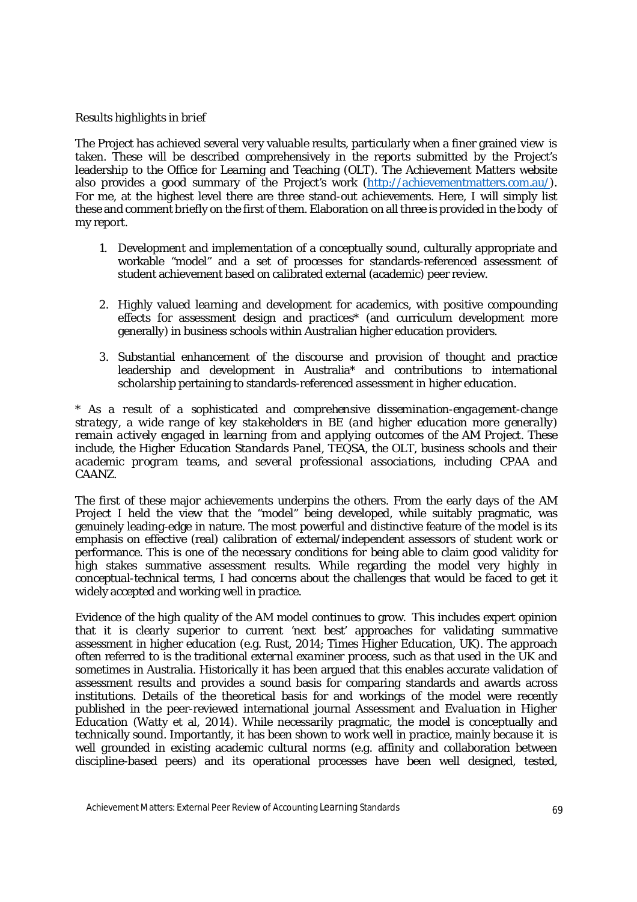*Results highlights in brief*

The Project has achieved several very valuable results, particularly when a finer grained view is taken. These will be described comprehensively in the reports submitted by the Project's leadership to the Office for Learning and Teaching (OLT). The Achievement Matters website also provides a good summary of the Project's work (http://achievementmatters.com.au/). For me, at the highest level there are three stand-out achievements. Here, I will simply list these and comment briefly on the first of them. Elaboration on all three is provided in the body of my report.

1. Development and implementation of a conceptually sound, culturally appropriate and workable "model" and a set of processes for standards-referenced assessment of student achievement based on calibrated external (academic) peer review.

2. Highly valued learning and development for academics, with positive compounding effects for assessment design and practices* (and curriculum development more generally) in business schools within Australian higher education providers.

3. Substantial enhancement of the discourse and provision of thought and practice leadership and development in Australia* and contributions to international scholarship pertaining to standards-referenced assessment in higher education.

*\* As a result of a sophisticated and comprehensive dissemination-engagement-change strategy, a wide range of key stakeholders in BE (and higher education more generally) remain actively engaged in learning from and applying outcomes of the AM Project. These include, the Higher Education Standards Panel, TEQSA, the OLT, business schools and their academic program teams, and several professional associations, including CPAA and CAANZ.*

The first of these major achievements underpins the others. From the early days of the AM Project I held the view that the "model" being developed, while suitably pragmatic, was genuinely leading-edge in nature. The most powerful and distinctive feature of the model is its emphasis on effective (real) calibration of external/independent assessors of student work or performance. This is one of the necessary conditions for being able to claim good validity for high stakes summative assessment results. While regarding the model very highly in conceptual-technical terms, I had concerns about the challenges that would be faced to get it widely accepted and working well in practice.

Evidence of the high quality of the AM model continues to grow. This includes expert opinion that it is clearly superior to current 'next best' approaches for validating summative assessment in higher education (e.g. Rust, 2014; Times Higher Education, UK). The approach often referred to is the traditional *external examiner process*, such as that used in the UK and sometimes in Australia. Historically it has been argued that this enables accurate validation of assessment results and provides a sound basis for comparing standards and awards across institutions. Details of the theoretical basis for and workings of the model were recently published in the peer-reviewed international journal *Assessment and Evaluation in Higher Education* (Watty et al, 2014). While necessarily pragmatic, the model is conceptually and technically sound. Importantly, it has been shown to work well in practice, mainly because it is well grounded in existing academic cultural norms (e.g. affinity and collaboration between discipline-based peers) and its operational processes have been well designed, tested,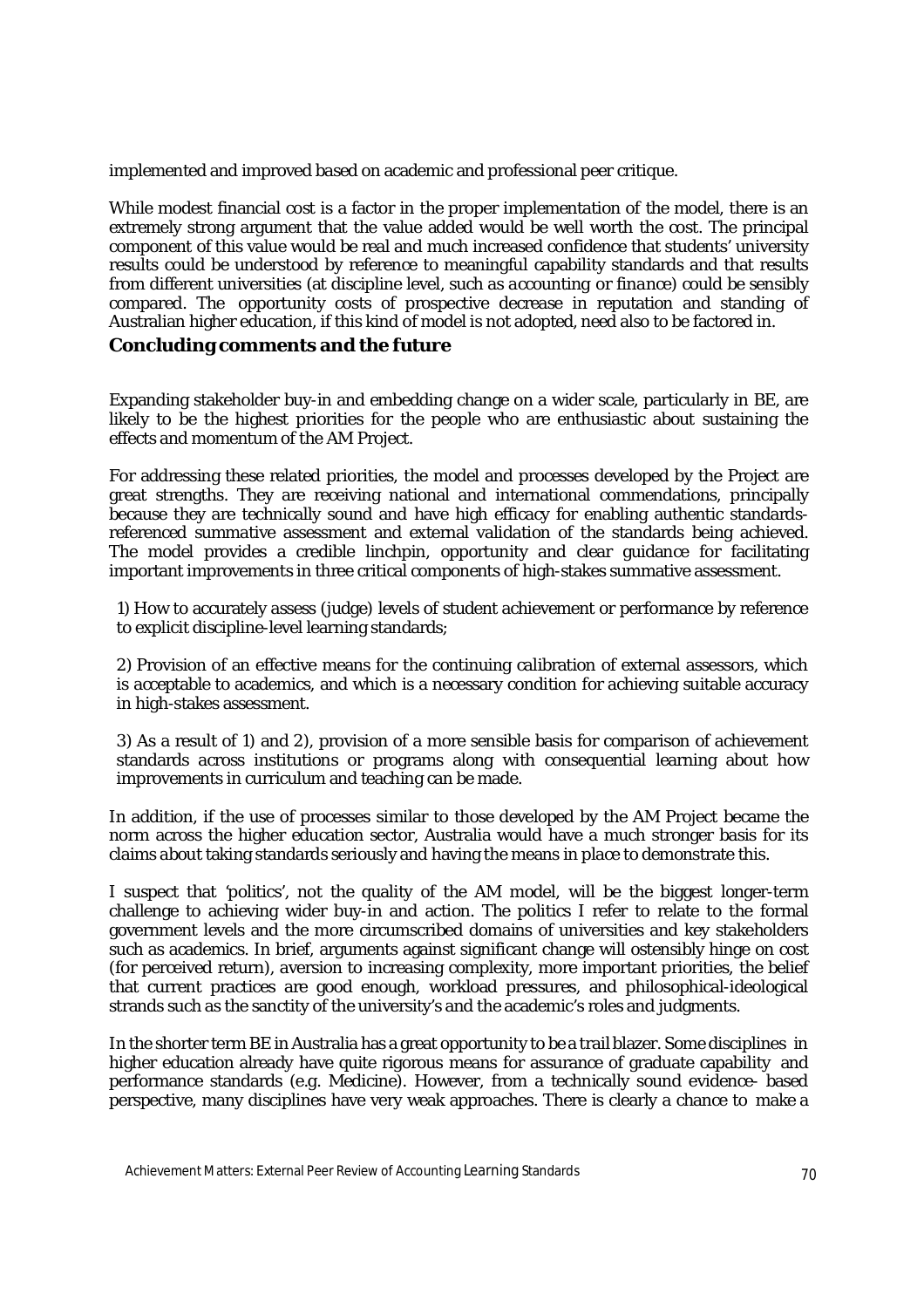implemented and improved based on academic and professional peer critique.

While modest financial cost is a factor in the proper implementation of the model, there is an extremely strong argument that the value added would be well worth the cost. The principal component of this value would be real and much increased confidence that students' university results could be understood by reference to meaningful capability standards and that results from different universities (at discipline level, such as accounting or finance) could be sensibly compared. The opportunity costs of prospective decrease in reputation and standing of Australian higher education, if this kind of model is not adopted, need also to be factored in.

## Concluding comments and the future

Expanding stakeholder buy-in and embedding change on a wider scale, particularly in BE, are likely to be the highest priorities for the people who are enthusiastic about sustaining the effects and momentum of the AM Project.

For addressing these related priorities, the model and processes developed by the Project are great strengths. They are receiving national and international commendations, principally because they are technically sound and have high efficacy for enabling authentic standards-referenced summative assessment and external validation of the standards being achieved. The model provides a credible linchpin, opportunity and clear guidance for facilitating important improvements in three critical components of high-stakes summative assessment.

1) How to accurately assess (judge) levels of student achievement or performance by reference to explicit discipline-level learning standards;

2) Provision of an effective means for the continuing calibration of external assessors, which is acceptable to academics, and which is a necessary condition for achieving suitable accuracy in high-stakes assessment.

3) As a result of 1) and 2), provision of a more sensible basis for comparison of achievement standards across institutions or programs along with consequential learning about how improvements in curriculum and teaching can be made.

In addition, if the use of processes similar to those developed by the AM Project became the norm across the higher education sector, Australia would have a much stronger basis for its claims about taking standards seriously and having the means in place to demonstrate this.

I suspect that 'politics', not the quality of the AM model, will be the biggest longer-term challenge to achieving wider buy-in and action. The politics I refer to relate to the formal government levels and the more circumscribed domains of universities and key stakeholders such as academics. In brief, arguments against significant change will ostensibly hinge on cost (for perceived return), aversion to increasing complexity, more important priorities, the belief that current practices are good enough, workload pressures, and philosophical-ideological strands such as the sanctity of the university's and the academic's roles and judgments.

In the shorter term BE in Australia has a great opportunity to be a trail blazer. Some disciplines in higher education already have quite rigorous means for assurance of graduate capability and performance standards (e.g. Medicine). However, from a technically sound evidence- based perspective, many disciplines have very weak approaches. There is clearly a chance to make a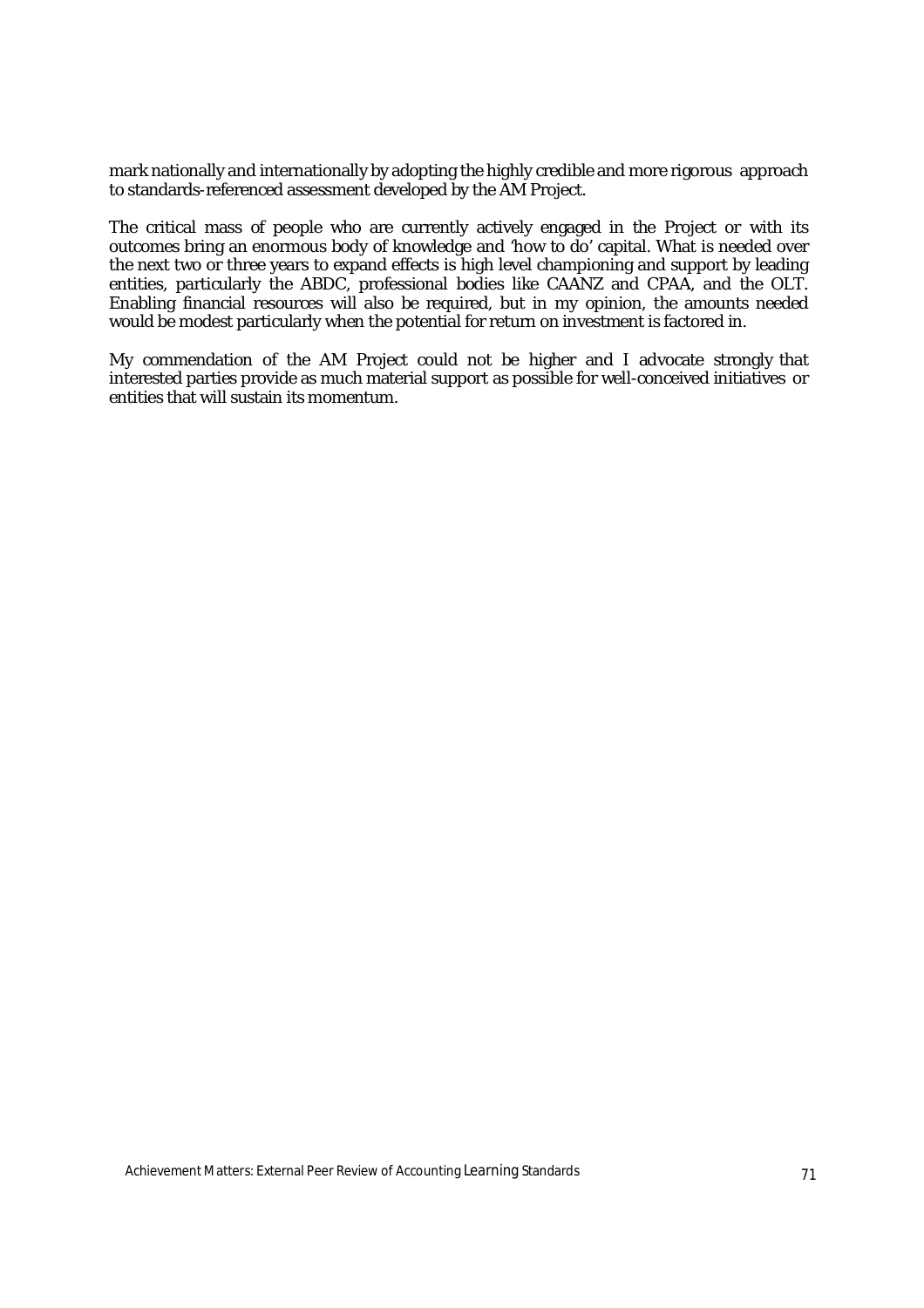mark nationally and internationally by adopting the highly credible and more rigorous approach to standards-referenced assessment developed by the AM Project.

The critical mass of people who are currently actively engaged in the Project or with its outcomes bring an enormous body of knowledge and 'how to do' capital. What is needed over the next two or three years to expand effects is high level championing and support by leading entities, particularly the ABDC, professional bodies like CAANZ and CPAA, and the OLT. Enabling financial resources will also be required, but in my opinion, the amounts needed would be modest particularly when the potential for return on investment is factored in.

My commendation of the AM Project could not be higher and I advocate strongly that interested parties provide as much material support as possible for well-conceived initiatives or entities that will sustain its momentum.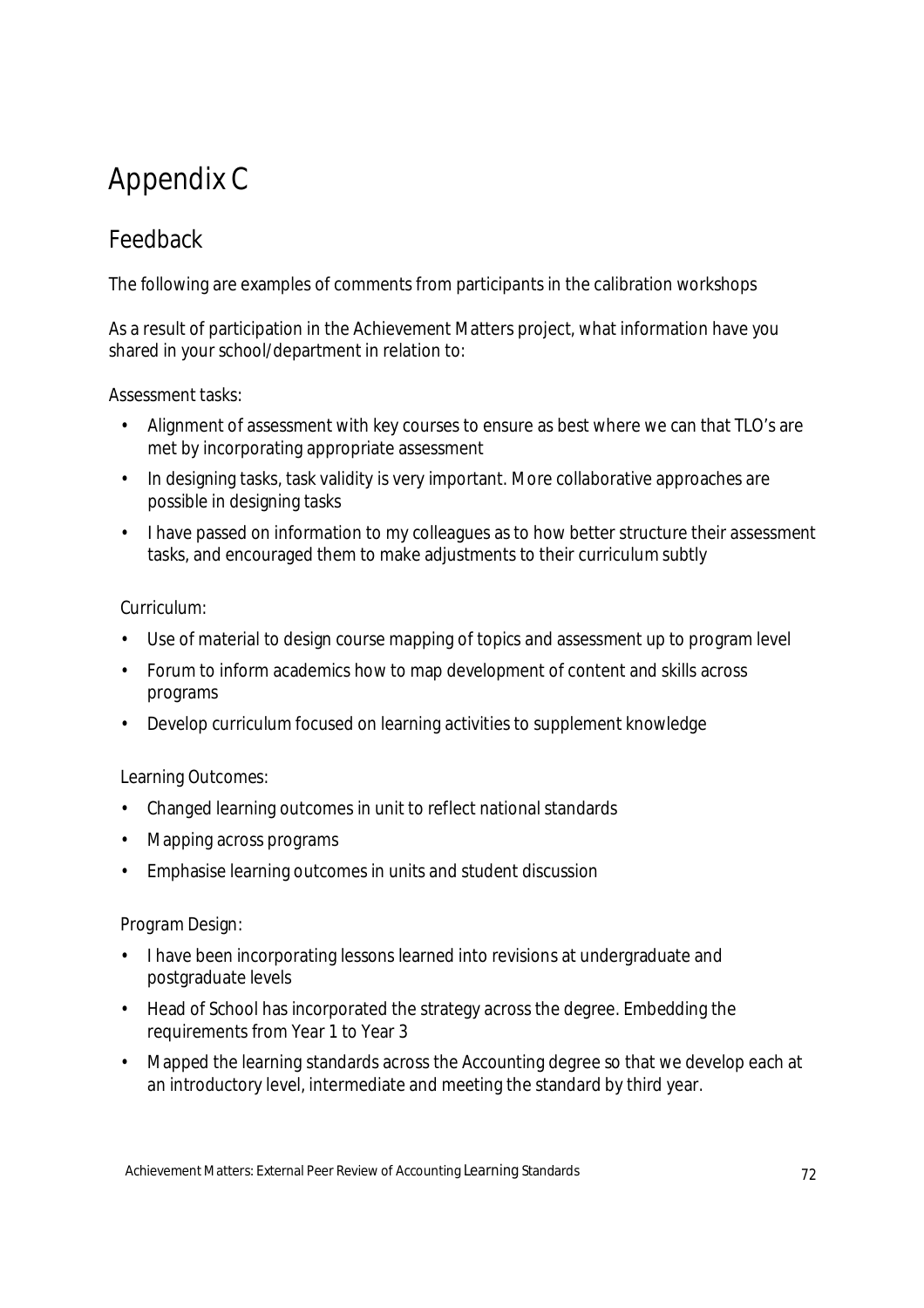# Appendix C

## Feedback

The following are examples of comments from participants in the calibration workshops

As a result of participation in the Achievement Matters project, what information have you shared in your school/department in relation to:

Assessment tasks:

- Alignment of assessment with key courses to ensure as best where we can that TLO's are met by incorporating appropriate assessment
- In designing tasks, task validity is very important. More collaborative approaches are possible in designing tasks
- I have passed on information to my colleagues as to how better structure their assessment tasks, and encouraged them to make adjustments to their curriculum subtly

Curriculum:

- Use of material to design course mapping of topics and assessment up to program level
- Forum to inform academics how to map development of content and skills across programs
- Develop curriculum focused on learning activities to supplement knowledge

Learning Outcomes:

- Changed learning outcomes in unit to reflect national standards
- Mapping across programs
- Emphasise learning outcomes in units and student discussion

Program Design:

- I have been incorporating lessons learned into revisions at undergraduate and postgraduate levels
- Head of School has incorporated the strategy across the degree. Embedding the requirements from Year 1 to Year 3
- Mapped the learning standards across the Accounting degree so that we develop each at an introductory level, intermediate and meeting the standard by third year.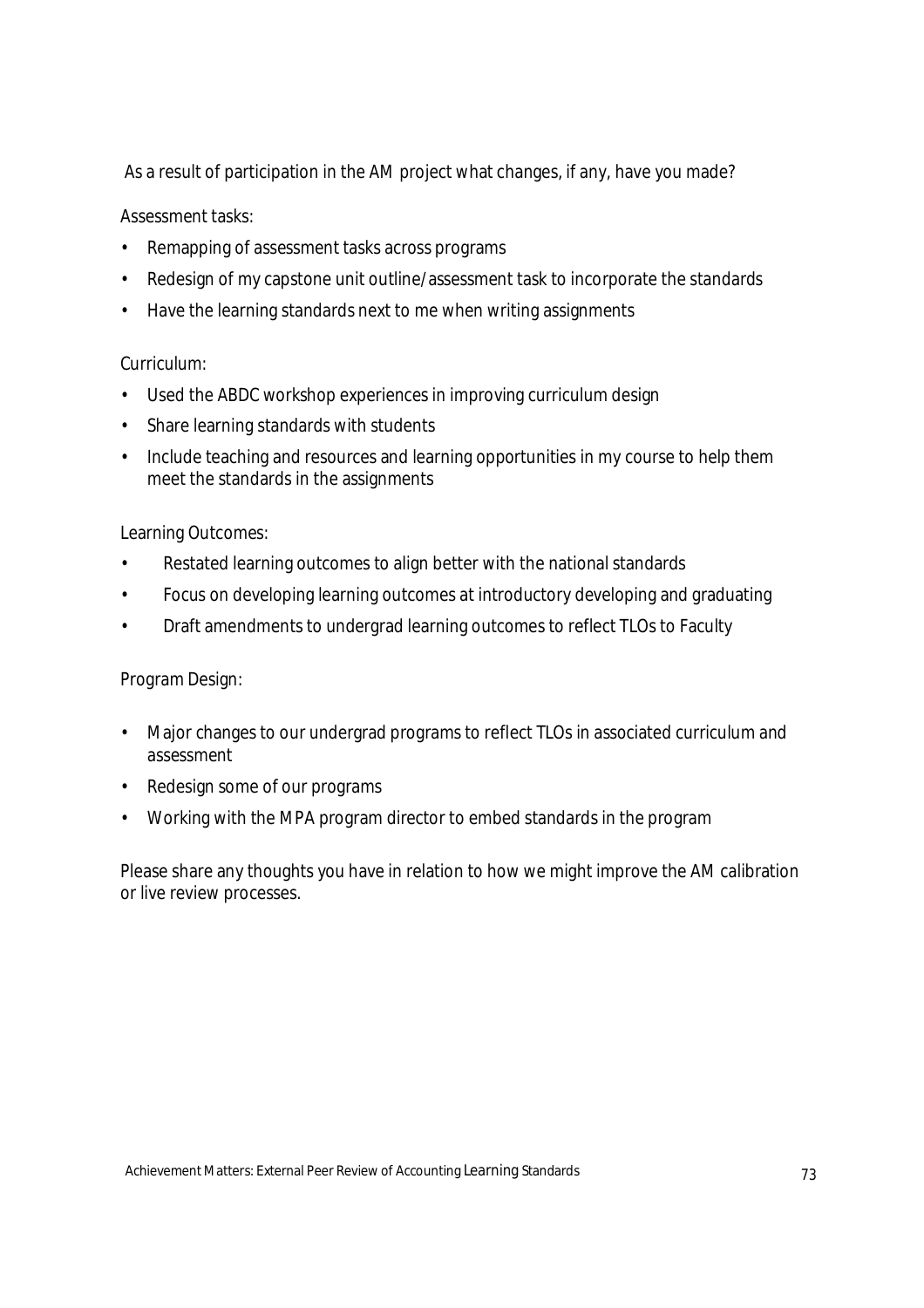As a result of participation in the AM project what changes, if any, have you made?

Assessment tasks:

- Remapping of assessment tasks across programs
- Redesign of my capstone unit outline/assessment task to incorporate the standards
- Have the learning standards next to me when writing assignments

Curriculum:

- Used the ABDC workshop experiences in improving curriculum design
- Share learning standards with students
- Include teaching and resources and learning opportunities in my course to help them meet the standards in the assignments

Learning Outcomes:

- Restated learning outcomes to align better with the national standards
- Focus on developing learning outcomes at introductory developing and graduating
- Draft amendments to undergrad learning outcomes to reflect TLOs to Faculty

Program Design:

- Major changes to our undergrad programs to reflect TLOs in associated curriculum and assessment
- Redesign some of our programs
- Working with the MPA program director to embed standards in the program

Please share any thoughts you have in relation to how we might improve the AM calibration or live review processes.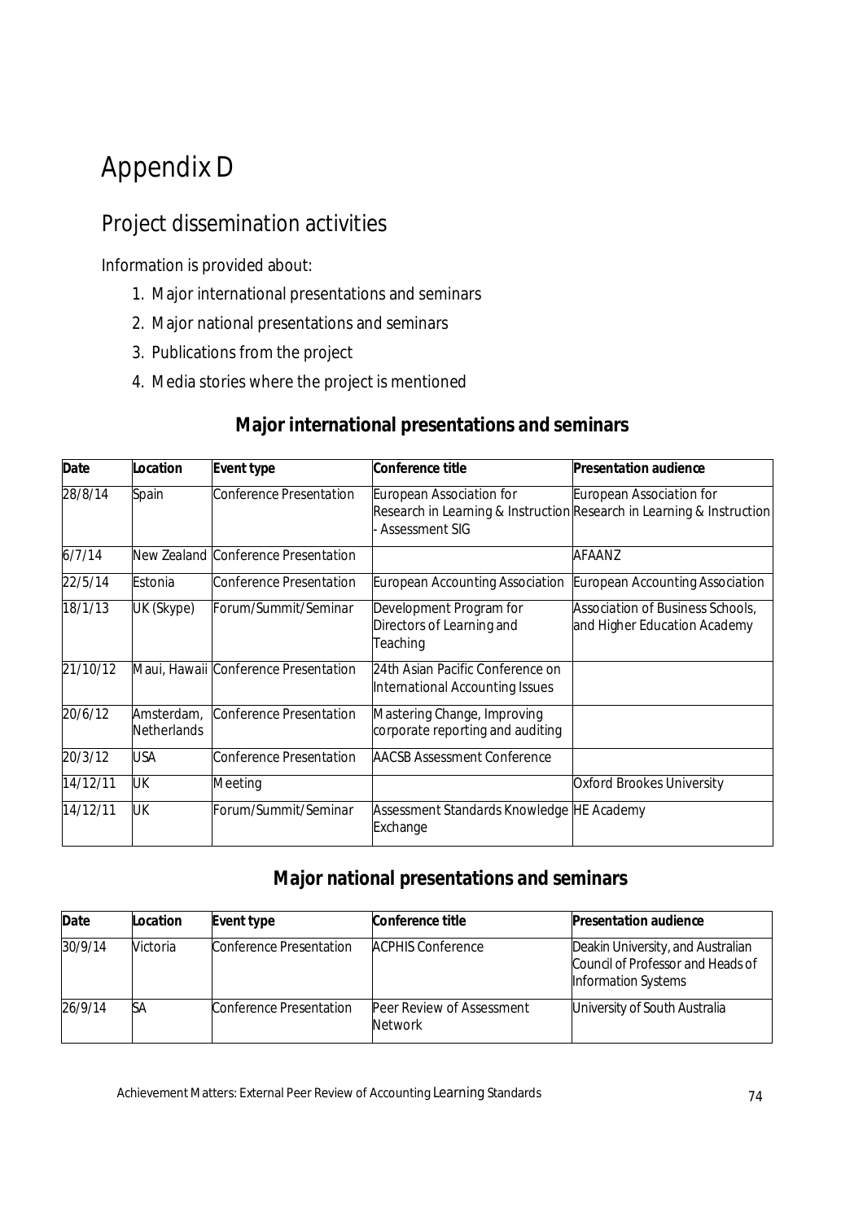# Appendix D

## Project dissemination activities

Information is provided about:

1. Major international presentations and seminars
2. Major national presentations and seminars
3. Publications from the project
4. Media stories where the project is mentioned

### Major international presentations and seminars

| Date | Location | Event type | Conference title | Presentation audience |
|---|---|---|---|---|
| 28/8/14 | Spain | Conference Presentation | European Association for Research in Learning & Instruction - Assessment SIG | European Association for Research in Learning & Instruction |
| 6/7/14 | New Zealand | Conference Presentation | | AFAANZ |
| 22/5/14 | Estonia | Conference Presentation | European Accounting Association | European Accounting Association |
| 18/1/13 | UK (Skype) | Forum/Summit/Seminar | Development Program for Directors of Learning and Teaching | Association of Business Schools, and Higher Education Academy |
| 21/10/12 | Maui, Hawaii | Conference Presentation | 24th Asian Pacific Conference on International Accounting Issues | |
| 20/6/12 | Amsterdam, Netherlands | Conference Presentation | Mastering Change, Improving corporate reporting and auditing | |
| 20/3/12 | USA | Conference Presentation | AACSB Assessment Conference | |
| 14/12/11 | UK | Meeting | | Oxford Brookes University |
| 14/12/11 | UK | Forum/Summit/Seminar | Assessment Standards Knowledge Exchange | HE Academy |

### Major national presentations and seminars

| Date | Location | Event type | Conference title | Presentation audience |
|---|---|---|---|---|
| 30/9/14 | Victoria | Conference Presentation | ACPHIS Conference | Deakin University, and Australian Council of Professor and Heads of Information Systems |
| 26/9/14 | SA | Conference Presentation | Peer Review of Assessment Network | University of South Australia |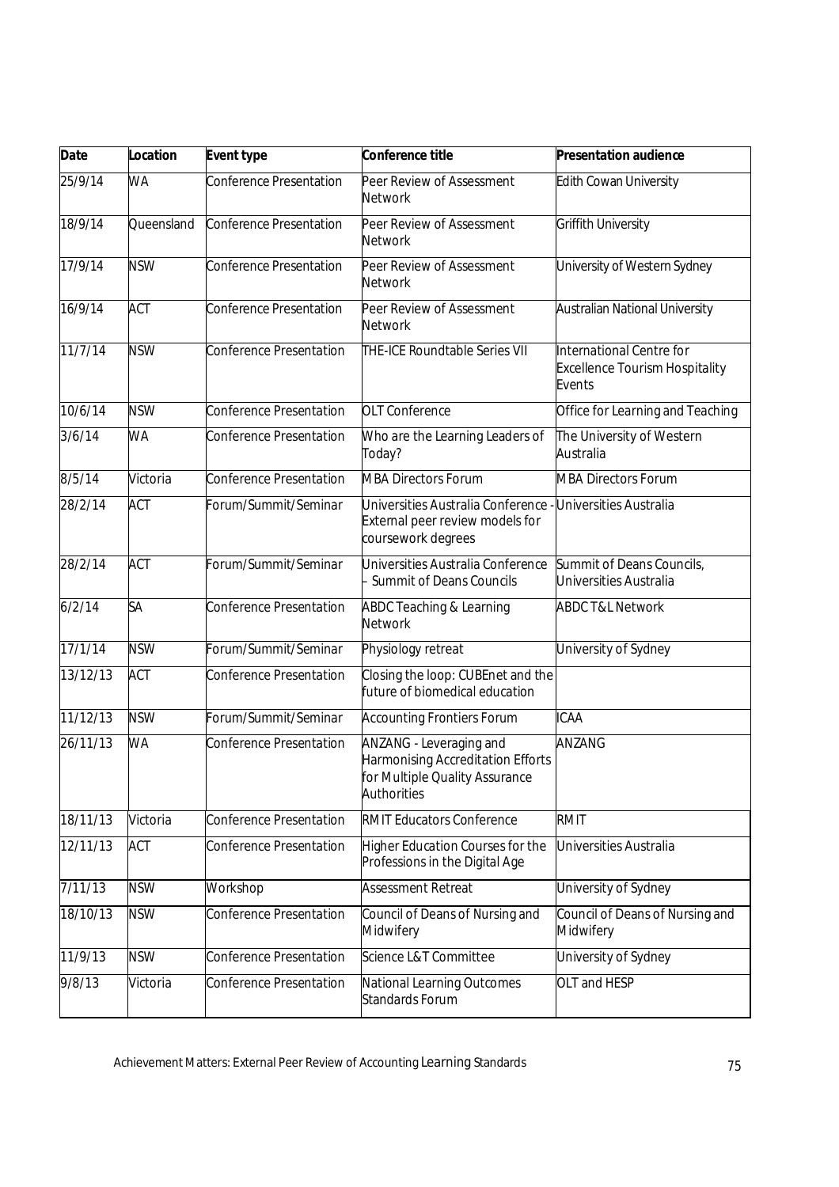| Date | Location | Event type | Conference title | Presentation audience |
|---|---|---|---|---|
| 25/9/14 | WA | Conference Presentation | Peer Review of Assessment Network | Edith Cowan University |
| 18/9/14 | Queensland | Conference Presentation | Peer Review of Assessment Network | Griffith University |
| 17/9/14 | NSW | Conference Presentation | Peer Review of Assessment Network | University of Western Sydney |
| 16/9/14 | ACT | Conference Presentation | Peer Review of Assessment Network | Australian National University |
| 11/7/14 | NSW | Conference Presentation | THE-ICE Roundtable Series VII | International Centre for Excellence Tourism Hospitality Events |
| 10/6/14 | NSW | Conference Presentation | OLT Conference | Office for Learning and Teaching |
| 3/6/14 | WA | Conference Presentation | Who are the Learning Leaders of Today? | The University of Western Australia |
| 8/5/14 | Victoria | Conference Presentation | MBA Directors Forum | MBA Directors Forum |
| 28/2/14 | ACT | Forum/Summit/Seminar | Universities Australia Conference - External peer review models for coursework degrees | Universities Australia |
| 28/2/14 | ACT | Forum/Summit/Seminar | Universities Australia Conference – Summit of Deans Councils | Summit of Deans Councils, Universities Australia |
| 6/2/14 | SA | Conference Presentation | ABDC Teaching & Learning Network | ABDC T&L Network |
| 17/1/14 | NSW | Forum/Summit/Seminar | Physiology retreat | University of Sydney |
| 13/12/13 | ACT | Conference Presentation | Closing the loop: CUBEnet and the future of biomedical education | |
| 11/12/13 | NSW | Forum/Summit/Seminar | Accounting Frontiers Forum | ICAA |
| 26/11/13 | WA | Conference Presentation | ANZANG - Leveraging and Harmonising Accreditation Efforts for Multiple Quality Assurance Authorities | ANZANG |
| 18/11/13 | Victoria | Conference Presentation | RMIT Educators Conference | RMIT |
| 12/11/13 | ACT | Conference Presentation | Higher Education Courses for the Professions in the Digital Age | Universities Australia |
| 7/11/13 | NSW | Workshop | Assessment Retreat | University of Sydney |
| 18/10/13 | NSW | Conference Presentation | Council of Deans of Nursing and Midwifery | Council of Deans of Nursing and Midwifery |
| 11/9/13 | NSW | Conference Presentation | Science L&T Committee | University of Sydney |
| 9/8/13 | Victoria | Conference Presentation | National Learning Outcomes Standards Forum | OLT and HESP |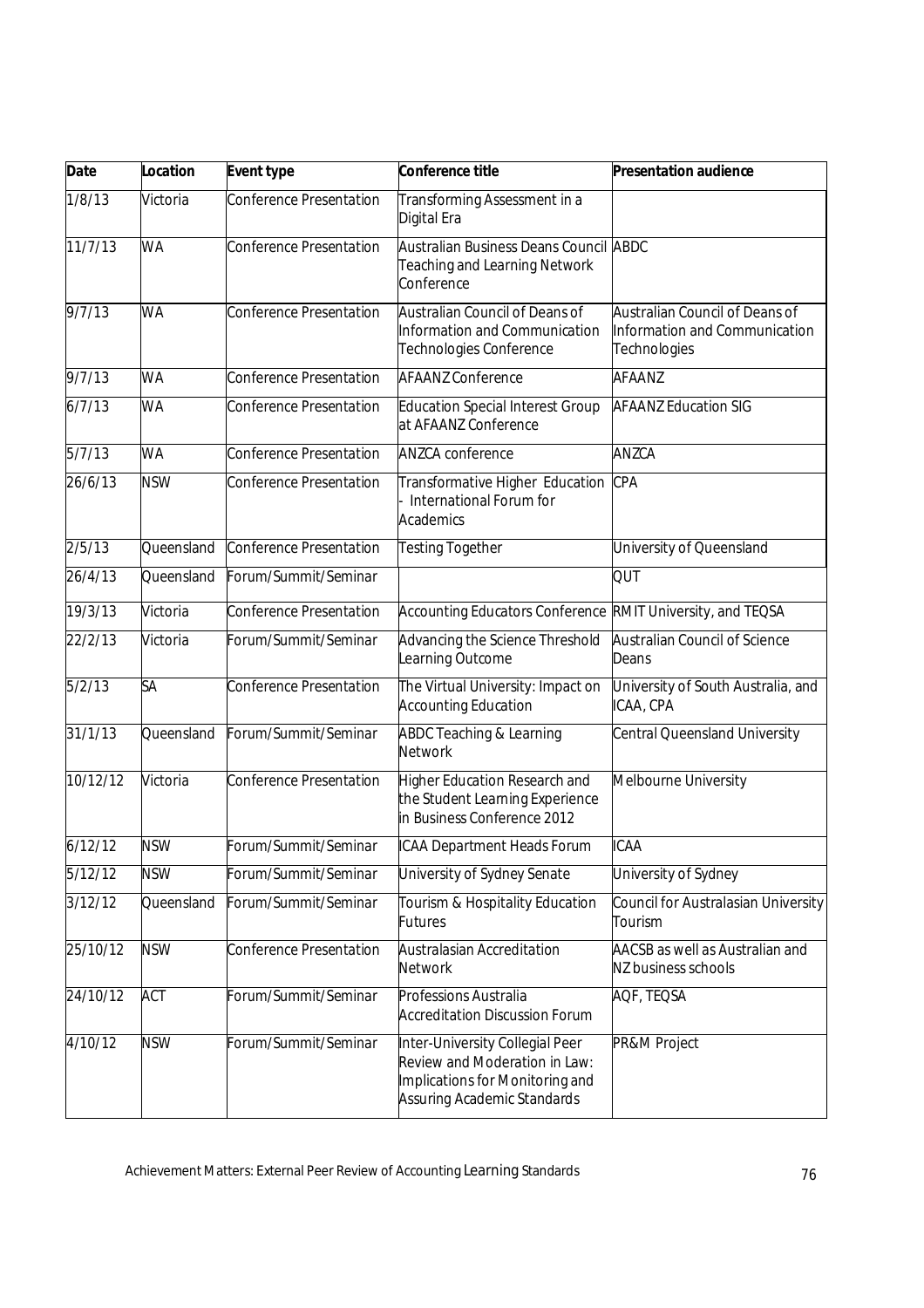| Date | Location | Event type | Conference title | Presentation audience |
| --- | --- | --- | --- | --- |
| 1/8/13 | Victoria | Conference Presentation | Transforming Assessment in a Digital Era | |
| 11/7/13 | WA | Conference Presentation | Australian Business Deans Council Teaching and Learning Network Conference | ABDC |
| 9/7/13 | WA | Conference Presentation | Australian Council of Deans of Information and Communication Technologies Conference | Australian Council of Deans of Information and Communication Technologies |
| 9/7/13 | WA | Conference Presentation | AFAANZ Conference | AFAANZ |
| 6/7/13 | WA | Conference Presentation | Education Special Interest Group at AFAANZ Conference | AFAANZ Education SIG |
| 5/7/13 | WA | Conference Presentation | ANZCA conference | ANZCA |
| 26/6/13 | NSW | Conference Presentation | Transformative Higher Education - International Forum for Academics | CPA |
| 2/5/13 | Queensland | Conference Presentation | Testing Together | University of Queensland |
| 26/4/13 | Queensland | Forum/Summit/Seminar | | QUT |
| 19/3/13 | Victoria | Conference Presentation | Accounting Educators Conference | RMIT University, and TEQSA |
| 22/2/13 | Victoria | Forum/Summit/Seminar | Advancing the Science Threshold Learning Outcome | Australian Council of Science Deans |
| 5/2/13 | SA | Conference Presentation | The Virtual University: Impact on Accounting Education | University of South Australia, and ICAA, CPA |
| 31/1/13 | Queensland | Forum/Summit/Seminar | ABDC Teaching & Learning Network | Central Queensland University |
| 10/12/12 | Victoria | Conference Presentation | Higher Education Research and the Student Learning Experience in Business Conference 2012 | Melbourne University |
| 6/12/12 | NSW | Forum/Summit/Seminar | ICAA Department Heads Forum | ICAA |
| 5/12/12 | NSW | Forum/Summit/Seminar | University of Sydney Senate | University of Sydney |
| 3/12/12 | Queensland | Forum/Summit/Seminar | Tourism & Hospitality Education Futures | Council for Australasian University Tourism |
| 25/10/12 | NSW | Conference Presentation | Australasian Accreditation Network | AACSB as well as Australian and NZ business schools |
| 24/10/12 | ACT | Forum/Summit/Seminar | Professions Australia Accreditation Discussion Forum | AQF, TEQSA |
| 4/10/12 | NSW | Forum/Summit/Seminar | Inter-University Collegial Peer Review and Moderation in Law: Implications for Monitoring and Assuring Academic Standards | PR&M Project |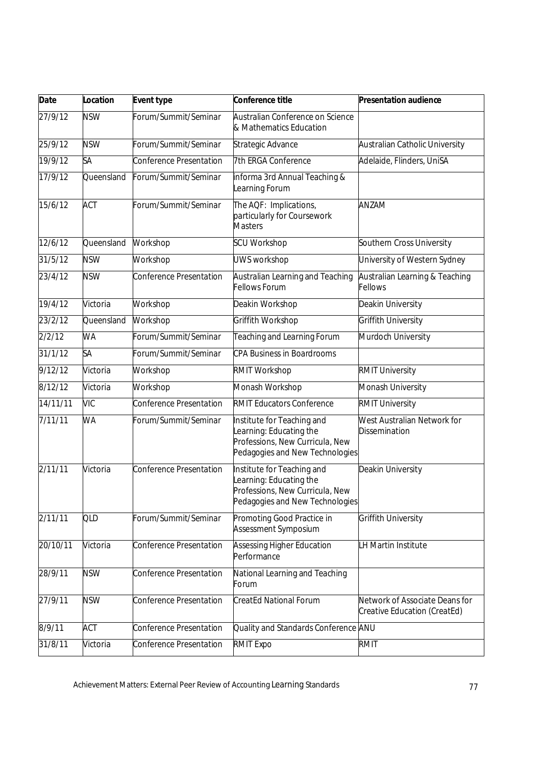| Date | Location | Event type | Conference title | Presentation audience |
|---|---|---|---|---|
| 27/9/12 | NSW | Forum/Summit/Seminar | Australian Conference on Science & Mathematics Education | |
| 25/9/12 | NSW | Forum/Summit/Seminar | Strategic Advance | Australian Catholic University |
| 19/9/12 | SA | Conference Presentation | 7th ERGA Conference | Adelaide, Flinders, UniSA |
| 17/9/12 | Queensland | Forum/Summit/Seminar | informa 3rd Annual Teaching & Learning Forum | |
| 15/6/12 | ACT | Forum/Summit/Seminar | The AQF: Implications, particularly for Coursework Masters | ANZAM |
| 12/6/12 | Queensland | Workshop | SCU Workshop | Southern Cross University |
| 31/5/12 | NSW | Workshop | UWS workshop | University of Western Sydney |
| 23/4/12 | NSW | Conference Presentation | Australian Learning and Teaching Fellows Forum | Australian Learning & Teaching Fellows |
| 19/4/12 | Victoria | Workshop | Deakin Workshop | Deakin University |
| 23/2/12 | Queensland | Workshop | Griffith Workshop | Griffith University |
| 2/2/12 | WA | Forum/Summit/Seminar | Teaching and Learning Forum | Murdoch University |
| 31/1/12 | SA | Forum/Summit/Seminar | CPA Business in Boardrooms | |
| 9/12/12 | Victoria | Workshop | RMIT Workshop | RMIT University |
| 8/12/12 | Victoria | Workshop | Monash Workshop | Monash University |
| 14/11/11 | VIC | Conference Presentation | RMIT Educators Conference | RMIT University |
| 7/11/11 | WA | Forum/Summit/Seminar | Institute for Teaching and Learning: Educating the Professions, New Curricula, New Pedagogies and New Technologies | West Australian Network for Dissemination |
| 2/11/11 | Victoria | Conference Presentation | Institute for Teaching and Learning: Educating the Professions, New Curricula, New Pedagogies and New Technologies | Deakin University |
| 2/11/11 | QLD | Forum/Summit/Seminar | Promoting Good Practice in Assessment Symposium | Griffith University |
| 20/10/11 | Victoria | Conference Presentation | Assessing Higher Education Performance | LH Martin Institute |
| 28/9/11 | NSW | Conference Presentation | National Learning and Teaching Forum | |
| 27/9/11 | NSW | Conference Presentation | CreatEd National Forum | Network of Associate Deans for Creative Education (CreatEd) |
| 8/9/11 | ACT | Conference Presentation | Quality and Standards Conference | ANU |
| 31/8/11 | Victoria | Conference Presentation | RMIT Expo | RMIT |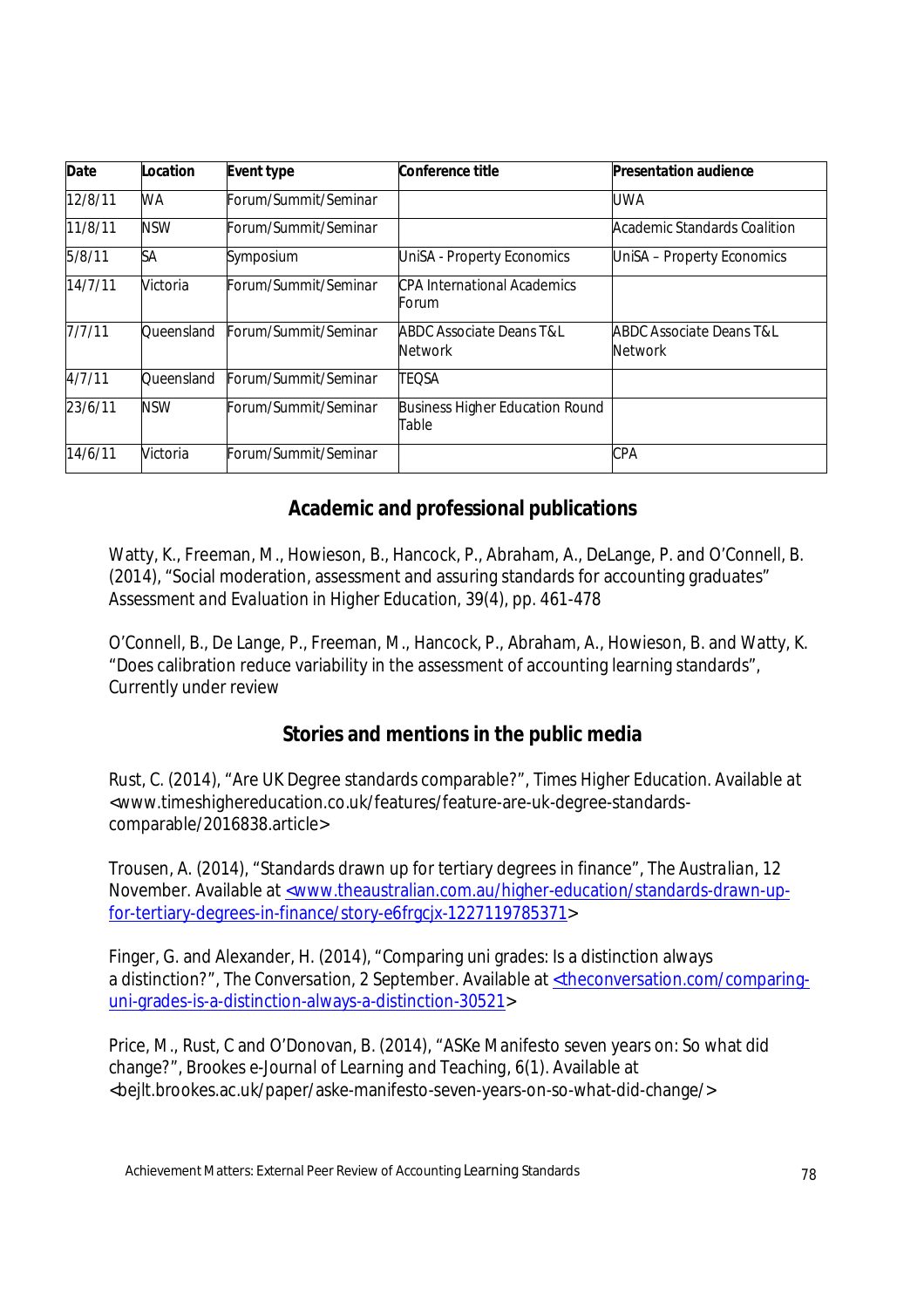| Date | Location | Event type | Conference title | Presentation audience |
|---|---|---|---|---|
| 12/8/11 | WA | Forum/Summit/Seminar | | UWA |
| 11/8/11 | NSW | Forum/Summit/Seminar | | Academic Standards Coalition |
| 5/8/11 | SA | Symposium | UniSA - Property Economics | UniSA – Property Economics |
| 14/7/11 | Victoria | Forum/Summit/Seminar | CPA International Academics Forum | |
| 7/7/11 | Queensland | Forum/Summit/Seminar | ABDC Associate Deans T&L Network | ABDC Associate Deans T&L Network |
| 4/7/11 | Queensland | Forum/Summit/Seminar | TEQSA | |
| 23/6/11 | NSW | Forum/Summit/Seminar | Business Higher Education Round Table | |
| 14/6/11 | Victoria | Forum/Summit/Seminar | | CPA |

## Academic and professional publications

Watty, K., Freeman, M., Howieson, B., Hancock, P., Abraham, A., DeLange, P. and O'Connell, B. (2014), "Social moderation, assessment and assuring standards for accounting graduates" *Assessment and Evaluation in Higher Education*, 39(4), pp. 461-478

O'Connell, B., De Lange, P., Freeman, M., Hancock, P., Abraham, A., Howieson, B. and Watty, K. "Does calibration reduce variability in the assessment of accounting learning standards", Currently under review

## Stories and mentions in the public media

Rust, C. (2014), "Are UK Degree standards comparable?", *Times Higher Education*. Available at <www.timeshighereducation.co.uk/features/feature-are-uk-degree-standards-comparable/2016838.article>

Trousen, A. (2014), "Standards drawn up for tertiary degrees in finance", *The Australian*, 12 November. Available at <www.theaustralian.com.au/higher-education/standards-drawn-up-for-tertiary-degrees-in-finance/story-e6frgcjx-1227119785371>

Finger, G. and Alexander, H. (2014), "Comparing uni grades: Is a distinction always a distinction?", *The Conversation*, 2 September. Available at <theconversation.com/comparing-uni-grades-is-a-distinction-always-a-distinction-30521>

Price, M., Rust, C and O'Donovan, B. (2014), "ASKe Manifesto seven years on: So what did change?", *Brookes e-Journal of Learning and Teaching*, 6(1). Available at <bejlt.brookes.ac.uk/paper/aske-manifesto-seven-years-on-so-what-did-change/>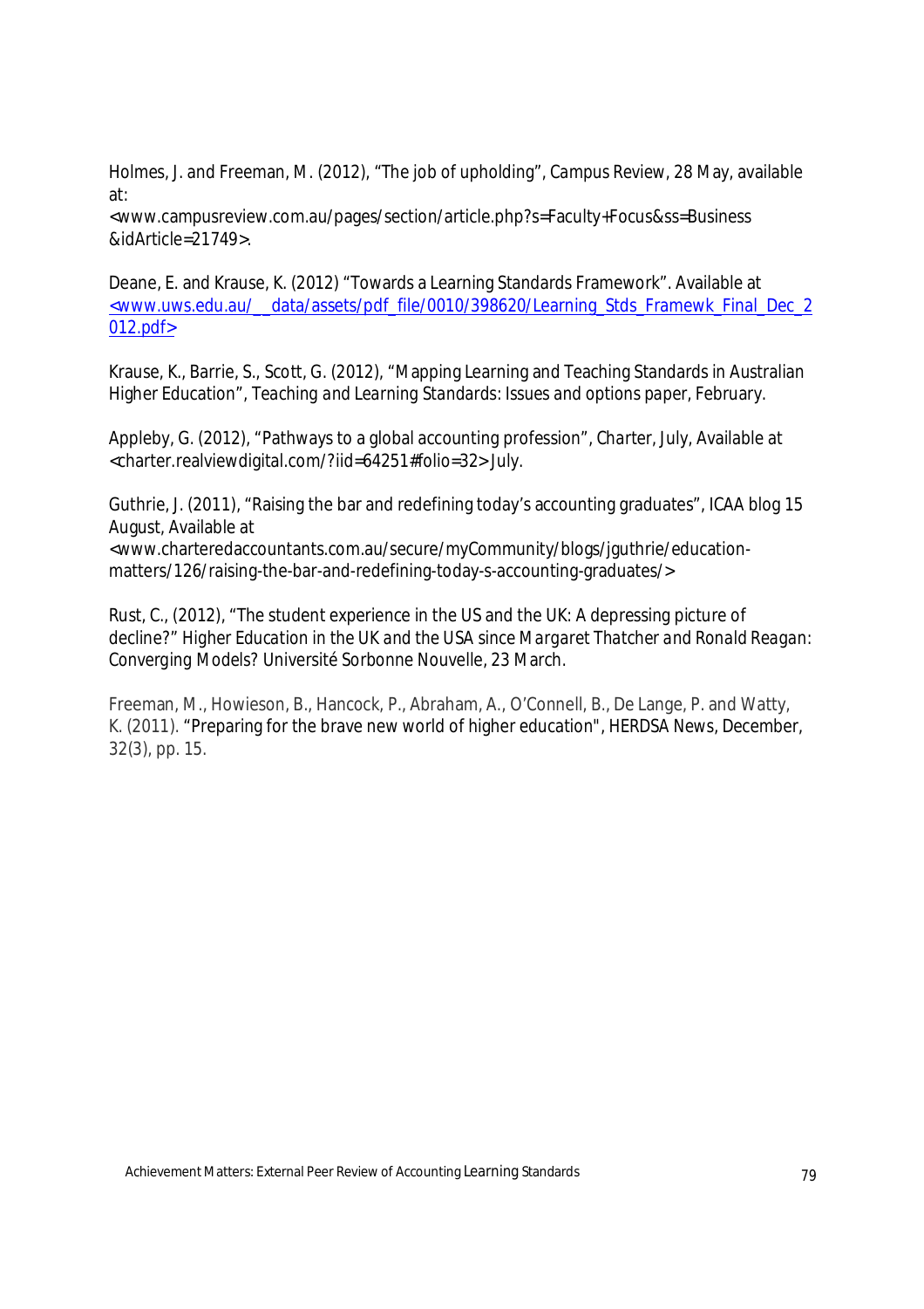Holmes, J. and Freeman, M. (2012), "The job of upholding", *Campus Review*, 28 May, available at:
<www.campusreview.com.au/pages/section/article.php?s=Faculty+Focus&ss=Business&idArticle=21749>.

Deane, E. and Krause, K. (2012) "Towards a Learning Standards Framework". Available at <www.uws.edu.au/__data/assets/pdf_file/0010/398620/Learning_Stds_Framewk_Final_Dec_2012.pdf>

Krause, K., Barrie, S., Scott, G. (2012), "Mapping Learning and Teaching Standards in Australian Higher Education", *Teaching and Learning Standards: Issues and options paper*, February.

Appleby, G. (2012), "Pathways to a global accounting profession", Charter, July, Available at <charter.realviewdigital.com/?iid=64251#folio=32> July.

Guthrie, J. (2011), "Raising the bar and redefining today's accounting graduates", ICAA blog 15 August, Available at
<www.charteredaccountants.com.au/secure/myCommunity/blogs/jguthrie/education-matters/126/raising-the-bar-and-redefining-today-s-accounting-graduates/>

Rust, C., (2012), "The student experience in the US and the UK: A depressing picture of decline?" *Higher Education in the UK and the USA since Margaret Thatcher and Ronald Reagan: Converging Models?* Université Sorbonne Nouvelle, 23 March.

Freeman, M., Howieson, B., Hancock, P., Abraham, A., O'Connell, B., De Lange, P. and Watty, K. (2011). "Preparing for the brave new world of higher education", HERDSA News, December, 32(3), pp. 15.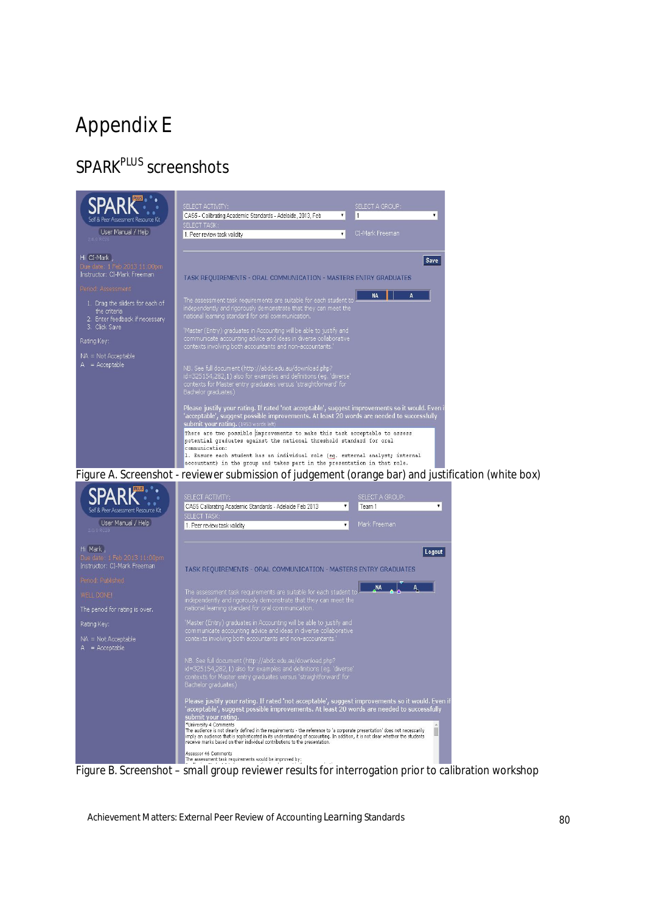# Appendix E

## SPARK^PLUS screenshots

Figure A. Screenshot - reviewer submission of judgement (orange bar) and justification (white box)

Figure B. Screenshot – small group reviewer results for interrogation prior to calibration workshop